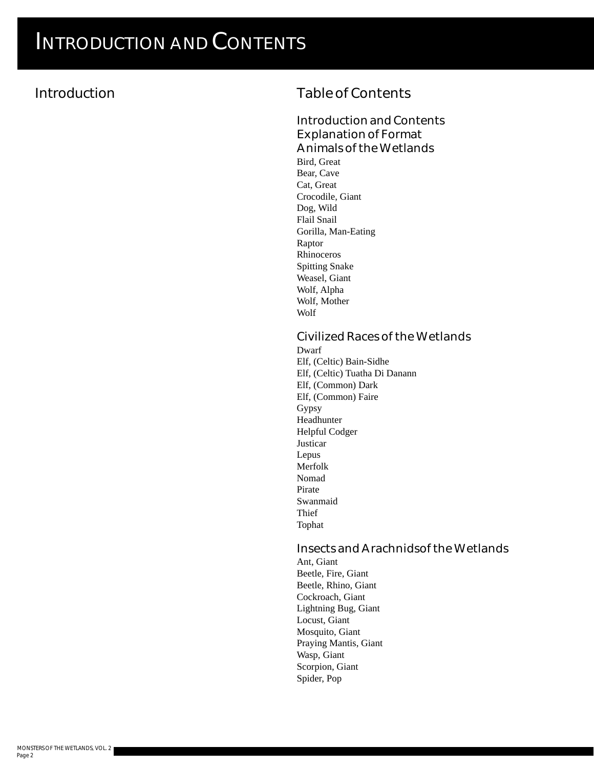# Introduction and Contents

## Introduction

## Table of Contents

### Introduction and Contents

### Explanation of Format

### Animals of the Wetlands

Bird, Great
Bear, Cave
Cat, Great
Crocodile, Giant
Dog, Wild
Flail Snail
Gorilla, Man-Eating
Raptor
Rhinoceros
Spitting Snake
Weasel, Giant
Wolf, Alpha
Wolf, Mother
Wolf

### Civilized Races of the Wetlands

Dwarf
Elf, (Celtic) Bain-Sidhe
Elf, (Celtic) Tuatha Di Danann
Elf, (Common) Dark
Elf, (Common) Faire
Gypsy
Headhunter
Helpful Codger
Justicar
Lepus
Merfolk
Nomad
Pirate
Swanmaid
Thief
Tophat

### Insects and Arachnids of the Wetlands

Ant, Giant
Beetle, Fire, Giant
Beetle, Rhino, Giant
Cockroach, Giant
Lightning Bug, Giant
Locust, Giant
Mosquito, Giant
Praying Mantis, Giant
Wasp, Giant
Scorpion, Giant
Spider, Pop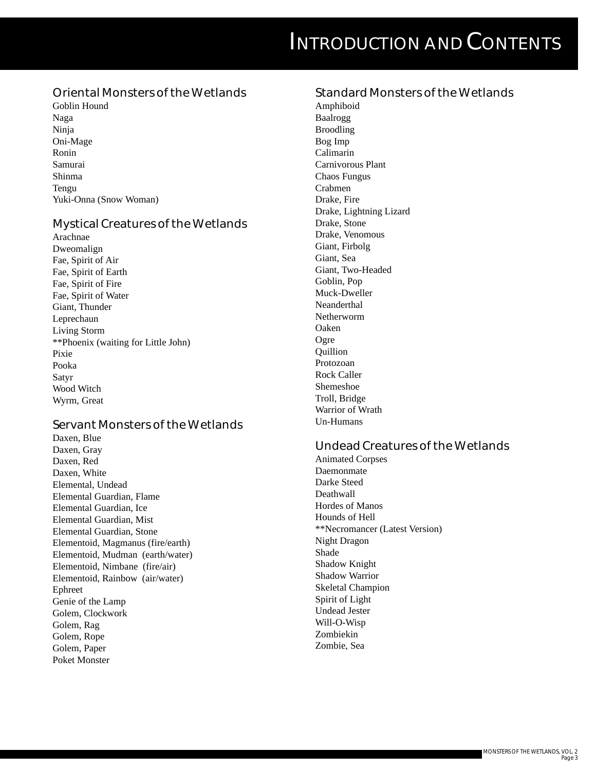# Introduction and Contents

### Oriental Monsters of the Wetlands

Goblin Hound
Naga
Ninja
Oni-Mage
Ronin
Samurai
Shinma
Tengu
Yuki-Onna (Snow Woman)

### Mystical Creatures of the Wetlands

Arachnae
Dweomalign
Fae, Spirit of Air
Fae, Spirit of Earth
Fae, Spirit of Fire
Fae, Spirit of Water
Giant, Thunder
Leprechaun
Living Storm
**Phoenix (waiting for Little John)
Pixie
Pooka
Satyr
Wood Witch
Wyrm, Great

### Servant Monsters of the Wetlands

Daxen, Blue
Daxen, Gray
Daxen, Red
Daxen, White
Elemental, Undead
Elemental Guardian, Flame
Elemental Guardian, Ice
Elemental Guardian, Mist
Elemental Guardian, Stone
Elementoid, Magmanus (fire/earth)
Elementoid, Mudman (earth/water)
Elementoid, Nimbane (fire/air)
Elementoid, Rainbow (air/water)
Ephreet
Genie of the Lamp
Golem, Clockwork
Golem, Rag
Golem, Rope
Golem, Paper
Poket Monster

### Standard Monsters of the Wetlands

Amphiboid
Baalrogg
Broodling
Bog Imp
Calimarin
Carnivorous Plant
Chaos Fungus
Crabmen
Drake, Fire
Drake, Lightning Lizard
Drake, Stone
Drake, Venomous
Giant, Firbolg
Giant, Sea
Giant, Two-Headed
Goblin, Pop
Muck-Dweller
Neanderthal
Netherworm
Oaken
Ogre
Quillion
Protozoan
Rock Caller
Shemeshoe
Troll, Bridge
Warrior of Wrath
Un-Humans

### Undead Creatures of the Wetlands

Animated Corpses
Daemonmate
Darke Steed
Deathwall
Hordes of Manos
Hounds of Hell
**Necromancer (Latest Version)
Night Dragon
Shade
Shadow Knight
Shadow Warrior
Skeletal Champion
Spirit of Light
Undead Jester
Will-O-Wisp
Zombiekin
Zombie, Sea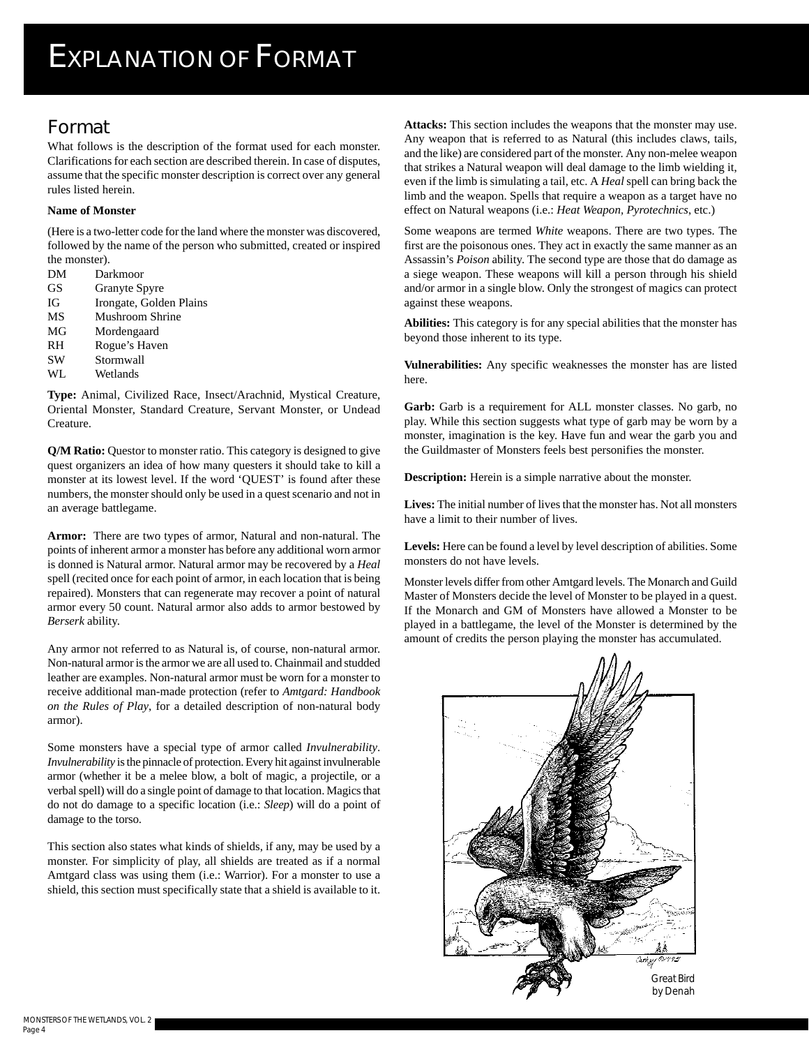# Explanation of Format

## Format

What follows is the description of the format used for each monster. Clarifications for each section are described therein. In case of disputes, assume that the specific monster description is correct over any general rules listed herein.

**Name of Monster**

(Here is a two-letter code for the land where the monster was discovered, followed by the name of the person who submitted, created or inspired the monster).

| | |
|---|---|
| DM | Darkmoor |
| GS | Granyte Spyre |
| IG | Irongate, Golden Plains |
| MS | Mushroom Shrine |
| MG | Mordengaard |
| RH | Rogue's Haven |
| SW | Stormwall |
| WL | Wetlands |

**Type:** Animal, Civilized Race, Insect/Arachnid, Mystical Creature, Oriental Monster, Standard Creature, Servant Monster, or Undead Creature.

**Q/M Ratio:** Questor to monster ratio. This category is designed to give quest organizers an idea of how many questers it should take to kill a monster at its lowest level. If the word 'QUEST' is found after these numbers, the monster should only be used in a quest scenario and not in an average battlegame.

**Armor:** There are two types of armor, Natural and non-natural. The points of inherent armor a monster has before any additional worn armor is donned is Natural armor. Natural armor may be recovered by a *Heal* spell (recited once for each point of armor, in each location that is being repaired). Monsters that can regenerate may recover a point of natural armor every 50 count. Natural armor also adds to armor bestowed by *Berserk* ability.

Any armor not referred to as Natural is, of course, non-natural armor. Non-natural armor is the armor we are all used to. Chainmail and studded leather are examples. Non-natural armor must be worn for a monster to receive additional man-made protection (refer to *Amtgard: Handbook on the Rules of Play*, for a detailed description of non-natural body armor).

Some monsters have a special type of armor called *Invulnerability*. *Invulnerability* is the pinnacle of protection. Every hit against invulnerable armor (whether it be a melee blow, a bolt of magic, a projectile, or a verbal spell) will do a single point of damage to that location. Magics that do not do damage to a specific location (i.e.: *Sleep*) will do a point of damage to the torso.

This section also states what kinds of shields, if any, may be used by a monster. For simplicity of play, all shields are treated as if a normal Amtgard class was using them (i.e.: Warrior). For a monster to use a shield, this section must specifically state that a shield is available to it.

**Attacks:** This section includes the weapons that the monster may use. Any weapon that is referred to as Natural (this includes claws, tails, and the like) are considered part of the monster. Any non-melee weapon that strikes a Natural weapon will deal damage to the limb wielding it, even if the limb is simulating a tail, etc. A *Heal* spell can bring back the limb and the weapon. Spells that require a weapon as a target have no effect on Natural weapons (i.e.: *Heat Weapon, Pyrotechnics*, etc.)

Some weapons are termed *White* weapons. There are two types. The first are the poisonous ones. They act in exactly the same manner as an Assassin's *Poison* ability. The second type are those that do damage as a siege weapon. These weapons will kill a person through his shield and/or armor in a single blow. Only the strongest of magics can protect against these weapons.

**Abilities:** This category is for any special abilities that the monster has beyond those inherent to its type.

**Vulnerabilities:** Any specific weaknesses the monster has are listed here.

**Garb:** Garb is a requirement for ALL monster classes. No garb, no play. While this section suggests what type of garb may be worn by a monster, imagination is the key. Have fun and wear the garb you and the Guildmaster of Monsters feels best personifies the monster.

**Description:** Herein is a simple narrative about the monster.

**Lives:** The initial number of lives that the monster has. Not all monsters have a limit to their number of lives.

**Levels:** Here can be found a level by level description of abilities. Some monsters do not have levels.

Monster levels differ from other Amtgard levels. The Monarch and Guild Master of Monsters decide the level of Monster to be played in a quest. If the Monarch and GM of Monsters have allowed a Monster to be played in a battlegame, the level of the Monster is determined by the amount of credits the person playing the monster has accumulated.

Great Bird
by Denah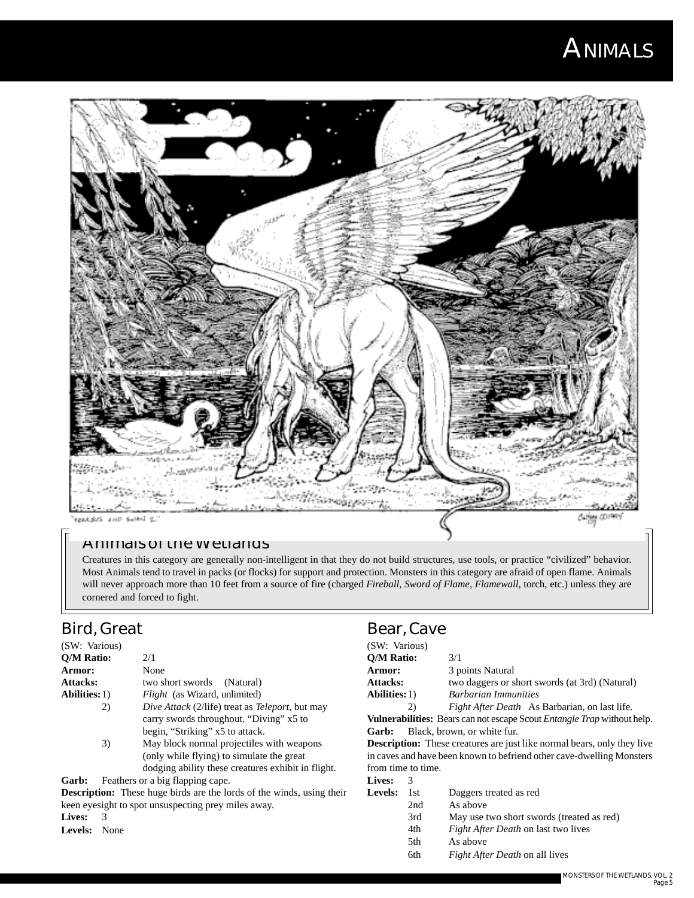# Animals

## Animals of the Wetlands

Creatures in this category are generally non-intelligent in that they do not build structures, use tools, or practice "civilized" behavior. Most Animals tend to travel in packs (or flocks) for support and protection. Monsters in this category are afraid of open flame. Animals will never approach more than 10 feet from a source of fire (charged *Fireball, Sword of Flame, Flamewall,* torch, etc.) unless they are cornered and forced to fight.

## Bird, Great

(SW: Various)

**Q/M Ratio:** 2/1

**Armor:** None

**Attacks:** two short swords (Natural)

**Abilities:**

1) *Flight* (as Wizard, unlimited)
2) *Dive Attack* (2/life) treat as *Teleport*, but may carry swords throughout. "Diving" x5 to begin, "Striking" x5 to attack.
3) May block normal projectiles with weapons (only while flying) to simulate the great dodging ability these creatures exhibit in flight.

**Garb:** Feathers or a big flapping cape.

**Description:** These huge birds are the lords of the winds, using their keen eyesight to spot unsuspecting prey miles away.

**Lives:** 3

**Levels:** None

## Bear, Cave

(SW: Various)

**Q/M Ratio:** 3/1

**Armor:** 3 points Natural

**Attacks:** two daggers or short swords (at 3rd) (Natural)

**Abilities:**

1) *Barbarian Immunities*
2) *Fight After Death* As Barbarian, on last life.

**Vulnerabilities:** Bears can not escape Scout *Entangle Trap* without help.

**Garb:** Black, brown, or white fur.

**Description:** These creatures are just like normal bears, only they live in caves and have been known to befriend other cave-dwelling Monsters from time to time.

**Lives:** 3

**Levels:**

| | |
|---|---|
| 1st | Daggers treated as red |
| 2nd | As above |
| 3rd | May use two short swords (treated as red) |
| 4th | *Fight After Death* on last two lives |
| 5th | As above |
| 6th | *Fight After Death* on all lives |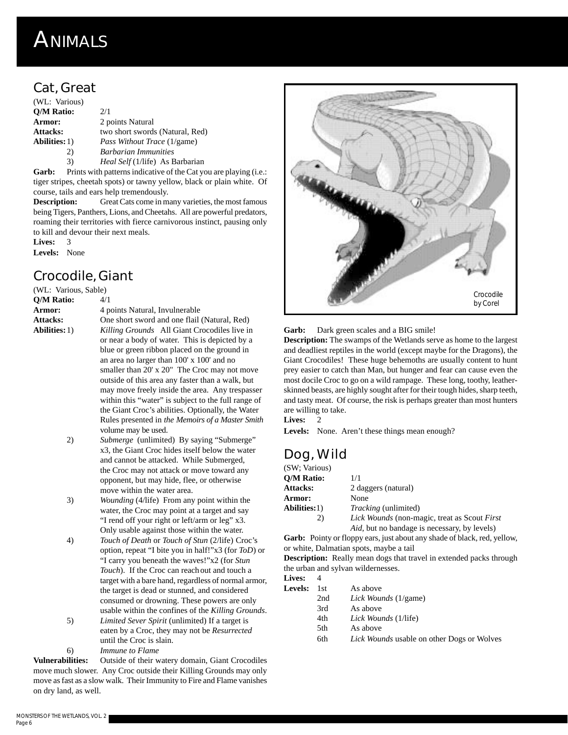# ANIMALS

## Cat, Great

(WL: Various)

**Q/M Ratio:** 2/1

**Armor:** 2 points Natural

**Attacks:** two short swords (Natural, Red)

**Abilities:**
1) *Pass Without Trace* (1/game)
2) *Barbarian Immunities*
3) *Heal Self* (1/life) As Barbarian

**Garb:** Prints with patterns indicative of the Cat you are playing (i.e.: tiger stripes, cheetah spots) or tawny yellow, black or plain white. Of course, tails and ears help tremendously.

**Description:** Great Cats come in many varieties, the most famous being Tigers, Panthers, Lions, and Cheetahs. All are powerful predators, roaming their territories with fierce carnivorous instinct, pausing only to kill and devour their next meals.

**Lives:** 3

**Levels:** None

## Crocodile, Giant

(WL: Various, Sable)

**Q/M Ratio:** 4/1

**Armor:** 4 points Natural, Invulnerable

**Attacks:** One short sword and one flail (Natural, Red)

**Abilities:**
1) *Killing Grounds* All Giant Crocodiles live in or near a body of water. This is depicted by a blue or green ribbon placed on the ground in an area no larger than 100' x 100' and no smaller than 20' x 20" The Croc may not move outside of this area any faster than a walk, but may move freely inside the area. Any trespasser within this "water" is subject to the full range of the Giant Croc's abilities. Optionally, the Water Rules presented in *the Memoirs of a Master Smith* volume may be used.
2) *Submerge* (unlimited) By saying "Submerge" x3, the Giant Croc hides itself below the water and cannot be attacked. While Submerged, the Croc may not attack or move toward any opponent, but may hide, flee, or otherwise move within the water area.
3) *Wounding* (4/life) From any point within the water, the Croc may point at a target and say "I rend off your right or left/arm or leg" x3. Only usable against those within the water.
4) *Touch of Death* or *Touch of Stun* (2/life) Croc's option, repeat "I bite you in half!"x3 (for *ToD*) or "I carry you beneath the waves!"x2 (for *Stun Touch*). If the Croc can reach out and touch a target with a bare hand, regardless of normal armor, the target is dead or stunned, and considered consumed or drowning. These powers are only usable within the confines of the *Killing Grounds*.
5) *Limited Sever Spirit* (unlimited) If a target is eaten by a Croc, they may not be *Resurrected* until the Croc is slain.
6) *Immune to Flame*

**Vulnerabilities:** Outside of their watery domain, Giant Crocodiles move much slower. Any Croc outside their Killing Grounds may only move as fast as a slow walk. Their Immunity to Fire and Flame vanishes on dry land, as well.

Crocodile by Corel

**Garb:** Dark green scales and a BIG smile!

**Description:** The swamps of the Wetlands serve as home to the largest and deadliest reptiles in the world (except maybe for the Dragons), the Giant Crocodiles! These huge behemoths are usually content to hunt prey easier to catch than Man, but hunger and fear can cause even the most docile Croc to go on a wild rampage. These long, toothy, leather-skinned beasts, are highly sought after for their tough hides, sharp teeth, and tasty meat. Of course, the risk is perhaps greater than most hunters are willing to take.

**Lives:** 2

**Levels:** None. Aren't these things mean enough?

## Dog, Wild

(SW; Various)

**Q/M Ratio:** 1/1

**Attacks:** 2 daggers (natural)

**Armor:** None

**Abilities:**
1) *Tracking* (unlimited)
2) *Lick Wounds* (non-magic, treat as Scout *First Aid*, but no bandage is necessary, by levels)

**Garb:** Pointy or floppy ears, just about any shade of black, red, yellow, or white, Dalmatian spots, maybe a tail

**Description:** Really mean dogs that travel in extended packs through the urban and sylvan wildernesses.

**Lives:** 4

**Levels:**

| Level | |
|---|---|
| 1st | As above |
| 2nd | *Lick Wounds* (1/game) |
| 3rd | As above |
| 4th | *Lick Wounds* (1/life) |
| 5th | As above |
| 6th | *Lick Wounds* usable on other Dogs or Wolves |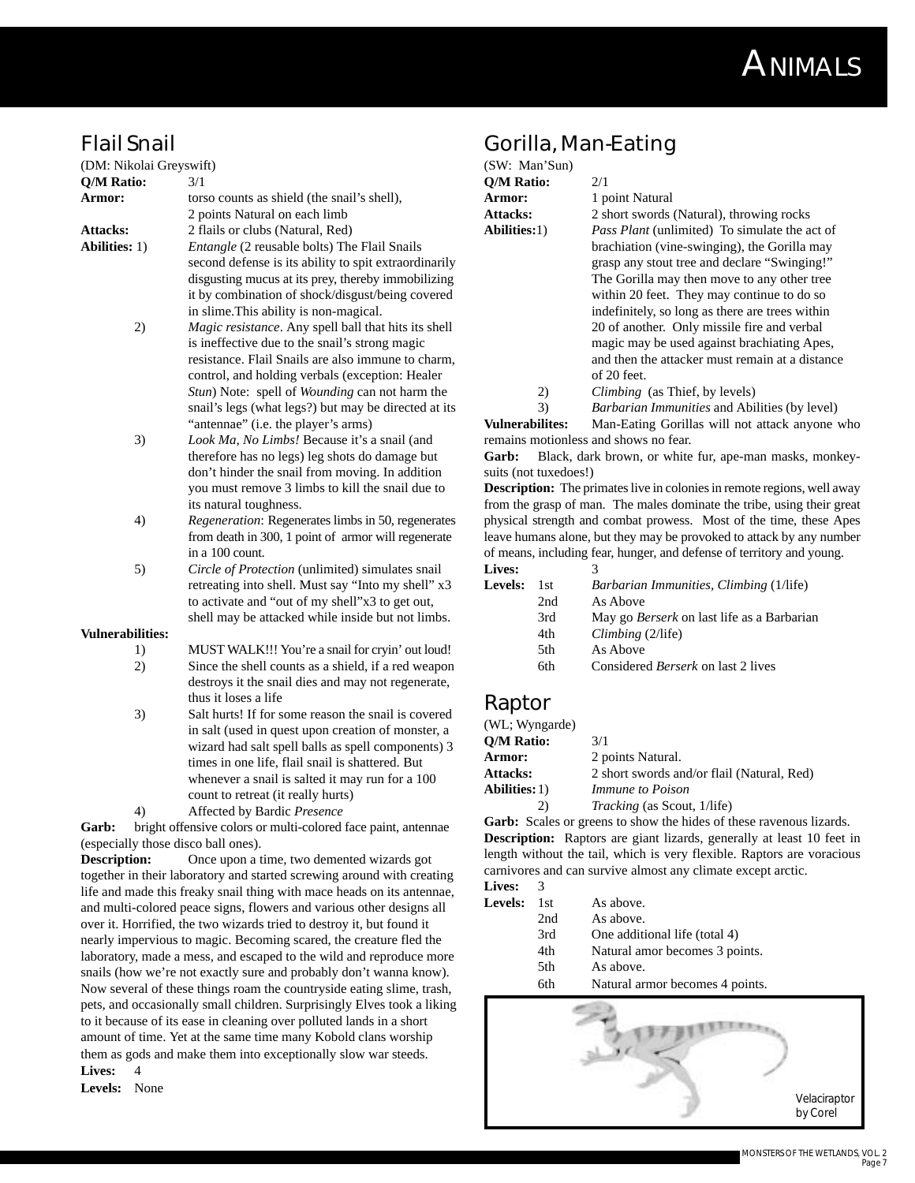# Animals

## Flail Snail

(DM: Nikolai Greyswift)

**Q/M Ratio:** 3/1

**Armor:** torso counts as shield (the snail's shell), 2 points Natural on each limb

**Attacks:** 2 flails or clubs (Natural, Red)

**Abilities:**

1) *Entangle* (2 reusable bolts) The Flail Snails second defense is its ability to spit extraordinarily disgusting mucus at its prey, thereby immobilizing it by combination of shock/disgust/being covered in slime.This ability is non-magical.
2) *Magic resistance*. Any spell ball that hits its shell is ineffective due to the snail's strong magic resistance. Flail Snails are also immune to charm, control, and holding verbals (exception: Healer *Stun*) Note: spell of *Wounding* can not harm the snail's legs (what legs?) but may be directed at its "antennae" (i.e. the player's arms)
3) *Look Ma, No Limbs!* Because it's a snail (and therefore has no legs) leg shots do damage but don't hinder the snail from moving. In addition you must remove 3 limbs to kill the snail due to its natural toughness.
4) *Regeneration*: Regenerates limbs in 50, regenerates from death in 300, 1 point of armor will regenerate in a 100 count.
5) *Circle of Protection* (unlimited) simulates snail retreating into shell. Must say "Into my shell" x3 to activate and "out of my shell"x3 to get out, shell may be attacked while inside but not limbs.

**Vulnerabilities:**

1) MUST WALK!!! You're a snail for cryin' out loud!
2) Since the shell counts as a shield, if a red weapon destroys it the snail dies and may not regenerate, thus it loses a life
3) Salt hurts! If for some reason the snail is covered in salt (used in quest upon creation of monster, a wizard had salt spell balls as spell components) 3 times in one life, flail snail is shattered. But whenever a snail is salted it may run for a 100 count to retreat (it really hurts)
4) Affected by Bardic *Presence*

**Garb:** bright offensive colors or multi-colored face paint, antennae (especially those disco ball ones).

**Description:** Once upon a time, two demented wizards got together in their laboratory and started screwing around with creating life and made this freaky snail thing with mace heads on its antennae, and multi-colored peace signs, flowers and various other designs all over it. Horrified, the two wizards tried to destroy it, but found it nearly impervious to magic. Becoming scared, the creature fled the laboratory, made a mess, and escaped to the wild and reproduce more snails (how we're not exactly sure and probably don't wanna know). Now several of these things roam the countryside eating slime, trash, pets, and occasionally small children. Surprisingly Elves took a liking to it because of its ease in cleaning over polluted lands in a short amount of time. Yet at the same time many Kobold clans worship them as gods and make them into exceptionally slow war steeds.

**Lives:** 4

**Levels:** None

## Gorilla, Man-Eating

(SW: Man'Sun)

**Q/M Ratio:** 2/1

**Armor:** 1 point Natural

**Attacks:** 2 short swords (Natural), throwing rocks

**Abilities:**

1) *Pass Plant* (unlimited) To simulate the act of brachiation (vine-swinging), the Gorilla may grasp any stout tree and declare "Swinging!" The Gorilla may then move to any other tree within 20 feet. They may continue to do so indefinitely, so long as there are trees within 20 of another. Only missile fire and verbal magic may be used against brachiating Apes, and then the attacker must remain at a distance of 20 feet.
2) *Climbing* (as Thief, by levels)
3) *Barbarian Immunities* and Abilities (by level)

**Vulnerabilites:** Man-Eating Gorillas will not attack anyone who remains motionless and shows no fear.

**Garb:** Black, dark brown, or white fur, ape-man masks, monkey-suits (not tuxedoes!)

**Description:** The primates live in colonies in remote regions, well away from the grasp of man. The males dominate the tribe, using their great physical strength and combat prowess. Most of the time, these Apes leave humans alone, but they may be provoked to attack by any number of means, including fear, hunger, and defense of territory and young.

**Lives:** 3

**Levels:**

| | |
|---|---|
| 1st | *Barbarian Immunities*, *Climbing* (1/life) |
| 2nd | As Above |
| 3rd | May go *Berserk* on last life as a Barbarian |
| 4th | *Climbing* (2/life) |
| 5th | As Above |
| 6th | Considered *Berserk* on last 2 lives |

## Raptor

(WL; Wyngarde)

**Q/M Ratio:** 3/1

**Armor:** 2 points Natural.

**Attacks:** 2 short swords and/or flail (Natural, Red)

**Abilities:**

1) *Immune to Poison*
2) *Tracking* (as Scout, 1/life)

**Garb:** Scales or greens to show the hides of these ravenous lizards.

**Description:** Raptors are giant lizards, generally at least 10 feet in length without the tail, which is very flexible. Raptors are voracious carnivores and can survive almost any climate except arctic.

**Lives:** 3

**Levels:**

| | |
|---|---|
| 1st | As above. |
| 2nd | As above. |
| 3rd | One additional life (total 4) |
| 4th | Natural amor becomes 3 points. |
| 5th | As above. |
| 6th | Natural armor becomes 4 points. |

Velaciraptor by Corel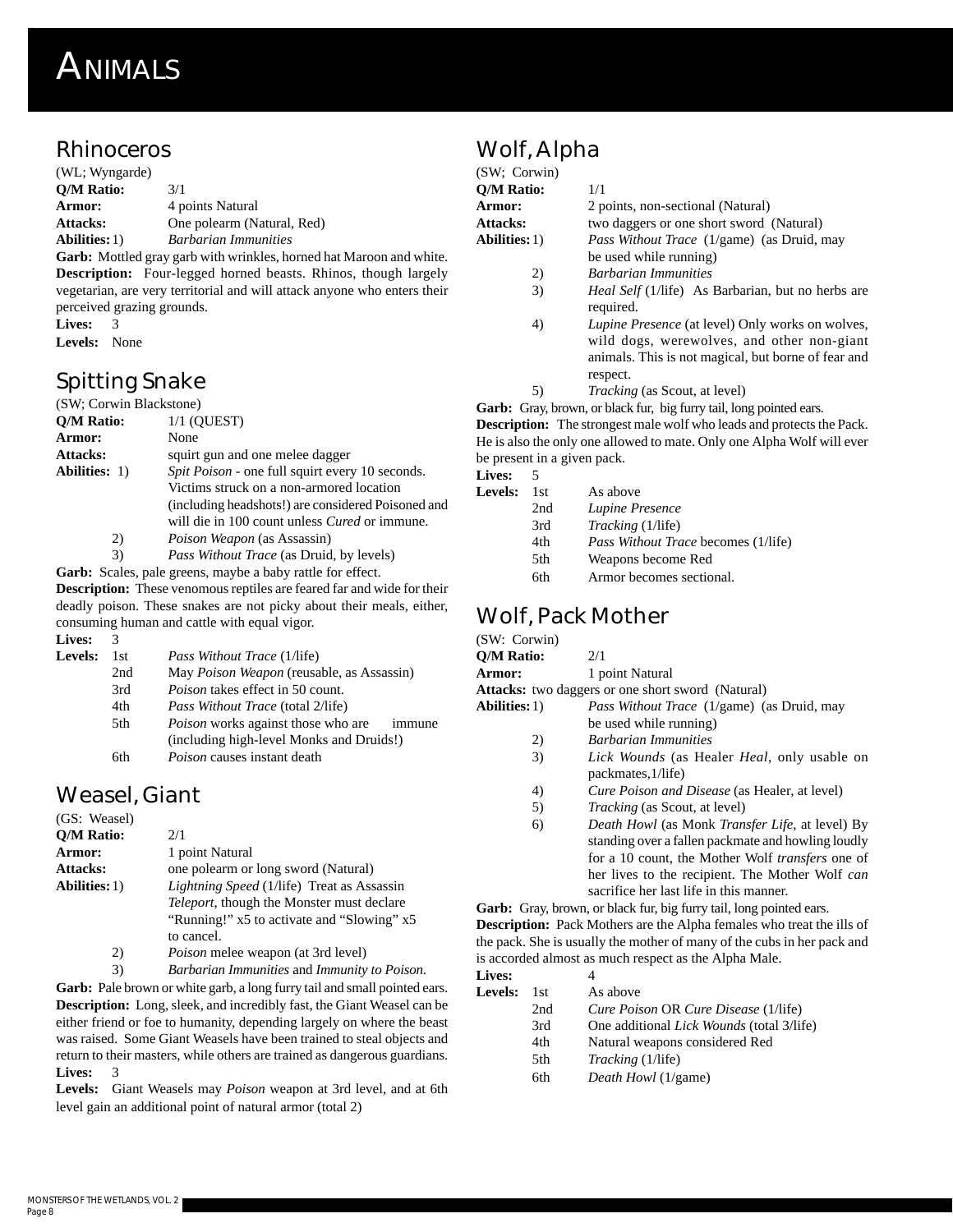# ANIMALS

## Rhinoceros

(WL; Wyngarde)

**Q/M Ratio:** 3/1

**Armor:** 4 points Natural

**Attacks:** One polearm (Natural, Red)

**Abilities:** 1) *Barbarian Immunities*

**Garb:** Mottled gray garb with wrinkles, horned hat Maroon and white.

**Description:** Four-legged horned beasts. Rhinos, though largely vegetarian, are very territorial and will attack anyone who enters their perceived grazing grounds.

**Lives:** 3

**Levels:** None

## Spitting Snake

(SW; Corwin Blackstone)

**Q/M Ratio:** 1/1 (QUEST)

**Armor:** None

**Attacks:** squirt gun and one melee dagger

**Abilities:**
1) *Spit Poison* - one full squirt every 10 seconds. Victims struck on a non-armored location (including headshots!) are considered Poisoned and will die in 100 count unless *Cured* or immune.
2) *Poison Weapon* (as Assassin)
3) *Pass Without Trace* (as Druid, by levels)

**Garb:** Scales, pale greens, maybe a baby rattle for effect.

**Description:** These venomous reptiles are feared far and wide for their deadly poison. These snakes are not picky about their meals, either, consuming human and cattle with equal vigor.

**Lives:** 3

**Levels:**
- 1st *Pass Without Trace* (1/life)
- 2nd May *Poison Weapon* (reusable, as Assassin)
- 3rd *Poison* takes effect in 50 count.
- 4th *Pass Without Trace* (total 2/life)
- 5th *Poison* works against those who are immune (including high-level Monks and Druids!)
- 6th *Poison* causes instant death

## Weasel, Giant

(GS: Weasel)

**Q/M Ratio:** 2/1

**Armor:** 1 point Natural

**Attacks:** one polearm or long sword (Natural)

**Abilities:**
1) *Lightning Speed* (1/life) Treat as Assassin *Teleport*, though the Monster must declare "Running!" x5 to activate and "Slowing" x5 to cancel.
2) *Poison* melee weapon (at 3rd level)
3) *Barbarian Immunities* and *Immunity to Poison.*

**Garb:** Pale brown or white garb, a long furry tail and small pointed ears.

**Description:** Long, sleek, and incredibly fast, the Giant Weasel can be either friend or foe to humanity, depending largely on where the beast was raised. Some Giant Weasels have been trained to steal objects and return to their masters, while others are trained as dangerous guardians.

**Lives:** 3

**Levels:** Giant Weasels may *Poison* weapon at 3rd level, and at 6th level gain an additional point of natural armor (total 2)

## Wolf, Alpha

(SW; Corwin)

**Q/M Ratio:** 1/1

**Armor:** 2 points, non-sectional (Natural)

**Attacks:** two daggers or one short sword (Natural)

**Abilities:**
1) *Pass Without Trace* (1/game) (as Druid, may be used while running)
2) *Barbarian Immunities*
3) *Heal Self* (1/life) As Barbarian, but no herbs are required.
4) *Lupine Presence* (at level) Only works on wolves, wild dogs, werewolves, and other non-giant animals. This is not magical, but borne of fear and respect.
5) *Tracking* (as Scout, at level)

**Garb:** Gray, brown, or black fur, big furry tail, long pointed ears.

**Description:** The strongest male wolf who leads and protects the Pack. He is also the only one allowed to mate. Only one Alpha Wolf will ever be present in a given pack.

**Lives:** 5

**Levels:**
- 1st As above
- 2nd *Lupine Presence*
- 3rd *Tracking* (1/life)
- 4th *Pass Without Trace* becomes (1/life)
- 5th Weapons become Red
- 6th Armor becomes sectional.

## Wolf, Pack Mother

(SW: Corwin)

**Q/M Ratio:** 2/1

**Armor:** 1 point Natural

**Attacks:** two daggers or one short sword (Natural)

**Abilities:**
1) *Pass Without Trace* (1/game) (as Druid, may be used while running)
2) *Barbarian Immunities*
3) *Lick Wounds* (as Healer *Heal*, only usable on packmates,1/life)
4) *Cure Poison and Disease* (as Healer, at level)
5) *Tracking* (as Scout, at level)
6) *Death Howl* (as Monk *Transfer Life*, at level) By standing over a fallen packmate and howling loudly for a 10 count, the Mother Wolf *transfers* one of her lives to the recipient. The Mother Wolf *can* sacrifice her last life in this manner.

**Garb:** Gray, brown, or black fur, big furry tail, long pointed ears.

**Description:** Pack Mothers are the Alpha females who treat the ills of the pack. She is usually the mother of many of the cubs in her pack and is accorded almost as much respect as the Alpha Male.

**Lives:** 4

**Levels:**
- 1st As above
- 2nd *Cure Poison* OR *Cure Disease* (1/life)
- 3rd One additional *Lick Wounds* (total 3/life)
- 4th Natural weapons considered Red
- 5th *Tracking* (1/life)
- 6th *Death Howl* (1/game)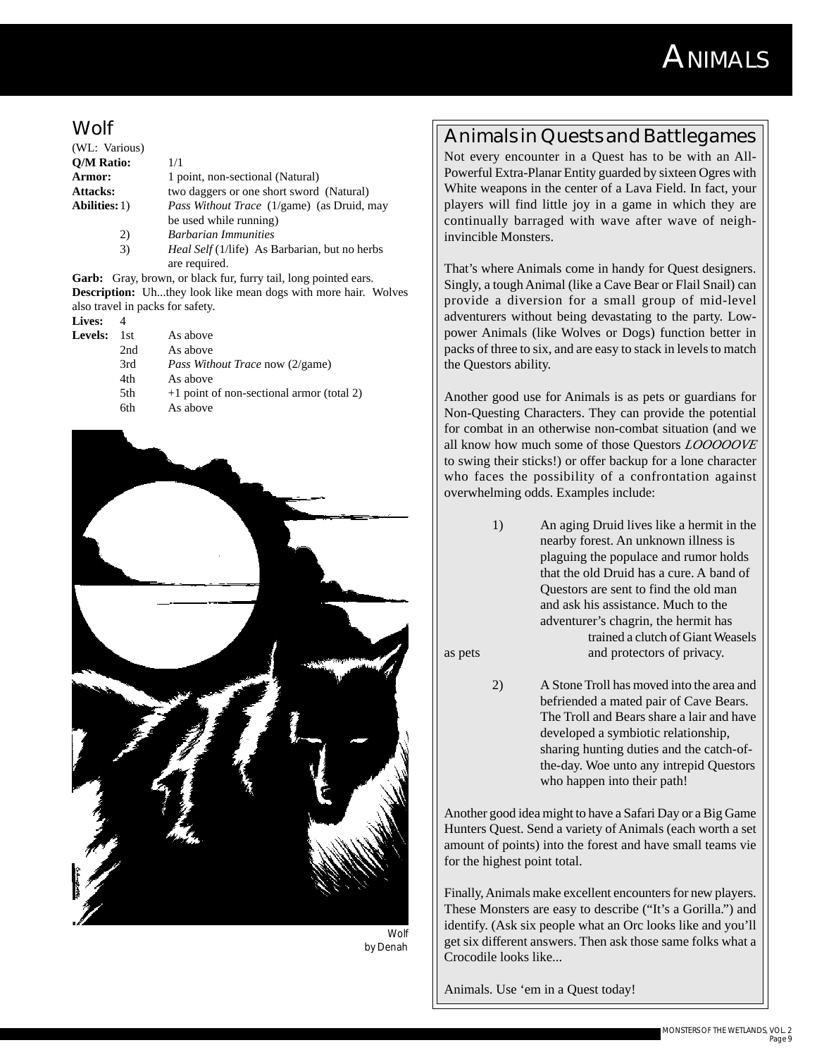# Animals

## Wolf

(WL: Various)

**Q/M Ratio:** 1/1

**Armor:** 1 point, non-sectional (Natural)

**Attacks:** two daggers or one short sword (Natural)

**Abilities:**
1) *Pass Without Trace* (1/game) (as Druid, may be used while running)
2) *Barbarian Immunities*
3) *Heal Self* (1/life) As Barbarian, but no herbs are required.

**Garb:** Gray, brown, or black fur, furry tail, long pointed ears.

**Description:** Uh...they look like mean dogs with more hair. Wolves also travel in packs for safety.

**Lives:** 4

**Levels:**

| Level | |
|---|---|
| 1st | As above |
| 2nd | As above |
| 3rd | *Pass Without Trace* now (2/game) |
| 4th | As above |
| 5th | +1 point of non-sectional armor (total 2) |
| 6th | As above |

Wolf
by Denah

## Animals in Quests and Battlegames

Not every encounter in a Quest has to be with an All-Powerful Extra-Planar Entity guarded by sixteen Ogres with White weapons in the center of a Lava Field. In fact, your players will find little joy in a game in which they are continually barraged with wave after wave of neigh-invincible Monsters.

That's where Animals come in handy for Quest designers. Singly, a tough Animal (like a Cave Bear or Flail Snail) can provide a diversion for a small group of mid-level adventurers without being devastating to the party. Low-power Animals (like Wolves or Dogs) function better in packs of three to six, and are easy to stack in levels to match the Questors ability.

Another good use for Animals is as pets or guardians for Non-Questing Characters. They can provide the potential for combat in an otherwise non-combat situation (and we all know how much some of those Questors *LOOOOOVE* to swing their sticks!) or offer backup for a lone character who faces the possibility of a confrontation against overwhelming odds. Examples include:

1) An aging Druid lives like a hermit in the nearby forest. An unknown illness is plaguing the populace and rumor holds that the old Druid has a cure. A band of Questors are sent to find the old man and ask his assistance. Much to the adventurer's chagrin, the hermit has trained a clutch of Giant Weasels as pets and protectors of privacy.

2) A Stone Troll has moved into the area and befriended a mated pair of Cave Bears. The Troll and Bears share a lair and have developed a symbiotic relationship, sharing hunting duties and the catch-of-the-day. Woe unto any intrepid Questors who happen into their path!

Another good idea might to have a Safari Day or a Big Game Hunters Quest. Send a variety of Animals (each worth a set amount of points) into the forest and have small teams vie for the highest point total.

Finally, Animals make excellent encounters for new players. These Monsters are easy to describe ("It's a Gorilla.") and identify. (Ask six people what an Orc looks like and you'll get six different answers. Then ask those same folks what a Crocodile looks like...

Animals. Use 'em in a Quest today!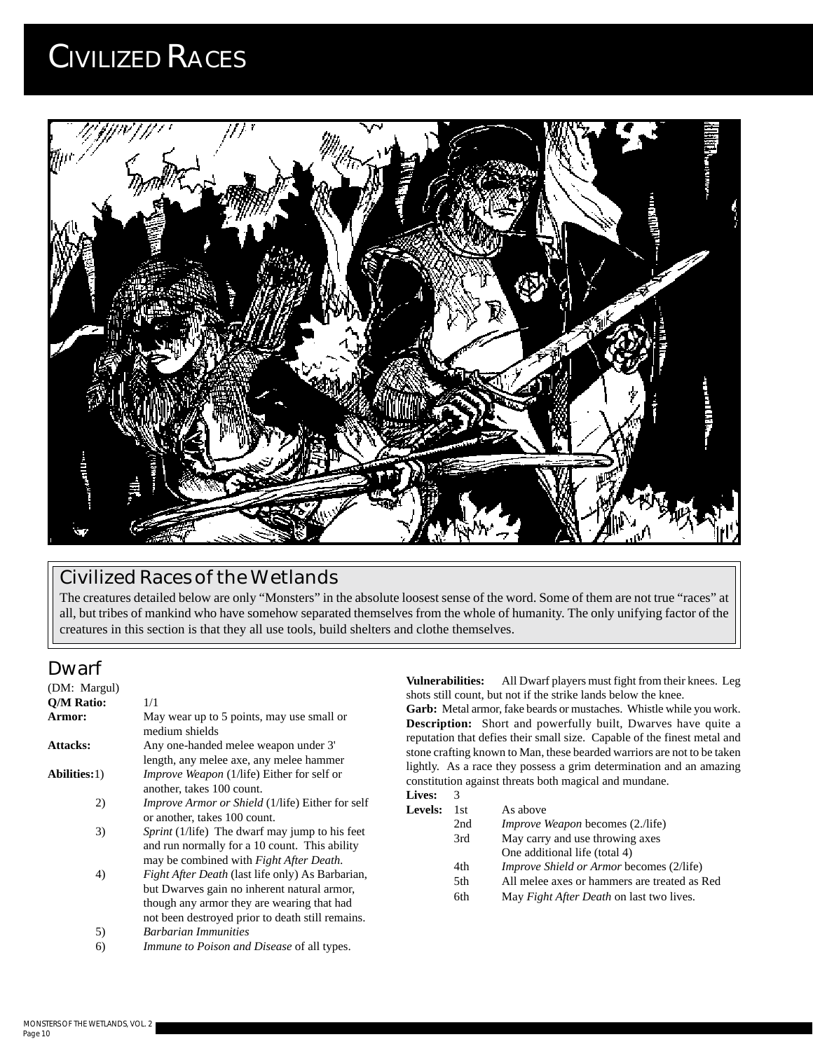# Civilized Races

## Civilized Races of the Wetlands

The creatures detailed below are only "Monsters" in the absolute loosest sense of the word. Some of them are not true "races" at all, but tribes of mankind who have somehow separated themselves from the whole of humanity. The only unifying factor of the creatures in this section is that they all use tools, build shelters and clothe themselves.

## Dwarf

(DM: Margul)

**Q/M Ratio:** 1/1

**Armor:** May wear up to 5 points, may use small or medium shields

**Attacks:** Any one-handed melee weapon under 3' length, any melee axe, any melee hammer

**Abilities:**

1) *Improve Weapon* (1/life) Either for self or another, takes 100 count.
2) *Improve Armor or Shield* (1/life) Either for self or another, takes 100 count.
3) *Sprint* (1/life) The dwarf may jump to his feet and run normally for a 10 count. This ability may be combined with *Fight After Death*.
4) *Fight After Death* (last life only) As Barbarian, but Dwarves gain no inherent natural armor, though any armor they are wearing that had not been destroyed prior to death still remains.
5) *Barbarian Immunities*
6) *Immune to Poison and Disease* of all types.

**Vulnerabilities:** All Dwarf players must fight from their knees. Leg shots still count, but not if the strike lands below the knee.

**Garb:** Metal armor, fake beards or mustaches. Whistle while you work.

**Description:** Short and powerfully built, Dwarves have quite a reputation that defies their small size. Capable of the finest metal and stone crafting known to Man, these bearded warriors are not to be taken lightly. As a race they possess a grim determination and an amazing constitution against threats both magical and mundane.

**Lives:** 3

**Levels:**

| | |
|---|---|
| 1st | As above |
| 2nd | *Improve Weapon* becomes (2./life) |
| 3rd | May carry and use throwing axes<br>One additional life (total 4) |
| 4th | *Improve Shield or Armor* becomes (2/life) |
| 5th | All melee axes or hammers are treated as Red |
| 6th | May *Fight After Death* on last two lives. |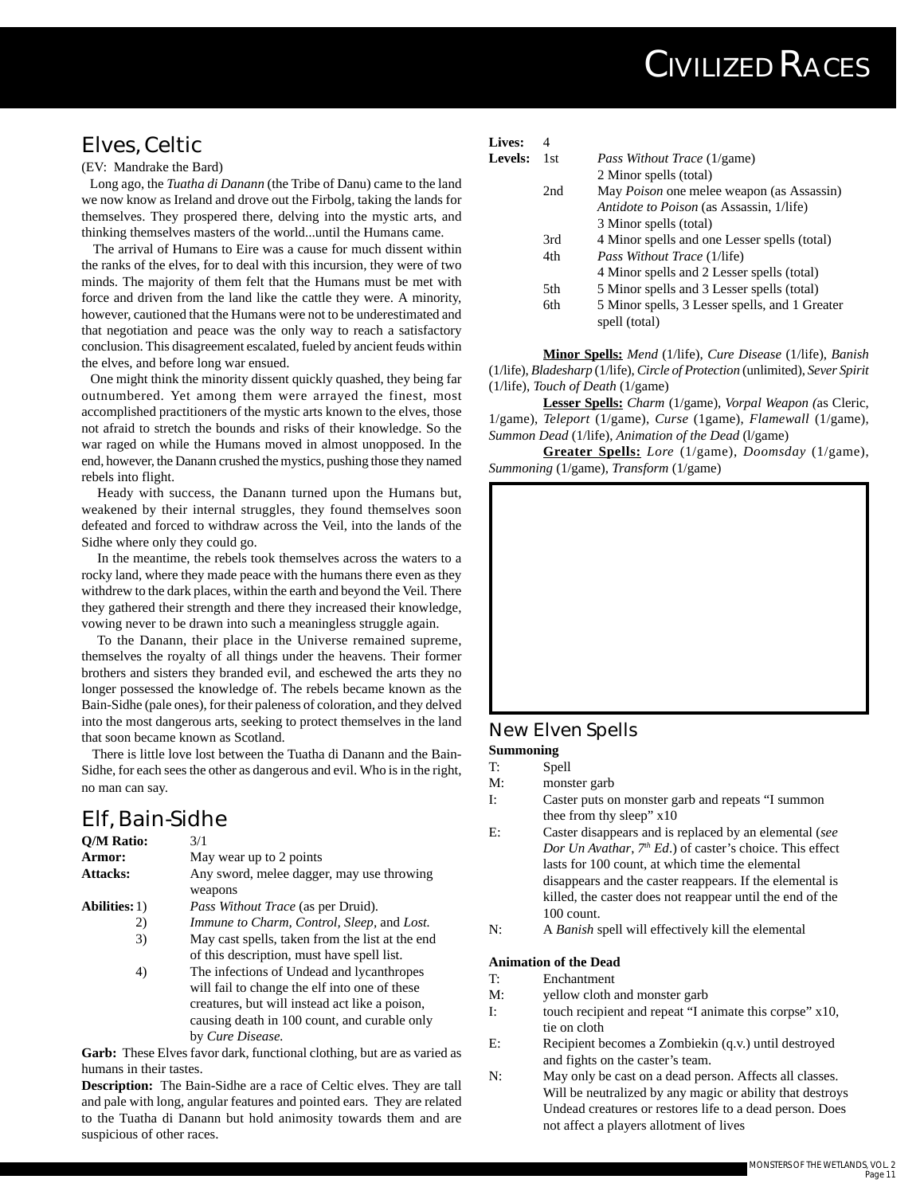## Elves, Celtic

(EV: Mandrake the Bard)

Long ago, the *Tuatha di Danann* (the Tribe of Danu) came to the land we now know as Ireland and drove out the Firbolg, taking the lands for themselves. They prospered there, delving into the mystic arts, and thinking themselves masters of the world...until the Humans came.

The arrival of Humans to Eire was a cause for much dissent within the ranks of the elves, for to deal with this incursion, they were of two minds. The majority of them felt that the Humans must be met with force and driven from the land like the cattle they were. A minority, however, cautioned that the Humans were not to be underestimated and that negotiation and peace was the only way to reach a satisfactory conclusion. This disagreement escalated, fueled by ancient feuds within the elves, and before long war ensued.

One might think the minority dissent quickly quashed, they being far outnumbered. Yet among them were arrayed the finest, most accomplished practitioners of the mystic arts known to the elves, those not afraid to stretch the bounds and risks of their knowledge. So the war raged on while the Humans moved in almost unopposed. In the end, however, the Danann crushed the mystics, pushing those they named rebels into flight.

Heady with success, the Danann turned upon the Humans but, weakened by their internal struggles, they found themselves soon defeated and forced to withdraw across the Veil, into the lands of the Sidhe where only they could go.

In the meantime, the rebels took themselves across the waters to a rocky land, where they made peace with the humans there even as they withdrew to the dark places, within the earth and beyond the Veil. There they gathered their strength and there they increased their knowledge, vowing never to be drawn into such a meaningless struggle again.

To the Danann, their place in the Universe remained supreme, themselves the royalty of all things under the heavens. Their former brothers and sisters they branded evil, and eschewed the arts they no longer possessed the knowledge of. The rebels became known as the Bain-Sidhe (pale ones), for their paleness of coloration, and they delved into the most dangerous arts, seeking to protect themselves in the land that soon became known as Scotland.

There is little love lost between the Tuatha di Danann and the Bain-Sidhe, for each sees the other as dangerous and evil. Who is in the right, no man can say.

## Elf, Bain-Sidhe

**Q/M Ratio:** 3/1
**Armor:** May wear up to 2 points
**Attacks:** Any sword, melee dagger, may use throwing weapons
**Abilities:**
1) *Pass Without Trace* (as per Druid).
2) *Immune to Charm, Control, Sleep*, and *Lost.*
3) May cast spells, taken from the list at the end of this description, must have spell list.
4) The infections of Undead and lycanthropes will fail to change the elf into one of these creatures, but will instead act like a poison, causing death in 100 count, and curable only by *Cure Disease.*

**Garb:** These Elves favor dark, functional clothing, but are as varied as humans in their tastes.

**Description:** The Bain-Sidhe are a race of Celtic elves. They are tall and pale with long, angular features and pointed ears. They are related to the Tuatha di Danann but hold animosity towards them and are suspicious of other races.

**Lives:** 4
**Levels:**
- 1st: *Pass Without Trace* (1/game); 2 Minor spells (total)
- 2nd: May *Poison* one melee weapon (as Assassin); *Antidote to Poison* (as Assassin, 1/life); 3 Minor spells (total)
- 3rd: 4 Minor spells and one Lesser spells (total)
- 4th: *Pass Without Trace* (1/life); 4 Minor spells and 2 Lesser spells (total)
- 5th: 5 Minor spells and 3 Lesser spells (total)
- 6th: 5 Minor spells, 3 Lesser spells, and 1 Greater spell (total)

**Minor Spells:** *Mend* (1/life), *Cure Disease* (1/life), *Banish* (1/life), *Bladesharp* (1/life), *Circle of Protection* (unlimited), *Sever Spirit* (1/life), *Touch of Death* (1/game)

**Lesser Spells:** *Charm* (1/game), *Vorpal Weapon (*as Cleric, 1/game), *Teleport* (1/game), *Curse* (1game), *Flamewall* (1/game), *Summon Dead* (1/life), *Animation of the Dead* (l/game)

**Greater Spells:** *Lore* (1/game), *Doomsday* (1/game), *Summoning* (1/game), *Transform* (1/game)

## New Elven Spells

**Summoning**

T: Spell
M: monster garb
I: Caster puts on monster garb and repeats "I summon thee from thy sleep" x10
E: Caster disappears and is replaced by an elemental (*see Dor Un Avathar*, *7th Ed*.) of caster's choice. This effect lasts for 100 count, at which time the elemental disappears and the caster reappears. If the elemental is killed, the caster does not reappear until the end of the 100 count.
N: A *Banish* spell will effectively kill the elemental

**Animation of the Dead**

T: Enchantment
M: yellow cloth and monster garb
I: touch recipient and repeat "I animate this corpse" x10, tie on cloth
E: Recipient becomes a Zombiekin (q.v.) until destroyed and fights on the caster's team.
N: May only be cast on a dead person. Affects all classes. Will be neutralized by any magic or ability that destroys Undead creatures or restores life to a dead person. Does not affect a players allotment of lives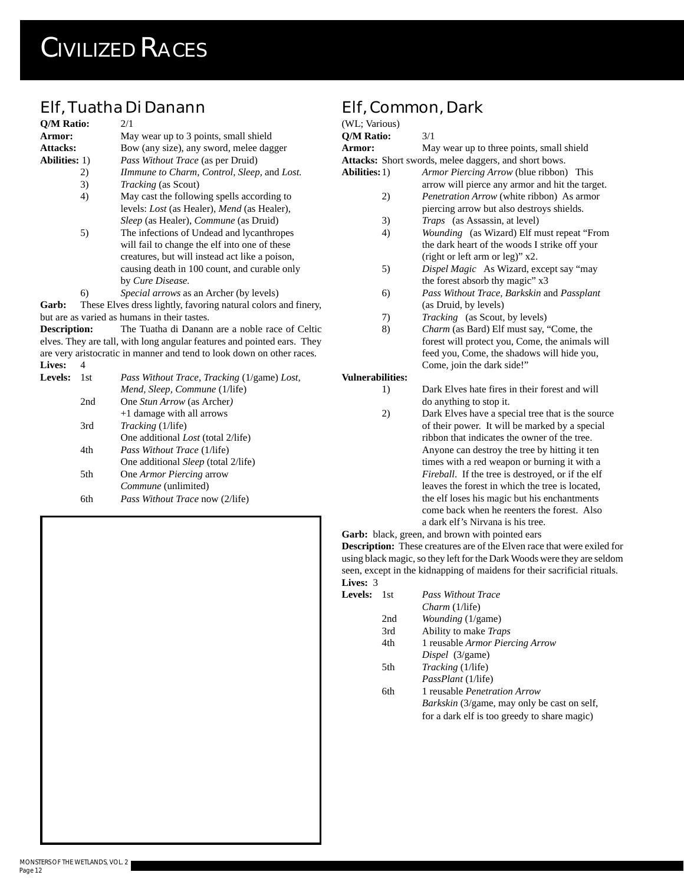# CIVILIZED RACES

## Elf, Tuatha Di Danann

**Q/M Ratio:** 2/1

**Armor:** May wear up to 3 points, small shield

**Attacks:** Bow (any size), any sword, melee dagger

**Abilities:**

1) *Pass Without Trace* (as per Druid)
2) *IImmune to Charm, Control, Sleep,* and *Lost.*
3) *Tracking* (as Scout)
4) May cast the following spells according to levels: *Lost* (as Healer), *Mend* (as Healer), *Sleep* (as Healer), *Commune* (as Druid)
5) The infections of Undead and lycanthropes will fail to change the elf into one of these creatures, but will instead act like a poison, causing death in 100 count, and curable only by *Cure Disease.*
6) *Special arrows* as an Archer (by levels)

**Garb:** These Elves dress lightly, favoring natural colors and finery, but are as varied as humans in their tastes.

**Description:** The Tuatha di Danann are a noble race of Celtic elves. They are tall, with long angular features and pointed ears. They are very aristocratic in manner and tend to look down on other races.

**Lives:** 4

**Levels:**

- 1st: *Pass Without Trace, Tracking* (1/game) *Lost, Mend, Sleep, Commune* (1/life)
- 2nd: One *Stun Arrow* (as Archer*)*; +1 damage with all arrows
- 3rd: *Tracking* (1/life); One additional *Lost* (total 2/life)
- 4th: *Pass Without Trace* (1/life); One additional *Sleep* (total 2/life)
- 5th: One *Armor Piercing* arrow; *Commune* (unlimited)
- 6th: *Pass Without Trace* now (2/life)

## Elf, Common, Dark

(WL; Various)

**Q/M Ratio:** 3/1

**Armor:** May wear up to three points, small shield

**Attacks:** Short swords, melee daggers, and short bows.

**Abilities:**

1) *Armor Piercing Arrow* (blue ribbon) This arrow will pierce any armor and hit the target.
2) *Penetration Arrow* (white ribbon) As armor piercing arrow but also destroys shields.
3) *Traps* (as Assassin, at level)
4) *Wounding* (as Wizard) Elf must repeat "From the dark heart of the woods I strike off your (right or left arm or leg)" x2.
5) *Dispel Magic* As Wizard, except say "may the forest absorb thy magic" x3
6) *Pass Without Trace, Barkskin* and *Passplant* (as Druid, by levels)
7) *Tracking* (as Scout, by levels)
8) *Charm* (as Bard) Elf must say, "Come, the forest will protect you, Come, the animals will feed you, Come, the shadows will hide you, Come, join the dark side!"

**Vulnerabilities:**

1) Dark Elves hate fires in their forest and will do anything to stop it.
2) Dark Elves have a special tree that is the source of their power. It will be marked by a special ribbon that indicates the owner of the tree. Anyone can destroy the tree by hitting it ten times with a red weapon or burning it with a *Fireball*. If the tree is destroyed, or if the elf leaves the forest in which the tree is located, the elf loses his magic but his enchantments come back when he reenters the forest. Also a dark elf's Nirvana is his tree.

**Garb:** black, green, and brown with pointed ears

**Description:** These creatures are of the Elven race that were exiled for using black magic, so they left for the Dark Woods were they are seldom seen, except in the kidnapping of maidens for their sacrificial rituals.

**Lives:** 3

**Levels:**

- 1st: *Pass Without Trace*; *Charm* (1/life)
- 2nd: *Wounding* (1/game)
- 3rd: Ability to make *Traps*
- 4th: 1 reusable *Armor Piercing Arrow*; *Dispel* (3/game)
- 5th: *Tracking* (1/life); *PassPlant* (1/life)
- 6th: 1 reusable *Penetration Arrow*; *Barkskin* (3/game, may only be cast on self, for a dark elf is too greedy to share magic)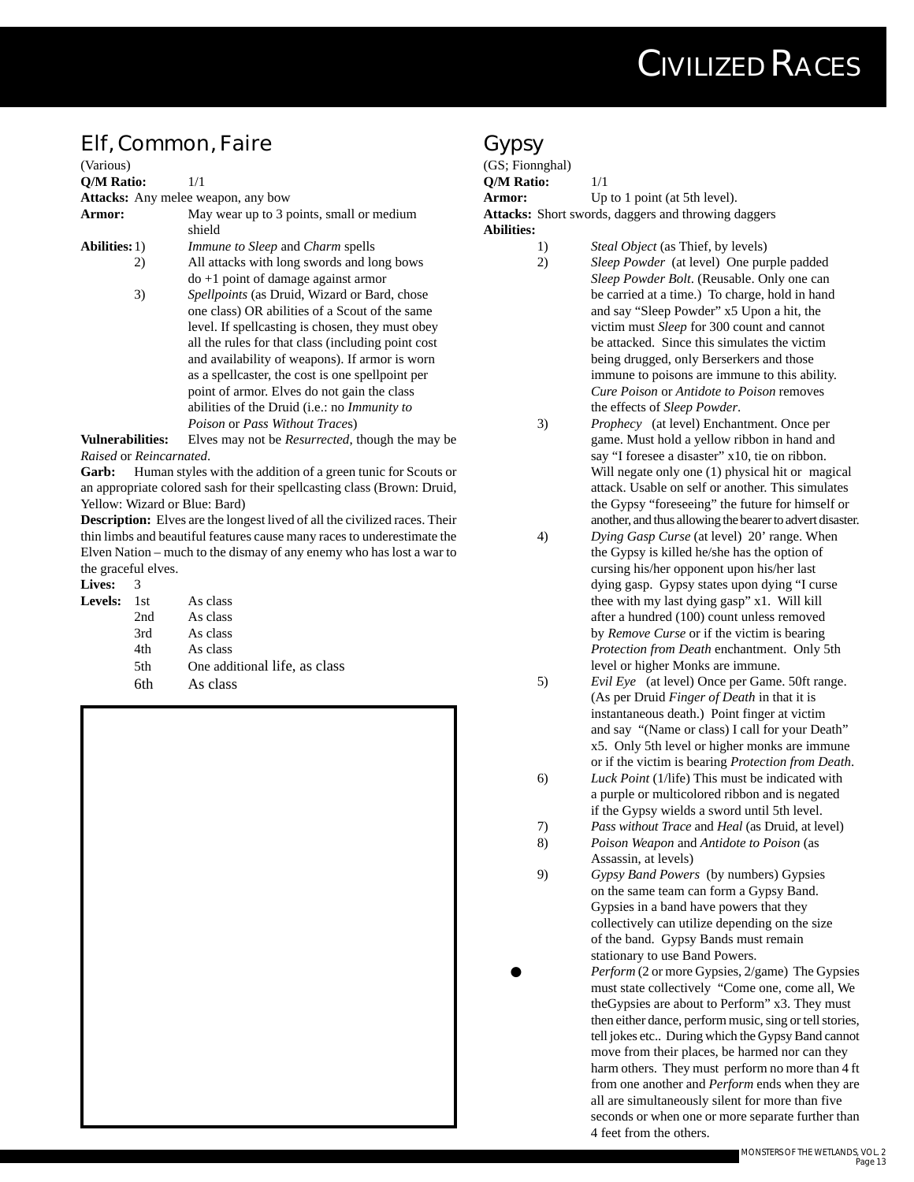## Elf, Common, Faire

(Various)

**Q/M Ratio:** 1/1

**Attacks:** Any melee weapon, any bow

**Armor:** May wear up to 3 points, small or medium shield

**Abilities:**

1) *Immune to Sleep* and *Charm* spells
2) All attacks with long swords and long bows do +1 point of damage against armor
3) *Spellpoints* (as Druid, Wizard or Bard, chose one class) OR abilities of a Scout of the same level. If spellcasting is chosen, they must obey all the rules for that class (including point cost and availability of weapons). If armor is worn as a spellcaster, the cost is one spellpoint per point of armor. Elves do not gain the class abilities of the Druid (i.e.: no *Immunity to Poison* or *Pass Without Traces*)

**Vulnerabilities:** Elves may not be *Resurrected*, though the may be *Raised* or *Reincarnated*.

**Garb:** Human styles with the addition of a green tunic for Scouts or an appropriate colored sash for their spellcasting class (Brown: Druid, Yellow: Wizard or Blue: Bard)

**Description:** Elves are the longest lived of all the civilized races. Their thin limbs and beautiful features cause many races to underestimate the Elven Nation – much to the dismay of any enemy who has lost a war to the graceful elves.

**Lives:** 3

**Levels:**

| | |
|---|---|
| 1st | As class |
| 2nd | As class |
| 3rd | As class |
| 4th | As class |
| 5th | One additional life, as class |
| 6th | As class |

## Gypsy

(GS; Fionnghal)

**Q/M Ratio:** 1/1

**Armor:** Up to 1 point (at 5th level).

**Attacks:** Short swords, daggers and throwing daggers

**Abilities:**

1) *Steal Object* (as Thief, by levels)
2) *Sleep Powder* (at level) One purple padded *Sleep Powder Bolt*. (Reusable. Only one can be carried at a time.) To charge, hold in hand and say "Sleep Powder" x5 Upon a hit, the victim must *Sleep* for 300 count and cannot be attacked. Since this simulates the victim being drugged, only Berserkers and those immune to poisons are immune to this ability. *Cure Poison* or *Antidote to Poison* removes the effects of *Sleep Powder*.
3) *Prophecy* (at level) Enchantment. Once per game. Must hold a yellow ribbon in hand and say "I foresee a disaster" x10, tie on ribbon. Will negate only one (1) physical hit or magical attack. Usable on self or another. This simulates the Gypsy "foreseeing" the future for himself or another, and thus allowing the bearer to advert disaster.
4) *Dying Gasp Curse* (at level) 20' range. When the Gypsy is killed he/she has the option of cursing his/her opponent upon his/her last dying gasp. Gypsy states upon dying "I curse thee with my last dying gasp" x1. Will kill after a hundred (100) count unless removed by *Remove Curse* or if the victim is bearing *Protection from Death* enchantment. Only 5th level or higher Monks are immune.
5) *Evil Eye* (at level) Once per Game. 50ft range. (As per Druid *Finger of Death* in that it is instantaneous death.) Point finger at victim and say "(Name or class) I call for your Death" x5. Only 5th level or higher monks are immune or if the victim is bearing *Protection from Death*.
6) *Luck Point* (1/life) This must be indicated with a purple or multicolored ribbon and is negated if the Gypsy wields a sword until 5th level.
7) *Pass without Trace* and *Heal* (as Druid, at level)
8) *Poison Weapon* and *Antidote to Poison* (as Assassin, at levels)
9) *Gypsy Band Powers* (by numbers) Gypsies on the same team can form a Gypsy Band. Gypsies in a band have powers that they collectively can utilize depending on the size of the band. Gypsy Bands must remain stationary to use Band Powers.

- *Perform* (2 or more Gypsies, 2/game) The Gypsies must state collectively "Come one, come all, We theGypsies are about to Perform" x3. They must then either dance, perform music, sing or tell stories, tell jokes etc.. During which the Gypsy Band cannot move from their places, be harmed nor can they harm others. They must perform no more than 4 ft from one another and *Perform* ends when they are all are simultaneously silent for more than five seconds or when one or more separate further than 4 feet from the others.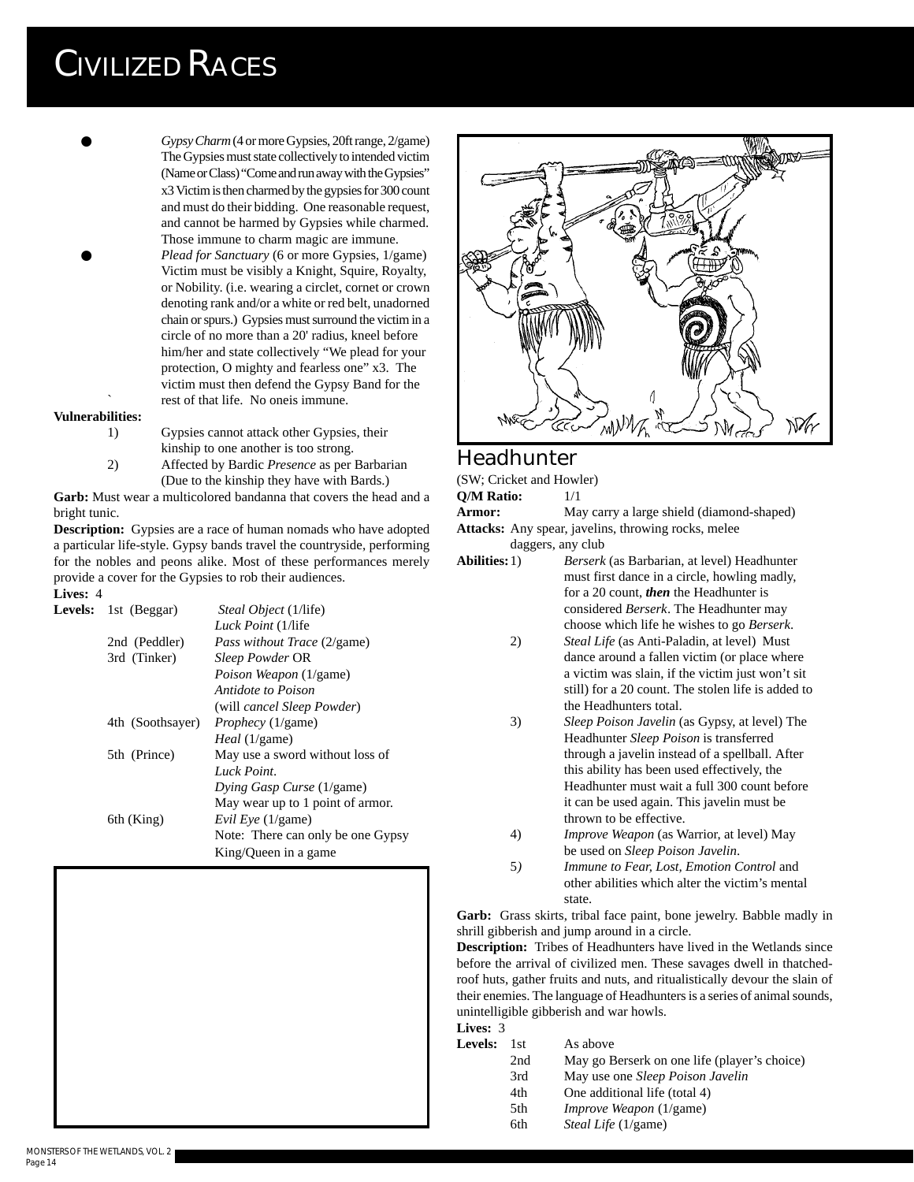- *Gypsy Charm* (4 or more Gypsies, 20ft range, 2/game) The Gypsies must state collectively to intended victim (Name or Class) "Come and run away with the Gypsies" x3 Victim is then charmed by the gypsies for 300 count and must do their bidding. One reasonable request, and cannot be harmed by Gypsies while charmed. Those immune to charm magic are immune.
- *Plead for Sanctuary* (6 or more Gypsies, 1/game) Victim must be visibly a Knight, Squire, Royalty, or Nobility. (i.e. wearing a circlet, cornet or crown denoting rank and/or a white or red belt, unadorned chain or spurs.) Gypsies must surround the victim in a circle of no more than a 20' radius, kneel before him/her and state collectively "We plead for your protection, O mighty and fearless one" x3. The victim must then defend the Gypsy Band for the rest of that life. No oneis immune.

**Vulnerabilities:**

1) Gypsies cannot attack other Gypsies, their kinship to one another is too strong.
2) Affected by Bardic *Presence* as per Barbarian (Due to the kinship they have with Bards.)

**Garb:** Must wear a multicolored bandanna that covers the head and a bright tunic.

**Description:** Gypsies are a race of human nomads who have adopted a particular life-style. Gypsy bands travel the countryside, performing for the nobles and peons alike. Most of these performances merely provide a cover for the Gypsies to rob their audiences.

**Lives:** 4

**Levels:**

| Level | Abilities |
|---|---|
| 1st (Beggar) | *Steal Object* (1/life)<br>*Luck Point* (1/life |
| 2nd (Peddler) | *Pass without Trace* (2/game) |
| 3rd (Tinker) | *Sleep Powder* OR<br>*Poison Weapon* (1/game)<br>*Antidote to Poison*<br>(will *cancel Sleep Powder*) |
| 4th (Soothsayer) | *Prophecy* (1/game)<br>*Heal* (1/game) |
| 5th (Prince) | May use a sword without loss of *Luck Point*.<br>*Dying Gasp Curse* (1/game)<br>May wear up to 1 point of armor. |
| 6th (King) | *Evil Eye* (1/game)<br>Note: There can only be one Gypsy King/Queen in a game |

## Headhunter

(SW; Cricket and Howler)

**Q/M Ratio:** 1/1

**Armor:** May carry a large shield (diamond-shaped)

**Attacks:** Any spear, javelins, throwing rocks, melee daggers, any club

**Abilities:**

1) *Berserk* (as Barbarian, at level) Headhunter must first dance in a circle, howling madly, for a 20 count, ***then*** the Headhunter is considered *Berserk*. The Headhunter may choose which life he wishes to go *Berserk*.
2) *Steal Life* (as Anti-Paladin, at level) Must dance around a fallen victim (or place where a victim was slain, if the victim just won't sit still) for a 20 count. The stolen life is added to the Headhunters total.
3) *Sleep Poison Javelin* (as Gypsy, at level) The Headhunter *Sleep Poison* is transferred through a javelin instead of a spellball. After this ability has been used effectively, the Headhunter must wait a full 300 count before it can be used again. This javelin must be thrown to be effective.
4) *Improve Weapon* (as Warrior, at level) May be used on *Sleep Poison Javelin*.
5) *Immune to Fear, Lost, Emotion Control* and other abilities which alter the victim's mental state.

**Garb:** Grass skirts, tribal face paint, bone jewelry. Babble madly in shrill gibberish and jump around in a circle.

**Description:** Tribes of Headhunters have lived in the Wetlands since before the arrival of civilized men. These savages dwell in thatched-roof huts, gather fruits and nuts, and ritualistically devour the slain of their enemies. The language of Headhunters is a series of animal sounds, unintelligible gibberish and war howls.

**Lives:** 3

**Levels:**

| Level | Abilities |
|---|---|
| 1st | As above |
| 2nd | May go Berserk on one life (player's choice) |
| 3rd | May use one *Sleep Poison Javelin* |
| 4th | One additional life (total 4) |
| 5th | *Improve Weapon* (1/game) |
| 6th | *Steal Life* (1/game) |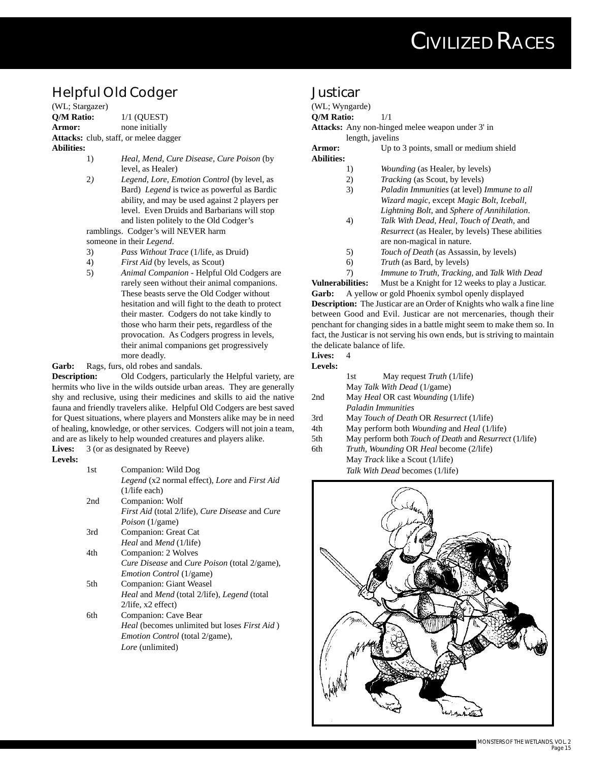## Helpful Old Codger

(WL; Stargazer)

**Q/M Ratio:** 1/1 (QUEST)

**Armor:** none initially

**Attacks:** club, staff, or melee dagger

**Abilities:**

1) *Heal, Mend, Cure Disease, Cure Poison* (by level, as Healer)
2) *Legend, Lore, Emotion Control* (by level, as Bard) *Legend* is twice as powerful as Bardic ability, and may be used against 2 players per level. Even Druids and Barbarians will stop and listen politely to the Old Codger's ramblings. Codger's will NEVER harm someone in their *Legend*.
3) *Pass Without Trace* (1/life, as Druid)
4) *First Aid* (by levels, as Scout)
5) *Animal Companion* - Helpful Old Codgers are rarely seen without their animal companions. These beasts serve the Old Codger without hesitation and will fight to the death to protect their master. Codgers do not take kindly to those who harm their pets, regardless of the provocation. As Codgers progress in levels, their animal companions get progressively more deadly.

**Garb:** Rags, furs, old robes and sandals.

**Description:** Old Codgers, particularly the Helpful variety, are hermits who live in the wilds outside urban areas. They are generally shy and reclusive, using their medicines and skills to aid the native fauna and friendly travelers alike. Helpful Old Codgers are best saved for Quest situations, where players and Monsters alike may be in need of healing, knowledge, or other services. Codgers will not join a team, and are as likely to help wounded creatures and players alike.

**Lives:** 3 (or as designated by Reeve)

**Levels:**

1st Companion: Wild Dog
*Legend* (x2 normal effect), *Lore* and *First Aid* (1/life each)

2nd Companion: Wolf
*First Aid* (total 2/life), *Cure Disease* and *Cure Poison* (1/game)

3rd Companion: Great Cat
*Heal* and *Mend* (1/life)

4th Companion: 2 Wolves
*Cure Disease* and *Cure Poison* (total 2/game), *Emotion Control* (1/game)

5th Companion: Giant Weasel
*Heal* and *Mend* (total 2/life), *Legend* (total 2/life, x2 effect)

6th Companion: Cave Bear
*Heal* (becomes unlimited but loses *First Aid* )
*Emotion Control* (total 2/game),
*Lore* (unlimited)

## Justicar

(WL; Wyngarde)

**Q/M Ratio:** 1/1

**Attacks:** Any non-hinged melee weapon under 3' in length, javelins

**Armor:** Up to 3 points, small or medium shield

**Abilities:**

1) *Wounding* (as Healer, by levels)
2) *Tracking* (as Scout, by levels)
3) *Paladin Immunities* (at level) *Immune to all Wizard magic*, except *Magic Bolt, Iceball, Lightning Bolt*, and *Sphere of Annihilation*.
4) *Talk With Dead, Heal, Touch of Death*, and *Resurrect* (as Healer, by levels) These abilities are non-magical in nature.
5) *Touch of Death* (as Assassin, by levels)
6) *Truth* (as Bard, by levels)
7) *Immune to Truth, Tracking*, and *Talk With Dead*

**Vulnerabilities:** Must be a Knight for 12 weeks to play a Justicar.

**Garb:** A yellow or gold Phoenix symbol openly displayed

**Description:** The Justicar are an Order of Knights who walk a fine line between Good and Evil. Justicar are not mercenaries, though their penchant for changing sides in a battle might seem to make them so. In fact, the Justicar is not serving his own ends, but is striving to maintain the delicate balance of life.

**Lives:** 4

**Levels:**

1st May request *Truth* (1/life)
May *Talk With Dead* (1/game)

2nd May *Heal* OR cast *Wounding* (1/life)
*Paladin Immunities*

3rd May *Touch of Death* OR *Resurrect* (1/life)

4th May perform both *Wounding* and *Heal* (1/life)

5th May perform both *Touch of Death* and *Resurrect* (1/life)

6th *Truth, Wounding* OR *Heal* become (2/life)
May *Track* like a Scout (1/life)
*Talk With Dead* becomes (1/life)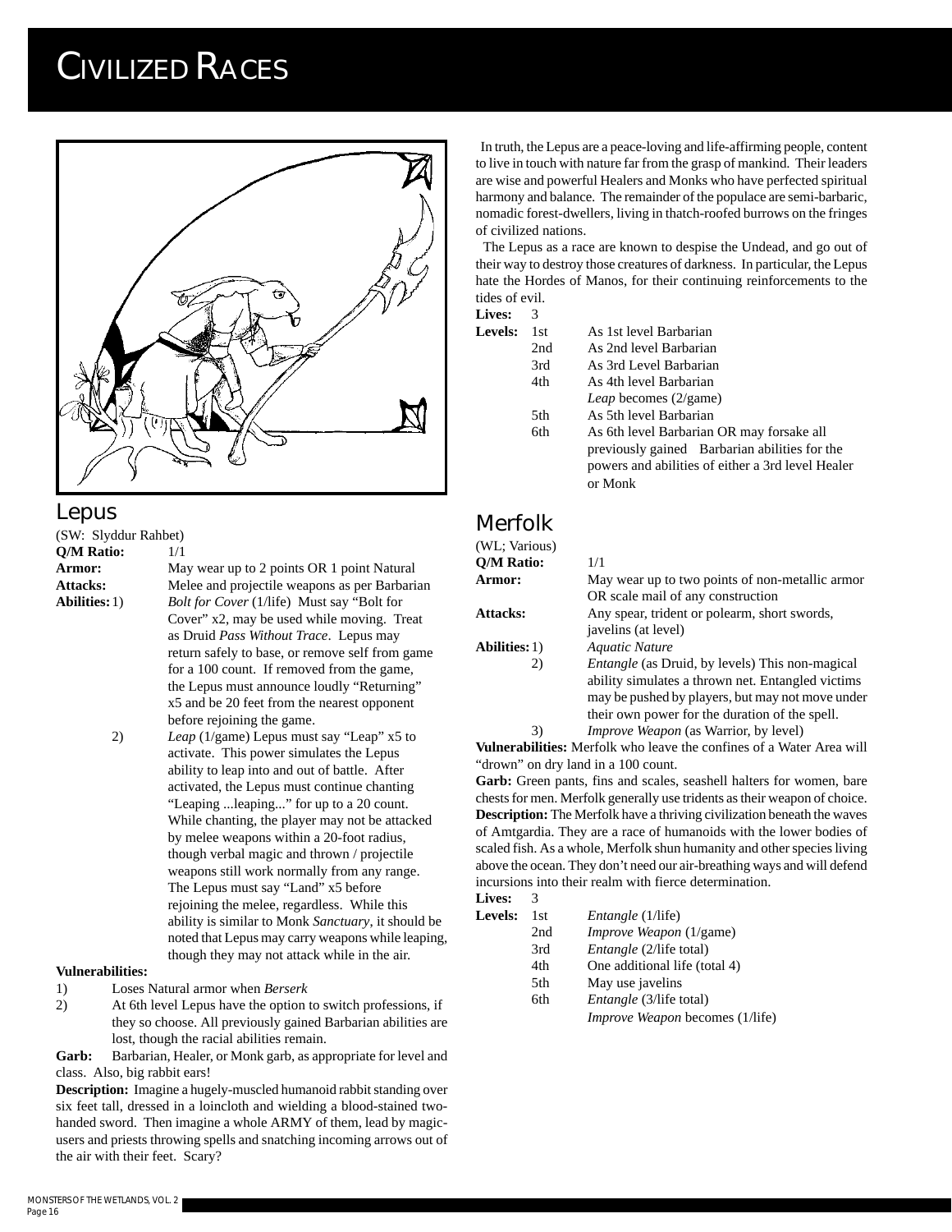# Civilized Races

## Lepus

(SW: Slyddur Rahbet)

**Q/M Ratio:** 1/1

**Armor:** May wear up to 2 points OR 1 point Natural

**Attacks:** Melee and projectile weapons as per Barbarian

**Abilities:**

1) *Bolt for Cover* (1/life) Must say "Bolt for Cover" x2, may be used while moving. Treat as Druid *Pass Without Trace*. Lepus may return safely to base, or remove self from game for a 100 count. If removed from the game, the Lepus must announce loudly "Returning" x5 and be 20 feet from the nearest opponent before rejoining the game.

2) *Leap* (1/game) Lepus must say "Leap" x5 to activate. This power simulates the Lepus ability to leap into and out of battle. After activated, the Lepus must continue chanting "Leaping ...leaping..." for up to a 20 count. While chanting, the player may not be attacked by melee weapons within a 20-foot radius, though verbal magic and thrown / projectile weapons still work normally from any range. The Lepus must say "Land" x5 before rejoining the melee, regardless. While this ability is similar to Monk *Sanctuary*, it should be noted that Lepus may carry weapons while leaping, though they may not attack while in the air.

**Vulnerabilities:**

1) Loses Natural armor when *Berserk*

2) At 6th level Lepus have the option to switch professions, if they so choose. All previously gained Barbarian abilities are lost, though the racial abilities remain.

**Garb:** Barbarian, Healer, or Monk garb, as appropriate for level and class. Also, big rabbit ears!

**Description:** Imagine a hugely-muscled humanoid rabbit standing over six feet tall, dressed in a loincloth and wielding a blood-stained two-handed sword. Then imagine a whole ARMY of them, lead by magic-users and priests throwing spells and snatching incoming arrows out of the air with their feet. Scary?

In truth, the Lepus are a peace-loving and life-affirming people, content to live in touch with nature far from the grasp of mankind. Their leaders are wise and powerful Healers and Monks who have perfected spiritual harmony and balance. The remainder of the populace are semi-barbaric, nomadic forest-dwellers, living in thatch-roofed burrows on the fringes of civilized nations.

The Lepus as a race are known to despise the Undead, and go out of their way to destroy those creatures of darkness. In particular, the Lepus hate the Hordes of Manos, for their continuing reinforcements to the tides of evil.

**Lives:** 3

**Levels:**

- 1st: As 1st level Barbarian
- 2nd: As 2nd level Barbarian
- 3rd: As 3rd Level Barbarian
- 4th: As 4th level Barbarian; *Leap* becomes (2/game)
- 5th: As 5th level Barbarian
- 6th: As 6th level Barbarian OR may forsake all previously gained Barbarian abilities for the powers and abilities of either a 3rd level Healer or Monk

## Merfolk

(WL; Various)

**Q/M Ratio:** 1/1

**Armor:** May wear up to two points of non-metallic armor OR scale mail of any construction

**Attacks:** Any spear, trident or polearm, short swords, javelins (at level)

**Abilities:**

1) *Aquatic Nature*

2) *Entangle* (as Druid, by levels) This non-magical ability simulates a thrown net. Entangled victims may be pushed by players, but may not move under their own power for the duration of the spell.

3) *Improve Weapon* (as Warrior, by level)

**Vulnerabilities:** Merfolk who leave the confines of a Water Area will "drown" on dry land in a 100 count.

**Garb:** Green pants, fins and scales, seashell halters for women, bare chests for men. Merfolk generally use tridents as their weapon of choice.

**Description:** The Merfolk have a thriving civilization beneath the waves of Amtgardia. They are a race of humanoids with the lower bodies of scaled fish. As a whole, Merfolk shun humanity and other species living above the ocean. They don't need our air-breathing ways and will defend incursions into their realm with fierce determination.

**Lives:** 3

**Levels:**

- 1st: *Entangle* (1/life)
- 2nd: *Improve Weapon* (1/game)
- 3rd: *Entangle* (2/life total)
- 4th: One additional life (total 4)
- 5th: May use javelins
- 6th: *Entangle* (3/life total); *Improve Weapon* becomes (1/life)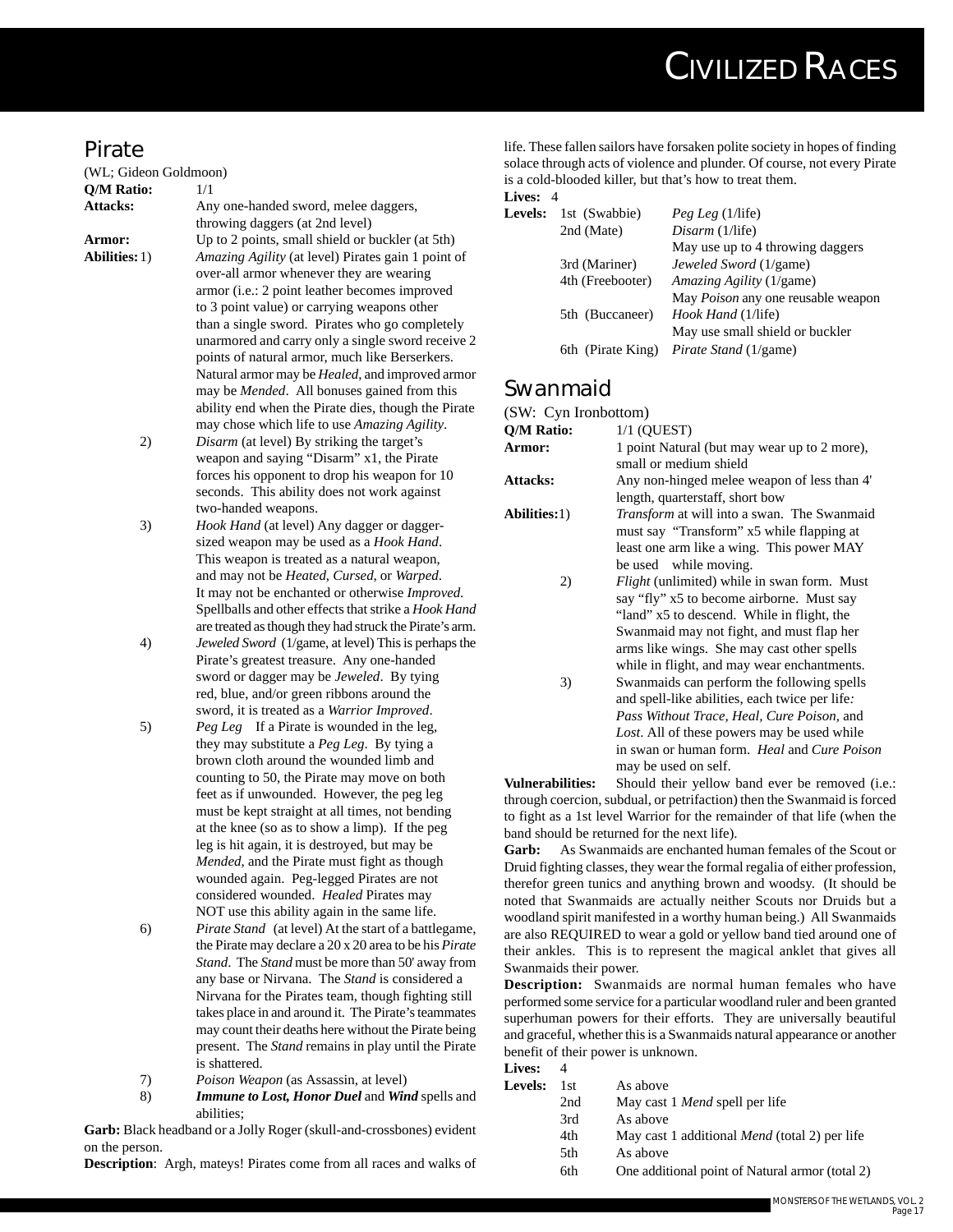## Pirate

(WL; Gideon Goldmoon)

**Q/M Ratio:** 1/1

**Attacks:** Any one-handed sword, melee daggers, throwing daggers (at 2nd level)

**Armor:** Up to 2 points, small shield or buckler (at 5th)

**Abilities:**

1) *Amazing Agility* (at level) Pirates gain 1 point of over-all armor whenever they are wearing armor (i.e.: 2 point leather becomes improved to 3 point value) or carrying weapons other than a single sword. Pirates who go completely unarmored and carry only a single sword receive 2 points of natural armor, much like Berserkers. Natural armor may be *Healed*, and improved armor may be *Mended*. All bonuses gained from this ability end when the Pirate dies, though the Pirate may chose which life to use *Amazing Agility*.

2) *Disarm* (at level) By striking the target's weapon and saying "Disarm" x1, the Pirate forces his opponent to drop his weapon for 10 seconds. This ability does not work against two-handed weapons.

3) *Hook Hand* (at level) Any dagger or dagger-sized weapon may be used as a *Hook Hand*. This weapon is treated as a natural weapon, and may not be *Heated*, *Cursed*, or *Warped*. It may not be enchanted or otherwise *Improved*. Spellballs and other effects that strike a *Hook Hand* are treated as though they had struck the Pirate's arm.

4) *Jeweled Sword* (1/game, at level) This is perhaps the Pirate's greatest treasure. Any one-handed sword or dagger may be *Jeweled*. By tying red, blue, and/or green ribbons around the sword, it is treated as a *Warrior Improved*.

5) *Peg Leg* If a Pirate is wounded in the leg, they may substitute a *Peg Leg*. By tying a brown cloth around the wounded limb and counting to 50, the Pirate may move on both feet as if unwounded. However, the peg leg must be kept straight at all times, not bending at the knee (so as to show a limp). If the peg leg is hit again, it is destroyed, but may be *Mended*, and the Pirate must fight as though wounded again. Peg-legged Pirates are not considered wounded. *Healed* Pirates may NOT use this ability again in the same life.

6) *Pirate Stand* (at level) At the start of a battlegame, the Pirate may declare a 20 x 20 area to be his *Pirate Stand*. The *Stand* must be more than 50' away from any base or Nirvana. The *Stand* is considered a Nirvana for the Pirates team, though fighting still takes place in and around it. The Pirate's teammates may count their deaths here without the Pirate being present. The *Stand* remains in play until the Pirate is shattered.

7) *Poison Weapon* (as Assassin, at level)

8) ***Immune to Lost, Honor Duel*** and ***Wind*** spells and abilities;

**Garb:** Black headband or a Jolly Roger (skull-and-crossbones) evident on the person.

**Description**: Argh, mateys! Pirates come from all races and walks of life. These fallen sailors have forsaken polite society in hopes of finding solace through acts of violence and plunder. Of course, not every Pirate is a cold-blooded killer, but that's how to treat them.

**Lives:** 4

**Levels:**

| Level | Abilities |
|---|---|
| 1st (Swabbie) | *Peg Leg* (1/life) |
| 2nd (Mate) | *Disarm* (1/life); May use up to 4 throwing daggers |
| 3rd (Mariner) | *Jeweled Sword* (1/game) |
| 4th (Freebooter) | *Amazing Agility* (1/game); May *Poison* any one reusable weapon |
| 5th (Buccaneer) | *Hook Hand* (1/life); May use small shield or buckler |
| 6th (Pirate King) | *Pirate Stand* (1/game) |

## Swanmaid

(SW: Cyn Ironbottom)

**Q/M Ratio:** 1/1 (QUEST)

**Armor:** 1 point Natural (but may wear up to 2 more), small or medium shield

**Attacks:** Any non-hinged melee weapon of less than 4' length, quarterstaff, short bow

**Abilities:**

1) *Transform* at will into a swan. The Swanmaid must say "Transform" x5 while flapping at least one arm like a wing. This power MAY be used while moving.

2) *Flight* (unlimited) while in swan form. Must say "fly" x5 to become airborne. Must say "land" x5 to descend. While in flight, the Swanmaid may not fight, and must flap her arms like wings. She may cast other spells while in flight, and may wear enchantments.

3) Swanmaids can perform the following spells and spell-like abilities, each twice per life*:* *Pass Without Trace, Heal, Cure Poison*, and *Lost*. All of these powers may be used while in swan or human form. *Heal* and *Cure Poison* may be used on self.

**Vulnerabilities:** Should their yellow band ever be removed (i.e.: through coercion, subdual, or petrifaction) then the Swanmaid is forced to fight as a 1st level Warrior for the remainder of that life (when the band should be returned for the next life).

**Garb:** As Swanmaids are enchanted human females of the Scout or Druid fighting classes, they wear the formal regalia of either profession, therefor green tunics and anything brown and woodsy. (It should be noted that Swanmaids are actually neither Scouts nor Druids but a woodland spirit manifested in a worthy human being.) All Swanmaids are also REQUIRED to wear a gold or yellow band tied around one of their ankles. This is to represent the magical anklet that gives all Swanmaids their power.

**Description:** Swanmaids are normal human females who have performed some service for a particular woodland ruler and been granted superhuman powers for their efforts. They are universally beautiful and graceful, whether this is a Swanmaids natural appearance or another benefit of their power is unknown.

**Lives:** 4

**Levels:**

| Level | Abilities |
|---|---|
| 1st | As above |
| 2nd | May cast 1 *Mend* spell per life |
| 3rd | As above |
| 4th | May cast 1 additional *Mend* (total 2) per life |
| 5th | As above |
| 6th | One additional point of Natural armor (total 2) |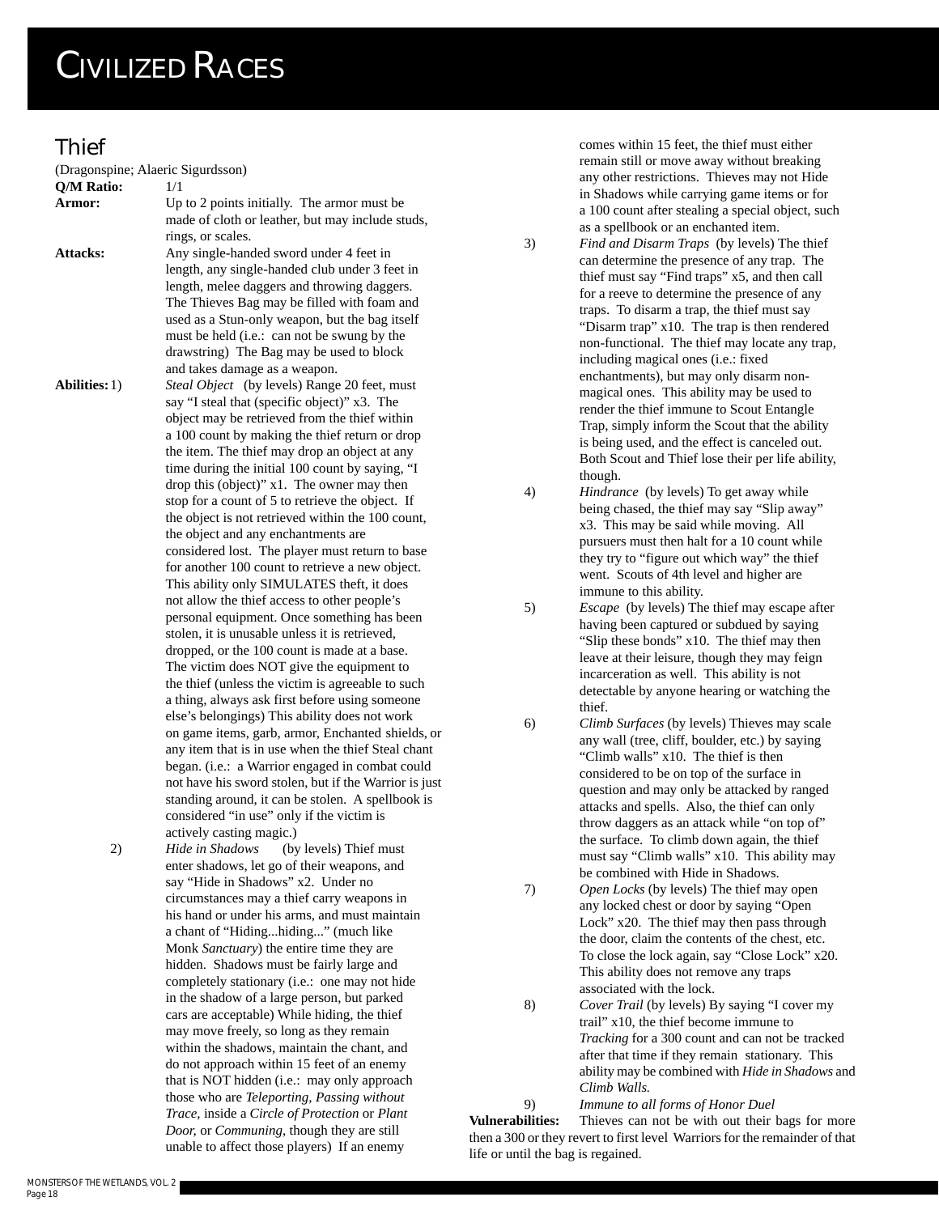# Civilized Races

## Thief

(Dragonspine; Alaeric Sigurdsson)

**Q/M Ratio:** 1/1

**Armor:** Up to 2 points initially. The armor must be made of cloth or leather, but may include studs, rings, or scales.

**Attacks:** Any single-handed sword under 4 feet in length, any single-handed club under 3 feet in length, melee daggers and throwing daggers. The Thieves Bag may be filled with foam and used as a Stun-only weapon, but the bag itself must be held (i.e.: can not be swung by the drawstring) The Bag may be used to block and takes damage as a weapon.

**Abilities:**

1) *Steal Object* (by levels) Range 20 feet, must say "I steal that (specific object)" x3. The object may be retrieved from the thief within a 100 count by making the thief return or drop the item. The thief may drop an object at any time during the initial 100 count by saying, "I drop this (object)" x1. The owner may then stop for a count of 5 to retrieve the object. If the object is not retrieved within the 100 count, the object and any enchantments are considered lost. The player must return to base for another 100 count to retrieve a new object. This ability only SIMULATES theft, it does not allow the thief access to other people's personal equipment. Once something has been stolen, it is unusable unless it is retrieved, dropped, or the 100 count is made at a base. The victim does NOT give the equipment to the thief (unless the victim is agreeable to such a thing, always ask first before using someone else's belongings) This ability does not work on game items, garb, armor, Enchanted shields, or any item that is in use when the thief Steal chant began. (i.e.: a Warrior engaged in combat could not have his sword stolen, but if the Warrior is just standing around, it can be stolen. A spellbook is considered "in use" only if the victim is actively casting magic.)

2) *Hide in Shadows* (by levels) Thief must enter shadows, let go of their weapons, and say "Hide in Shadows" x2. Under no circumstances may a thief carry weapons in his hand or under his arms, and must maintain a chant of "Hiding...hiding..." (much like Monk *Sanctuary*) the entire time they are hidden. Shadows must be fairly large and completely stationary (i.e.: one may not hide in the shadow of a large person, but parked cars are acceptable) While hiding, the thief may move freely, so long as they remain within the shadows, maintain the chant, and do not approach within 15 feet of an enemy that is NOT hidden (i.e.: may only approach those who are *Teleporting*, *Passing without Trace*, inside a *Circle of Protection* or *Plant Door*, or *Communing*, though they are still unable to affect those players) If an enemy comes within 15 feet, the thief must either remain still or move away without breaking any other restrictions. Thieves may not Hide in Shadows while carrying game items or for a 100 count after stealing a special object, such as a spellbook or an enchanted item.

3) *Find and Disarm Traps* (by levels) The thief can determine the presence of any trap. The thief must say "Find traps" x5, and then call for a reeve to determine the presence of any traps. To disarm a trap, the thief must say "Disarm trap" x10. The trap is then rendered non-functional. The thief may locate any trap, including magical ones (i.e.: fixed enchantments), but may only disarm non-magical ones. This ability may be used to render the thief immune to Scout Entangle Trap, simply inform the Scout that the ability is being used, and the effect is canceled out. Both Scout and Thief lose their per life ability, though.

4) *Hindrance* (by levels) To get away while being chased, the thief may say "Slip away" x3. This may be said while moving. All pursuers must then halt for a 10 count while they try to "figure out which way" the thief went. Scouts of 4th level and higher are immune to this ability.

5) *Escape* (by levels) The thief may escape after having been captured or subdued by saying "Slip these bonds" x10. The thief may then leave at their leisure, though they may feign incarceration as well. This ability is not detectable by anyone hearing or watching the thief.

6) *Climb Surfaces* (by levels) Thieves may scale any wall (tree, cliff, boulder, etc.) by saying "Climb walls" x10. The thief is then considered to be on top of the surface in question and may only be attacked by ranged attacks and spells. Also, the thief can only throw daggers as an attack while "on top of" the surface. To climb down again, the thief must say "Climb walls" x10. This ability may be combined with Hide in Shadows.

7) *Open Locks* (by levels) The thief may open any locked chest or door by saying "Open Lock" x20. The thief may then pass through the door, claim the contents of the chest, etc. To close the lock again, say "Close Lock" x20. This ability does not remove any traps associated with the lock.

8) *Cover Trail* (by levels) By saying "I cover my trail" x10, the thief become immune to *Tracking* for a 300 count and can not be tracked after that time if they remain stationary. This ability may be combined with *Hide in Shadows* and *Climb Walls.*

9) *Immune to all forms of Honor Duel*

**Vulnerabilities:** Thieves can not be with out their bags for more then a 300 or they revert to first level Warriors for the remainder of that life or until the bag is regained.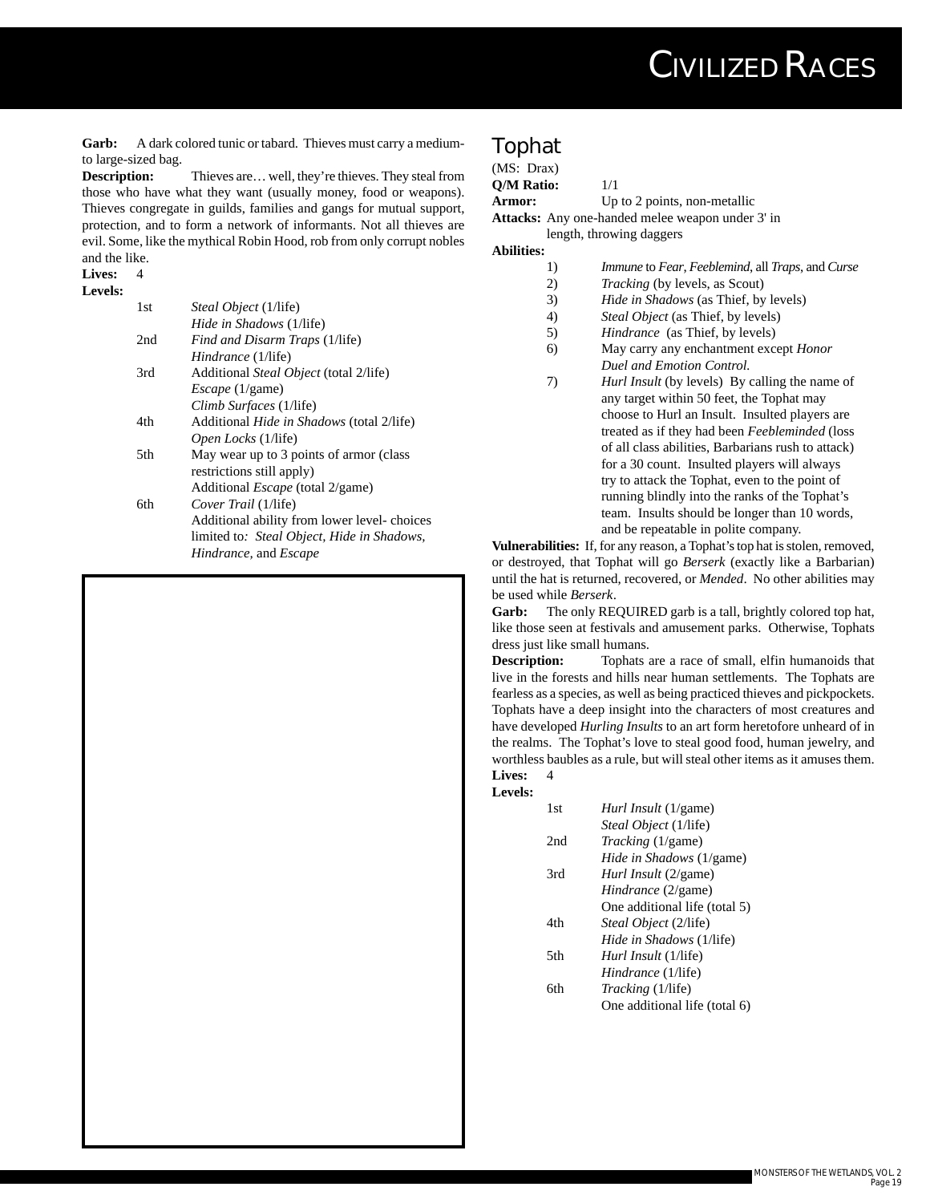**Garb:** A dark colored tunic or tabard. Thieves must carry a medium- to large-sized bag.

**Description:** Thieves are… well, they're thieves. They steal from those who have what they want (usually money, food or weapons). Thieves congregate in guilds, families and gangs for mutual support, protection, and to form a network of informants. Not all thieves are evil. Some, like the mythical Robin Hood, rob from only corrupt nobles and the like.

**Lives:** 4

**Levels:**

- 1st — *Steal Object* (1/life); *Hide in Shadows* (1/life)
- 2nd — *Find and Disarm Traps* (1/life); *Hindrance* (1/life)
- 3rd — Additional *Steal Object* (total 2/life); *Escape* (1/game); *Climb Surfaces* (1/life)
- 4th — Additional *Hide in Shadows* (total 2/life); *Open Locks* (1/life)
- 5th — May wear up to 3 points of armor (class restrictions still apply); Additional *Escape* (total 2/game)
- 6th — *Cover Trail* (1/life); Additional ability from lower level- choices limited to*: Steal Object, Hide in Shadows, Hindrance,* and *Escape*

## Tophat

(MS: Drax)

**Q/M Ratio:** 1/1

**Armor:** Up to 2 points, non-metallic

**Attacks:** Any one-handed melee weapon under 3' in length, throwing daggers

**Abilities:**

1) *Immune* to *Fear*, *Feeblemind*, all *Traps*, and *Curse*
2) *Tracking* (by levels, as Scout)
3) *Hide in Shadows* (as Thief, by levels)
4) *Steal Object* (as Thief, by levels)
5) *Hindrance* (as Thief, by levels)
6) May carry any enchantment except *Honor Duel and Emotion Control.*
7) *Hurl Insult* (by levels) By calling the name of any target within 50 feet, the Tophat may choose to Hurl an Insult. Insulted players are treated as if they had been *Feebleminded* (loss of all class abilities, Barbarians rush to attack) for a 30 count. Insulted players will always try to attack the Tophat, even to the point of running blindly into the ranks of the Tophat's team. Insults should be longer than 10 words, and be repeatable in polite company.

**Vulnerabilities:** If, for any reason, a Tophat's top hat is stolen, removed, or destroyed, that Tophat will go *Berserk* (exactly like a Barbarian) until the hat is returned, recovered, or *Mended*. No other abilities may be used while *Berserk*.

**Garb:** The only REQUIRED garb is a tall, brightly colored top hat, like those seen at festivals and amusement parks. Otherwise, Tophats dress just like small humans.

**Description:** Tophats are a race of small, elfin humanoids that live in the forests and hills near human settlements. The Tophats are fearless as a species, as well as being practiced thieves and pickpockets. Tophats have a deep insight into the characters of most creatures and have developed *Hurling Insults* to an art form heretofore unheard of in the realms. The Tophat's love to steal good food, human jewelry, and worthless baubles as a rule, but will steal other items as it amuses them.

**Lives:** 4

**Levels:**

- 1st — *Hurl Insult* (1/game); *Steal Object* (1/life)
- 2nd — *Tracking* (1/game); *Hide in Shadows* (1/game)
- 3rd — *Hurl Insult* (2/game); *Hindrance* (2/game); One additional life (total 5)
- 4th — *Steal Object* (2/life); *Hide in Shadows* (1/life)
- 5th — *Hurl Insult* (1/life); *Hindrance* (1/life)
- 6th — *Tracking* (1/life); One additional life (total 6)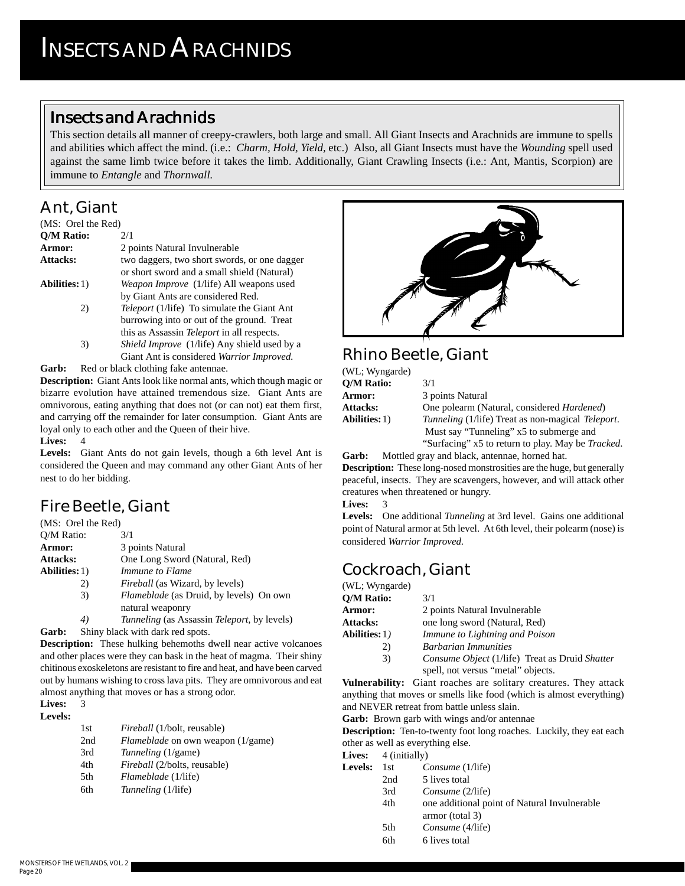# INSECTS AND ARACHNIDS

## Insects and Arachnids

This section details all manner of creepy-crawlers, both large and small. All Giant Insects and Arachnids are immune to spells and abilities which affect the mind. (i.e.: *Charm, Hold, Yield*, etc.) Also, all Giant Insects must have the *Wounding* spell used against the same limb twice before it takes the limb. Additionally, Giant Crawling Insects (i.e.: Ant, Mantis, Scorpion) are immune to *Entangle* and *Thornwall.*

## Ant, Giant

(MS: Orel the Red)

**Q/M Ratio:** 2/1

**Armor:** 2 points Natural Invulnerable

**Attacks:** two daggers, two short swords, or one dagger or short sword and a small shield (Natural)

**Abilities:**
1) *Weapon Improve* (1/life) All weapons used by Giant Ants are considered Red.
2) *Teleport* (1/life) To simulate the Giant Ant burrowing into or out of the ground. Treat this as Assassin *Teleport* in all respects.
3) *Shield Improve* (1/life) Any shield used by a Giant Ant is considered *Warrior Improved.*

**Garb:** Red or black clothing fake antennae.

**Description:** Giant Ants look like normal ants, which though magic or bizarre evolution have attained tremendous size. Giant Ants are omnivorous, eating anything that does not (or can not) eat them first, and carrying off the remainder for later consumption. Giant Ants are loyal only to each other and the Queen of their hive.

**Lives:** 4

**Levels:** Giant Ants do not gain levels, though a 6th level Ant is considered the Queen and may command any other Giant Ants of her nest to do her bidding.

## Fire Beetle, Giant

(MS: Orel the Red)

Q/M Ratio: 3/1

**Armor:** 3 points Natural

**Attacks:** One Long Sword (Natural, Red)

**Abilities:**
1) *Immune to Flame*
2) *Fireball* (as Wizard, by levels)
3) *Flameblade* (as Druid, by levels) On own natural weaponry
4) *Tunneling* (as Assassin *Teleport*, by levels)

**Garb:** Shiny black with dark red spots.

**Description:** These hulking behemoths dwell near active volcanoes and other places were they can bask in the heat of magma. Their shiny chitinous exoskeletons are resistant to fire and heat, and have been carved out by humans wishing to cross lava pits. They are omnivorous and eat almost anything that moves or has a strong odor.

**Lives:** 3

**Levels:**

| | |
|---|---|
| 1st | *Fireball* (1/bolt, reusable) |
| 2nd | *Flameblade* on own weapon (1/game) |
| 3rd | *Tunneling* (1/game) |
| 4th | *Fireball* (2/bolts, reusable) |
| 5th | *Flameblade* (1/life) |
| 6th | *Tunneling* (1/life) |

## Rhino Beetle, Giant

(WL; Wyngarde)

**Q/M Ratio:** 3/1

**Armor:** 3 points Natural

**Attacks:** One polearm (Natural, considered *Hardened*)

**Abilities:**
1) *Tunneling* (1/life) Treat as non-magical *Teleport*. Must say "Tunneling" x5 to submerge and "Surfacing" x5 to return to play. May be *Tracked*.

**Garb:** Mottled gray and black, antennae, horned hat.

**Description:** These long-nosed monstrosities are the huge, but generally peaceful, insects. They are scavengers, however, and will attack other creatures when threatened or hungry.

**Lives:** 3

**Levels:** One additional *Tunneling* at 3rd level. Gains one additional point of Natural armor at 5th level. At 6th level, their polearm (nose) is considered *Warrior Improved.*

## Cockroach, Giant

(WL; Wyngarde)

**Q/M Ratio:** 3/1

**Armor:** 2 points Natural Invulnerable

**Attacks:** one long sword (Natural, Red)

**Abilities:**
1) *Immune to Lightning and Poison*
2) *Barbarian Immunities*
3) *Consume Object* (1/life) Treat as Druid *Shatter* spell, not versus "metal" objects.

**Vulnerability:** Giant roaches are solitary creatures. They attack anything that moves or smells like food (which is almost everything) and NEVER retreat from battle unless slain.

**Garb:** Brown garb with wings and/or antennae

**Description:** Ten-to-twenty foot long roaches. Luckily, they eat each other as well as everything else.

**Lives:** 4 (initially)

**Levels:**

| | |
|---|---|
| 1st | *Consume* (1/life) |
| 2nd | 5 lives total |
| 3rd | *Consume* (2/life) |
| 4th | one additional point of Natural Invulnerable armor (total 3) |
| 5th | *Consume* (4/life) |
| 6th | 6 lives total |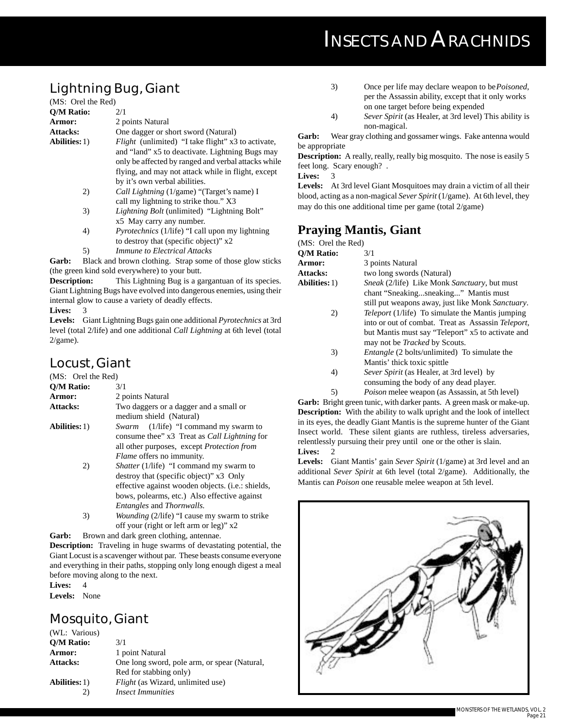## Lightning Bug, Giant

(MS: Orel the Red)

**Q/M Ratio:** 2/1

**Armor:** 2 points Natural

**Attacks:** One dagger or short sword (Natural)

**Abilities:**
1) *Flight* (unlimited) "I take flight" x3 to activate, and "land" x5 to deactivate. Lightning Bugs may only be affected by ranged and verbal attacks while flying, and may not attack while in flight, except by it's own verbal abilities.
2) *Call Lightning* (1/game) "(Target's name) I call my lightning to strike thou." X3
3) *Lightning Bolt* (unlimited) "Lightning Bolt" x5 May carry any number.
4) *Pyrotechnics* (1/life) "I call upon my lightning to destroy that (specific object)" x2
5) *Immune to Electrical Attacks*

**Garb:** Black and brown clothing. Strap some of those glow sticks (the green kind sold everywhere) to your butt.

**Description:** This Lightning Bug is a gargantuan of its species. Giant Lightning Bugs have evolved into dangerous enemies, using their internal glow to cause a variety of deadly effects.

**Lives:** 3

**Levels:** Giant Lightning Bugs gain one additional *Pyrotechnics* at 3rd level (total 2/life) and one additional *Call Lightning* at 6th level (total 2/game).

## Locust, Giant

(MS: Orel the Red)

**Q/M Ratio:** 3/1

**Armor:** 2 points Natural

**Attacks:** Two daggers or a dagger and a small or medium shield (Natural)

**Abilities:**
1) *Swarm* (1/life) "I command my swarm to consume thee" x3 Treat as *Call Lightning* for all other purposes, except *Protection from Flame* offers no immunity.
2) *Shatter* (1/life) "I command my swarm to destroy that (specific object)" x3 Only effective against wooden objects. (i.e.: shields, bows, polearms, etc.) Also effective against *Entangles* and *Thornwalls.*
3) *Wounding* (2/life) "I cause my swarm to strike off your (right or left arm or leg)" x2

**Garb:** Brown and dark green clothing, antennae.

**Description:** Traveling in huge swarms of devastating potential, the Giant Locust is a scavenger without par. These beasts consume everyone and everything in their paths, stopping only long enough digest a meal before moving along to the next.

**Lives:** 4

**Levels:** None

## Mosquito, Giant

(WL: Various)

**Q/M Ratio:** 3/1

**Armor:** 1 point Natural

**Attacks:** One long sword, pole arm, or spear (Natural, Red for stabbing only)

**Abilities:**
1) *Flight* (as Wizard, unlimited use)
2) *Insect Immunities*
3) Once per life may declare weapon to be *Poisoned*, per the Assassin ability, except that it only works on one target before being expended
4) *Sever Spirit* (as Healer, at 3rd level) This ability is non-magical.

**Garb:** Wear gray clothing and gossamer wings. Fake antenna would be appropriate

**Description:** A really, really, really big mosquito. The nose is easily 5 feet long. Scary enough? .

**Lives:** 3

**Levels:** At 3rd level Giant Mosquitoes may drain a victim of all their blood, acting as a non-magical *Sever Spirit* (1/game). At 6th level, they may do this one additional time per game (total 2/game)

## Praying Mantis, Giant

(MS: Orel the Red)

**Q/M Ratio:** 3/1

**Armor:** 3 points Natural

**Attacks:** two long swords (Natural)

**Abilities:**
1) *Sneak* (2/life) Like Monk *Sanctuary*, but must chant "Sneaking...sneaking..." Mantis must still put weapons away, just like Monk *Sanctuary*.
2) *Teleport* (1/life) To simulate the Mantis jumping into or out of combat. Treat as Assassin *Teleport*, but Mantis must say "Teleport" x5 to activate and may not be *Tracked* by Scouts.
3) *Entangle* (2 bolts/unlimited) To simulate the Mantis' thick toxic spittle
4) *Sever Spirit* (as Healer, at 3rd level) by consuming the body of any dead player.
5) *Poison* melee weapon (as Assassin, at 5th level)

**Garb:** Bright green tunic, with darker pants. A green mask or make-up.

**Description:** With the ability to walk upright and the look of intellect in its eyes, the deadly Giant Mantis is the supreme hunter of the Giant Insect world. These silent giants are ruthless, tireless adversaries, relentlessly pursuing their prey until one or the other is slain.

**Lives:** 2

**Levels:** Giant Mantis' gain *Sever Spirit* (1/game) at 3rd level and an additional *Sever Spirit* at 6th level (total 2/game). Additionally, the Mantis can *Poison* one reusable melee weapon at 5th level.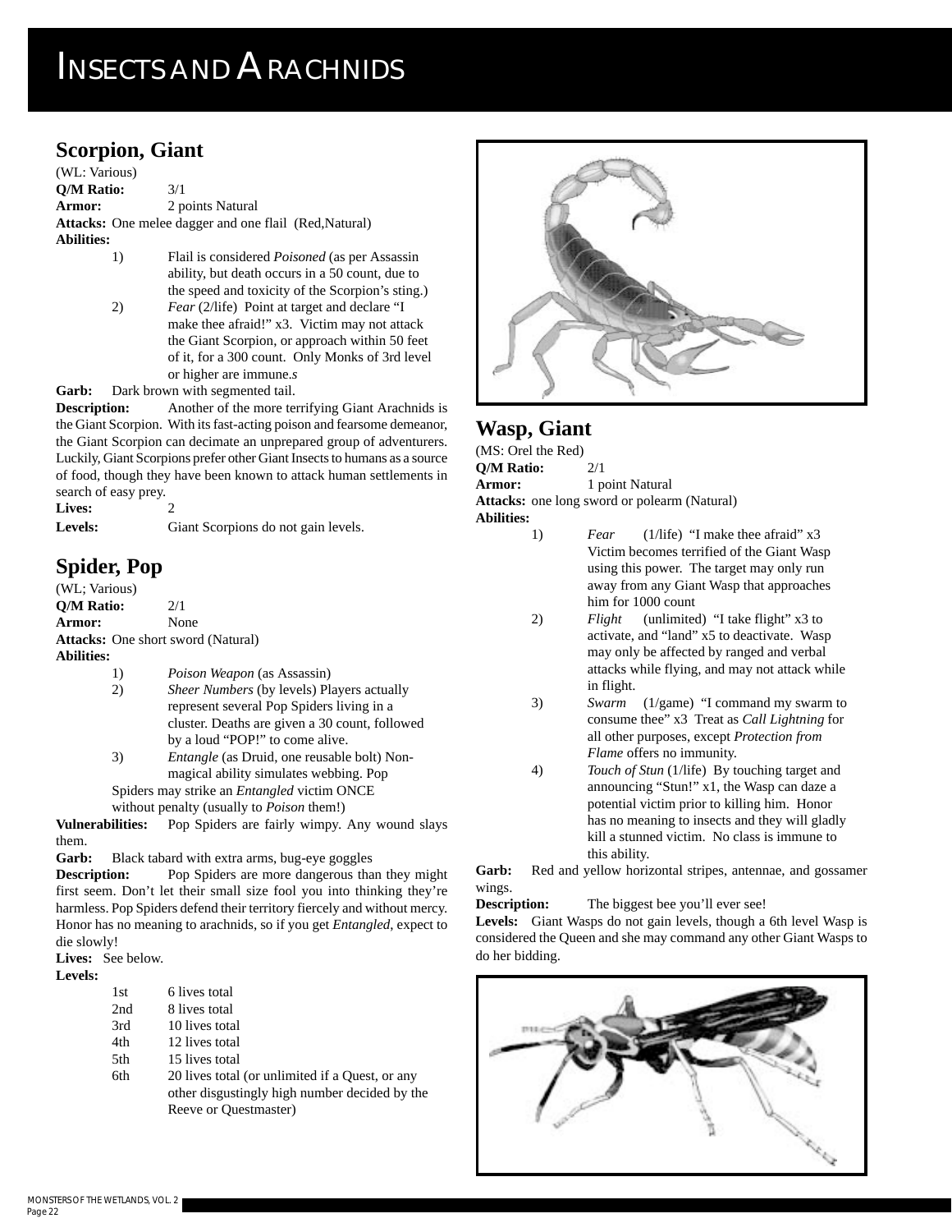# Insects and Arachnids

## Scorpion, Giant

(WL: Various)

**Q/M Ratio:** 3/1

**Armor:** 2 points Natural

**Attacks:** One melee dagger and one flail (Red,Natural)

**Abilities:**

1) Flail is considered *Poisoned* (as per Assassin ability, but death occurs in a 50 count, due to the speed and toxicity of the Scorpion's sting.)
2) *Fear* (2/life) Point at target and declare "I make thee afraid!" x3. Victim may not attack the Giant Scorpion, or approach within 50 feet of it, for a 300 count. Only Monks of 3rd level or higher are immune.*s*

**Garb:** Dark brown with segmented tail.

**Description:** Another of the more terrifying Giant Arachnids is the Giant Scorpion. With its fast-acting poison and fearsome demeanor, the Giant Scorpion can decimate an unprepared group of adventurers. Luckily, Giant Scorpions prefer other Giant Insects to humans as a source of food, though they have been known to attack human settlements in search of easy prey.

**Lives:** 2

**Levels:** Giant Scorpions do not gain levels.

## Spider, Pop

(WL; Various)

**Q/M Ratio:** 2/1

**Armor:** None

**Attacks:** One short sword (Natural)

**Abilities:**

1) *Poison Weapon* (as Assassin)
2) *Sheer Numbers* (by levels) Players actually represent several Pop Spiders living in a cluster. Deaths are given a 30 count, followed by a loud "POP!" to come alive.
3) *Entangle* (as Druid, one reusable bolt) Non-magical ability simulates webbing. Pop Spiders may strike an *Entangled* victim ONCE without penalty (usually to *Poison* them!)

**Vulnerabilities:** Pop Spiders are fairly wimpy. Any wound slays them.

**Garb:** Black tabard with extra arms, bug-eye goggles

**Description:** Pop Spiders are more dangerous than they might first seem. Don't let their small size fool you into thinking they're harmless. Pop Spiders defend their territory fiercely and without mercy. Honor has no meaning to arachnids, so if you get *Entangled*, expect to die slowly!

**Lives:** See below.

**Levels:**

| | |
|---|---|
| 1st | 6 lives total |
| 2nd | 8 lives total |
| 3rd | 10 lives total |
| 4th | 12 lives total |
| 5th | 15 lives total |
| 6th | 20 lives total (or unlimited if a Quest, or any other disgustingly high number decided by the Reeve or Questmaster) |

## Wasp, Giant

(MS: Orel the Red)

**Q/M Ratio:** 2/1

**Armor:** 1 point Natural

**Attacks:** one long sword or polearm (Natural)

**Abilities:**

1) *Fear* (1/life) "I make thee afraid" x3 Victim becomes terrified of the Giant Wasp using this power. The target may only run away from any Giant Wasp that approaches him for 1000 count
2) *Flight* (unlimited) "I take flight" x3 to activate, and "land" x5 to deactivate. Wasp may only be affected by ranged and verbal attacks while flying, and may not attack while in flight.
3) *Swarm* (1/game) "I command my swarm to consume thee" x3 Treat as *Call Lightning* for all other purposes, except *Protection from Flame* offers no immunity.
4) *Touch of Stun* (1/life) By touching target and announcing "Stun!" x1, the Wasp can daze a potential victim prior to killing him. Honor has no meaning to insects and they will gladly kill a stunned victim. No class is immune to this ability.

**Garb:** Red and yellow horizontal stripes, antennae, and gossamer wings.

**Description:** The biggest bee you'll ever see!

**Levels:** Giant Wasps do not gain levels, though a 6th level Wasp is considered the Queen and she may command any other Giant Wasps to do her bidding.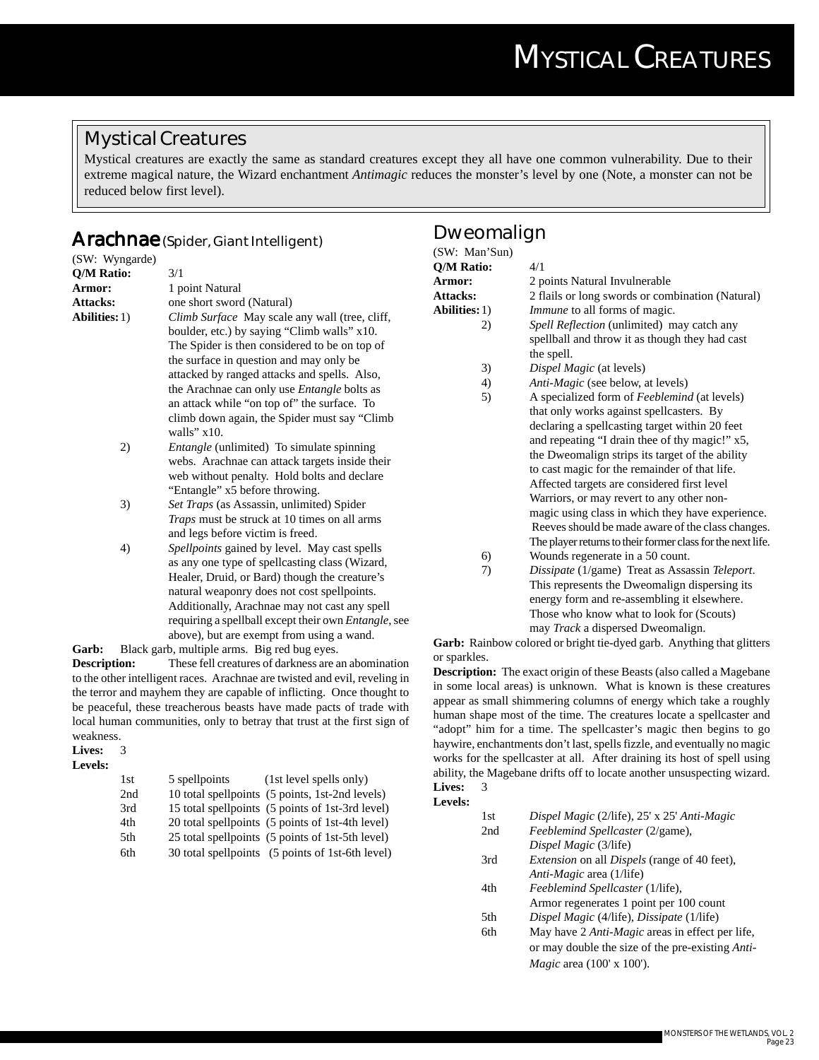## Mystical Creatures

Mystical creatures are exactly the same as standard creatures except they all have one common vulnerability. Due to their extreme magical nature, the Wizard enchantment *Antimagic* reduces the monster's level by one (Note, a monster can not be reduced below first level).

## Arachnae (Spider, Giant Intelligent)

(SW: Wyngarde)

**Q/M Ratio:** 3/1

**Armor:** 1 point Natural

**Attacks:** one short sword (Natural)

**Abilities:**

1) *Climb Surface* May scale any wall (tree, cliff, boulder, etc.) by saying "Climb walls" x10. The Spider is then considered to be on top of the surface in question and may only be attacked by ranged attacks and spells. Also, the Arachnae can only use *Entangle* bolts as an attack while "on top of" the surface. To climb down again, the Spider must say "Climb walls" x10.
2) *Entangle* (unlimited) To simulate spinning webs. Arachnae can attack targets inside their web without penalty. Hold bolts and declare "Entangle" x5 before throwing.
3) *Set Traps* (as Assassin, unlimited) Spider *Traps* must be struck at 10 times on all arms and legs before victim is freed.
4) *Spellpoints* gained by level. May cast spells as any one type of spellcasting class (Wizard, Healer, Druid, or Bard) though the creature's natural weaponry does not cost spellpoints. Additionally, Arachnae may not cast any spell requiring a spellball except their own *Entangle*, see above), but are exempt from using a wand.

**Garb:** Black garb, multiple arms. Big red bug eyes.

**Description:** These fell creatures of darkness are an abomination to the other intelligent races. Arachnae are twisted and evil, reveling in the terror and mayhem they are capable of inflicting. Once thought to be peaceful, these treacherous beasts have made pacts of trade with local human communities, only to betray that trust at the first sign of weakness.

**Lives:** 3

**Levels:**

| | | |
|---|---|---|
| 1st | 5 spellpoints | (1st level spells only) |
| 2nd | 10 total spellpoints | (5 points, 1st-2nd levels) |
| 3rd | 15 total spellpoints | (5 points of 1st-3rd level) |
| 4th | 20 total spellpoints | (5 points of 1st-4th level) |
| 5th | 25 total spellpoints | (5 points of 1st-5th level) |
| 6th | 30 total spellpoints | (5 points of 1st-6th level) |

## Dweomalign

(SW: Man'Sun)

**Q/M Ratio:** 4/1

**Armor:** 2 points Natural Invulnerable

**Attacks:** 2 flails or long swords or combination (Natural)

**Abilities:**

1) *Immune* to all forms of magic.
2) *Spell Reflection* (unlimited) may catch any spellball and throw it as though they had cast the spell.
3) *Dispel Magic* (at levels)
4) *Anti-Magic* (see below, at levels)
5) A specialized form of *Feeblemind* (at levels) that only works against spellcasters. By declaring a spellcasting target within 20 feet and repeating "I drain thee of thy magic!" x5, the Dweomalign strips its target of the ability to cast magic for the remainder of that life. Affected targets are considered first level Warriors, or may revert to any other non-magic using class in which they have experience. Reeves should be made aware of the class changes. The player returns to their former class for the next life.
6) Wounds regenerate in a 50 count.
7) *Dissipate* (1/game) Treat as Assassin *Teleport*. This represents the Dweomalign dispersing its energy form and re-assembling it elsewhere. Those who know what to look for (Scouts) may *Track* a dispersed Dweomalign.

**Garb:** Rainbow colored or bright tie-dyed garb. Anything that glitters or sparkles.

**Description:** The exact origin of these Beasts (also called a Magebane in some local areas) is unknown. What is known is these creatures appear as small shimmering columns of energy which take a roughly human shape most of the time. The creatures locate a spellcaster and "adopt" him for a time. The spellcaster's magic then begins to go haywire, enchantments don't last, spells fizzle, and eventually no magic works for the spellcaster at all. After draining its host of spell using ability, the Magebane drifts off to locate another unsuspecting wizard.

**Lives:** 3

**Levels:**

| | |
|---|---|
| 1st | *Dispel Magic* (2/life), 25' x 25' *Anti-Magic* |
| 2nd | *Feeblemind Spellcaster* (2/game), *Dispel Magic* (3/life) |
| 3rd | *Extension* on all *Dispels* (range of 40 feet), *Anti-Magic* area (1/life) |
| 4th | *Feeblemind Spellcaster* (1/life), Armor regenerates 1 point per 100 count |
| 5th | *Dispel Magic* (4/life), *Dissipate* (1/life) |
| 6th | May have 2 *Anti-Magic* areas in effect per life, or may double the size of the pre-existing *Anti-Magic* area (100' x 100'). |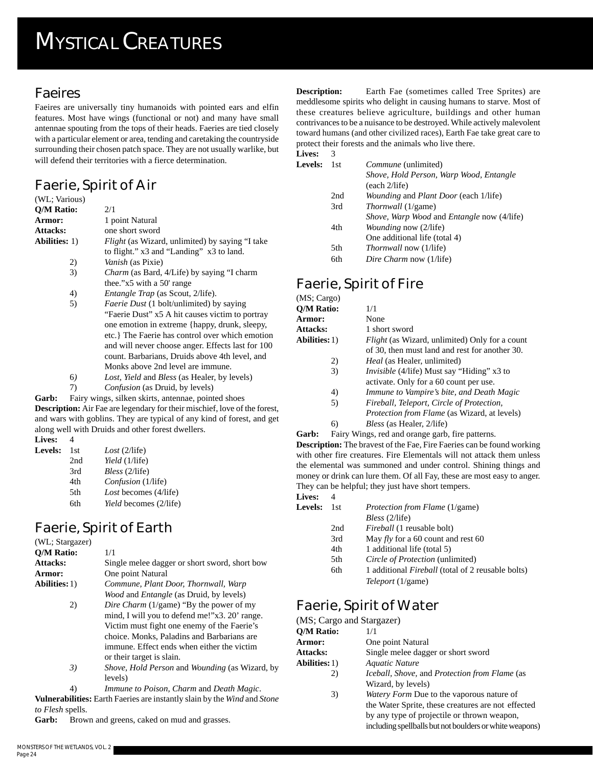# Mystical Creatures

## Faeires

Faeires are universally tiny humanoids with pointed ears and elfin features. Most have wings (functional or not) and many have small antennae spouting from the tops of their heads. Faeries are tied closely with a particular element or area, tending and caretaking the countryside surrounding their chosen patch space. They are not usually warlike, but will defend their territories with a fierce determination.

## Faerie, Spirit of Air

(WL; Various)

**Q/M Ratio:** 2/1

**Armor:** 1 point Natural

**Attacks:** one short sword

**Abilities:**
1) *Flight* (as Wizard, unlimited) by saying "I take to flight." x3 and "Landing" x3 to land.
2) *Vanish* (as Pixie)
3) *Charm* (as Bard, 4/Life) by saying "I charm thee."x5 with a 50' range
4) *Entangle Trap* (as Scout, 2/life).
5) *Faerie Dust* (1 bolt/unlimited) by saying "Faerie Dust" x5 A hit causes victim to portray one emotion in extreme {happy, drunk, sleepy, etc.} The Faerie has control over which emotion and will never choose anger. Effects last for 100 count. Barbarians, Druids above 4th level, and Monks above 2nd level are immune.
6) *Lost, Yield* and *Bless* (as Healer, by levels)
7) *Confusion* (as Druid, by levels)

**Garb:** Fairy wings, silken skirts, antennae, pointed shoes

**Description:** Air Fae are legendary for their mischief, love of the forest, and wars with goblins. They are typical of any kind of forest, and get along well with Druids and other forest dwellers.

**Lives:** 4

**Levels:**
- 1st *Lost* (2/life)
- 2nd *Yield* (1/life)
- 3rd *Bless* (2/life)
- 4th *Confusion* (1/life)
- 5th *Lost* becomes (4/life)
- 6th *Yield* becomes (2/life)

## Faerie, Spirit of Earth

(WL; Stargazer)

**Q/M Ratio:** 1/1

**Attacks:** Single melee dagger or short sword, short bow

**Armor:** One point Natural

**Abilities:**
1) *Commune, Plant Door, Thornwall, Warp Wood* and *Entangle* (as Druid, by levels)
2) *Dire Charm* (1/game) "By the power of my mind, I will you to defend me!"x3. 20' range. Victim must fight one enemy of the Faerie's choice. Monks, Paladins and Barbarians are immune. Effect ends when either the victim or their target is slain.
3) *Shove, Hold Person* and *Wounding* (as Wizard, by levels)
4) *Immune to Poison, Charm* and *Death Magic*.

**Vulnerabilities:** Earth Faeries are instantly slain by the *Wind* and *Stone to Flesh* spells.

**Garb:** Brown and greens, caked on mud and grasses.

**Description:** Earth Fae (sometimes called Tree Sprites) are meddlesome spirits who delight in causing humans to starve. Most of these creatures believe agriculture, buildings and other human contrivances to be a nuisance to be destroyed. While actively malevolent toward humans (and other civilized races), Earth Fae take great care to protect their forests and the animals who live there.

**Lives:** 3

**Levels:**
- 1st *Commune* (unlimited); *Shove, Hold Person, Warp Wood, Entangle* (each 2/life)
- 2nd *Wounding* and *Plant Door* (each 1/life)
- 3rd *Thornwall* (1/game); *Shove, Warp Wood* and *Entangle* now (4/life)
- 4th *Wounding* now (2/life); One additional life (total 4)
- 5th *Thornwall* now (1/life)
- 6th *Dire Charm* now (1/life)

## Faerie, Spirit of Fire

(MS; Cargo)

**Q/M Ratio:** 1/1

**Armor:** None

**Attacks:** 1 short sword

**Abilities:**
1) *Flight* (as Wizard, unlimited) Only for a count of 30, then must land and rest for another 30.
2) *Heal* (as Healer, unlimited)
3) *Invisible* (4/life) Must say "Hiding" x3 to activate. Only for a 60 count per use.
4) *Immune to Vampire's bite, and Death Magic*
5) *Fireball, Teleport, Circle of Protection, Protection from Flame* (as Wizard, at levels)
6) *Bless* (as Healer, 2/life)

**Garb:** Fairy Wings, red and orange garb, fire patterns.

**Description:** The bravest of the Fae, Fire Faeries can be found working with other fire creatures. Fire Elementals will not attack them unless the elemental was summoned and under control. Shining things and money or drink can lure them. Of all Fay, these are most easy to anger. They can be helpful; they just have short tempers.

**Lives:** 4

**Levels:**
- 1st *Protection from Flame* (1/game); *Bless* (2/life)
- 2nd *Fireball* (1 reusable bolt)
- 3rd May *fly* for a 60 count and rest 60
- 4th 1 additional life (total 5)
- 5th *Circle of Protection* (unlimited)
- 6th 1 additional *Fireball* (total of 2 reusable bolts); *Teleport* (1/game)

## Faerie, Spirit of Water

(MS; Cargo and Stargazer)

**Q/M Ratio:** 1/1

**Armor:** One point Natural

**Attacks:** Single melee dagger or short sword

**Abilities:**
1) *Aquatic Nature*
2) *Iceball, Shove,* and *Protection from Flame* (as Wizard, by levels)
3) *Watery Form* Due to the vaporous nature of the Water Sprite, these creatures are not effected by any type of projectile or thrown weapon, including spellballs but not boulders or white weapons)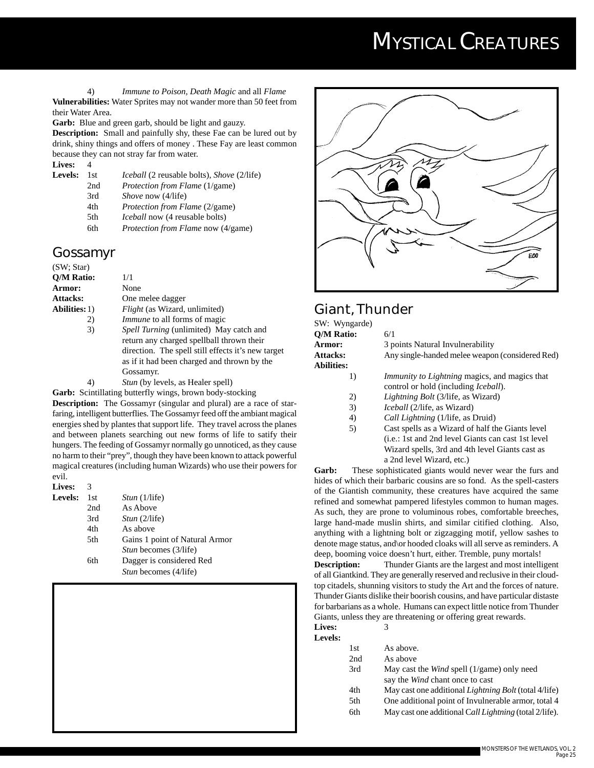4) *Immune to Poison, Death Magic* and all *Flame*

**Vulnerabilities:** Water Sprites may not wander more than 50 feet from their Water Area.

**Garb:** Blue and green garb, should be light and gauzy.

**Description:** Small and painfully shy, these Fae can be lured out by drink, shiny things and offers of money . These Fay are least common because they can not stray far from water.

**Lives:** 4

**Levels:**

| | |
|---|---|
| 1st | *Iceball* (2 reusable bolts), *Shove* (2/life) |
| 2nd | *Protection from Flame* (1/game) |
| 3rd | *Shove* now (4/life) |
| 4th | *Protection from Flame* (2/game) |
| 5th | *Iceball* now (4 reusable bolts) |
| 6th | *Protection from Flame* now (4/game) |

## Gossamyr

(SW; Star)

**Q/M Ratio:** 1/1

**Armor:** None

**Attacks:** One melee dagger

**Abilities:**

1) *Flight* (as Wizard, unlimited)
2) *Immune* to all forms of magic
3) *Spell Turning* (unlimited) May catch and return any charged spellball thrown their direction. The spell still effects it's new target as if it had been charged and thrown by the Gossamyr.
4) *Stun* (by levels, as Healer spell)

**Garb:** Scintillating butterfly wings, brown body-stocking

**Description:** The Gossamyr (singular and plural) are a race of star-faring, intelligent butterflies. The Gossamyr feed off the ambiant magical energies shed by plantes that support life. They travel across the planes and between planets searching out new forms of life to satify their hungers. The feeding of Gossamyr normally go unnoticed, as they cause no harm to their "prey", though they have been known to attack powerful magical creatures (including human Wizards) who use their powers for evil.

**Lives:** 3

**Levels:**

| | |
|---|---|
| 1st | *Stun* (1/life) |
| 2nd | As Above |
| 3rd | *Stun* (2/life) |
| 4th | As above |
| 5th | Gains 1 point of Natural Armor<br>*Stun* becomes (3/life) |
| 6th | Dagger is considered Red<br>*Stun* becomes (4/life) |

## Giant, Thunder

SW: Wyngarde)

**Q/M Ratio:** 6/1

**Armor:** 3 points Natural Invulnerability

**Attacks:** Any single-handed melee weapon (considered Red)

**Abilities:**

1) *Immunity to Lightning* magics, and magics that control or hold (including *Iceball*).
2) *Lightning Bolt* (3/life, as Wizard)
3) *Iceball* (2/life, as Wizard)
4) *Call Lightning* (1/life, as Druid)
5) Cast spells as a Wizard of half the Giants level (i.e.: 1st and 2nd level Giants can cast 1st level Wizard spells, 3rd and 4th level Giants cast as a 2nd level Wizard, etc.)

**Garb:** These sophisticated giants would never wear the furs and hides of which their barbaric cousins are so fond. As the spell-casters of the Giantish community, these creatures have acquired the same refined and somewhat pampered lifestyles common to human mages. As such, they are prone to voluminous robes, comfortable breeches, large hand-made muslin shirts, and similar citified clothing. Also, anything with a lightning bolt or zigzagging motif, yellow sashes to denote mage status, and\or hooded cloaks will all serve as reminders. A deep, booming voice doesn't hurt, either. Tremble, puny mortals!

**Description:** Thunder Giants are the largest and most intelligent of all Giantkind. They are generally reserved and reclusive in their cloud-top citadels, shunning visitors to study the Art and the forces of nature. Thunder Giants dislike their boorish cousins, and have particular distaste for barbarians as a whole. Humans can expect little notice from Thunder Giants, unless they are threatening or offering great rewards.

**Lives:** 3

**Levels:**

| | |
|---|---|
| 1st | As above. |
| 2nd | As above |
| 3rd | May cast the *Wind* spell (1/game) only need say the *Wind* chant once to cast |
| 4th | May cast one additional *Lightning Bolt* (total 4/life) |
| 5th | One additional point of Invulnerable armor, total 4 |
| 6th | May cast one additional C*all Lightning* (total 2/life). |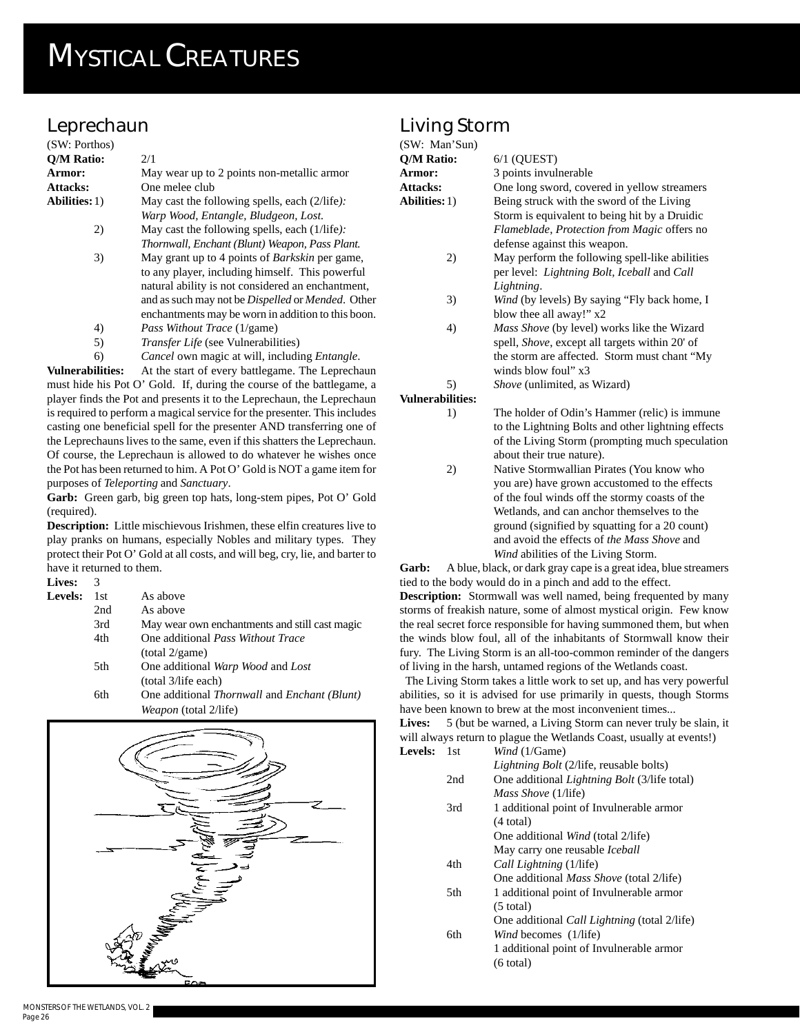# Mystical Creatures

## Leprechaun

(SW: Porthos)

**Q/M Ratio:** 2/1

**Armor:** May wear up to 2 points non-metallic armor

**Attacks:** One melee club

**Abilities:**

1) May cast the following spells, each (2/life): *Warp Wood, Entangle, Bludgeon, Lost.*
2) May cast the following spells, each (1/life): *Thornwall, Enchant (Blunt) Weapon, Pass Plant.*
3) May grant up to 4 points of *Barkskin* per game, to any player, including himself. This powerful natural ability is not considered an enchantment, and as such may not be *Dispelled* or *Mended*. Other enchantments may be worn in addition to this boon.
4) *Pass Without Trace* (1/game)
5) *Transfer Life* (see Vulnerabilities)
6) *Cancel* own magic at will, including *Entangle*.

**Vulnerabilities:** At the start of every battlegame. The Leprechaun must hide his Pot O' Gold. If, during the course of the battlegame, a player finds the Pot and presents it to the Leprechaun, the Leprechaun is required to perform a magical service for the presenter. This includes casting one beneficial spell for the presenter AND transferring one of the Leprechauns lives to the same, even if this shatters the Leprechaun. Of course, the Leprechaun is allowed to do whatever he wishes once the Pot has been returned to him. A Pot O' Gold is NOT a game item for purposes of *Teleporting* and *Sanctuary*.

**Garb:** Green garb, big green top hats, long-stem pipes, Pot O' Gold (required).

**Description:** Little mischievous Irishmen, these elfin creatures live to play pranks on humans, especially Nobles and military types. They protect their Pot O' Gold at all costs, and will beg, cry, lie, and barter to have it returned to them.

**Lives:** 3

**Levels:**

| Level | |
|---|---|
| 1st | As above |
| 2nd | As above |
| 3rd | May wear own enchantments and still cast magic |
| 4th | One additional *Pass Without Trace* (total 2/game) |
| 5th | One additional *Warp Wood* and *Lost* (total 3/life each) |
| 6th | One additional *Thornwall* and *Enchant (Blunt) Weapon* (total 2/life) |

## Living Storm

(SW: Man'Sun)

**Q/M Ratio:** 6/1 (QUEST)

**Armor:** 3 points invulnerable

**Attacks:** One long sword, covered in yellow streamers

**Abilities:**

1) Being struck with the sword of the Living Storm is equivalent to being hit by a Druidic *Flameblade*, *Protection from Magic* offers no defense against this weapon.
2) May perform the following spell-like abilities per level: *Lightning Bolt, Iceball* and *Call Lightning*.
3) *Wind* (by levels) By saying "Fly back home, I blow thee all away!" x2
4) *Mass Shove* (by level) works like the Wizard spell, *Shove*, except all targets within 20' of the storm are affected. Storm must chant "My winds blow foul" x3
5) *Shove* (unlimited, as Wizard)

**Vulnerabilities:**

1) The holder of Odin's Hammer (relic) is immune to the Lightning Bolts and other lightning effects of the Living Storm (prompting much speculation about their true nature).
2) Native Stormwallian Pirates (You know who you are) have grown accustomed to the effects of the foul winds off the stormy coasts of the Wetlands, and can anchor themselves to the ground (signified by squatting for a 20 count) and avoid the effects of *the Mass Shove* and *Wind* abilities of the Living Storm.

**Garb:** A blue, black, or dark gray cape is a great idea, blue streamers tied to the body would do in a pinch and add to the effect.

**Description:** Stormwall was well named, being frequented by many storms of freakish nature, some of almost mystical origin. Few know the real secret force responsible for having summoned them, but when the winds blow foul, all of the inhabitants of Stormwall know their fury. The Living Storm is an all-too-common reminder of the dangers of living in the harsh, untamed regions of the Wetlands coast.

The Living Storm takes a little work to set up, and has very powerful abilities, so it is advised for use primarily in quests, though Storms have been known to brew at the most inconvenient times...

**Lives:** 5 (but be warned, a Living Storm can never truly be slain, it will always return to plague the Wetlands Coast, usually at events!)

**Levels:**

| Level | |
|---|---|
| 1st | *Wind* (1/Game)<br>*Lightning Bolt* (2/life, reusable bolts) |
| 2nd | One additional *Lightning Bolt* (3/life total)<br>*Mass Shove* (1/life) |
| 3rd | 1 additional point of Invulnerable armor (4 total)<br>One additional *Wind* (total 2/life)<br>May carry one reusable *Iceball* |
| 4th | *Call Lightning* (1/life)<br>One additional *Mass Shove* (total 2/life) |
| 5th | 1 additional point of Invulnerable armor (5 total)<br>One additional *Call Lightning* (total 2/life) |
| 6th | *Wind* becomes (1/life)<br>1 additional point of Invulnerable armor (6 total) |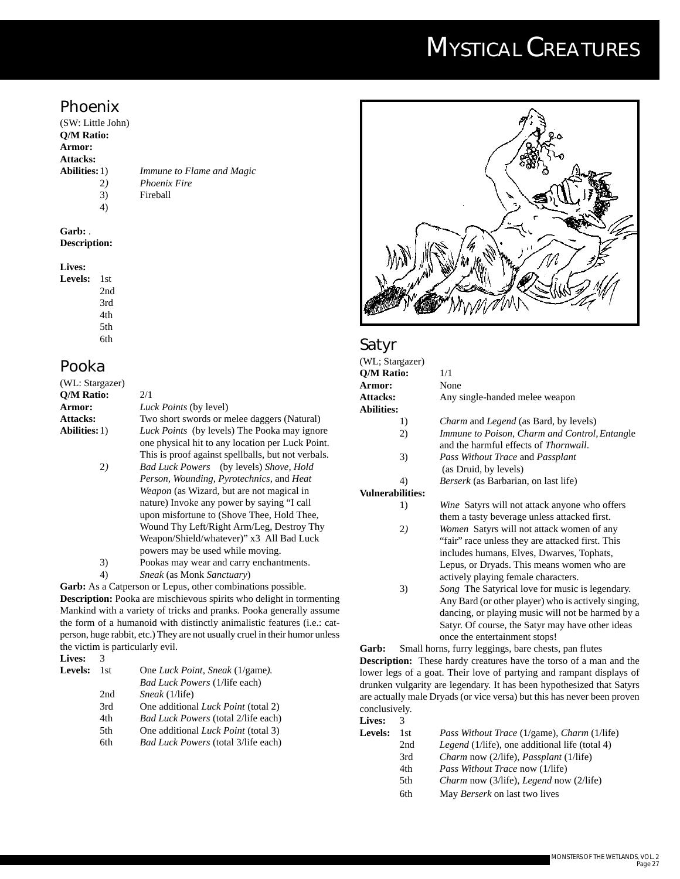## Phoenix

(SW: Little John)

**Q/M Ratio:**

**Armor:**

**Attacks:**

**Abilities:**

1) *Immune to Flame and Magic*
2) *Phoenix Fire*
3) Fireball
4)

**Garb:** .

**Description:**

**Lives:**

**Levels:**

1st
2nd
3rd
4th
5th
6th

## Pooka

(WL: Stargazer)

**Q/M Ratio:** 2/1

**Armor:** *Luck Points* (by level)

**Attacks:** Two short swords or melee daggers (Natural)

**Abilities:**

1) *Luck Points* (by levels) The Pooka may ignore one physical hit to any location per Luck Point. This is proof against spellballs, but not verbals.
2) *Bad Luck Powers* (by levels) *Shove, Hold Person, Wounding, Pyrotechnics,* and *Heat Weapon* (as Wizard, but are not magical in nature) Invoke any power by saying "I call upon misfortune to (Shove Thee, Hold Thee, Wound Thy Left/Right Arm/Leg, Destroy Thy Weapon/Shield/whatever)" x3 All Bad Luck powers may be used while moving.
3) Pookas may wear and carry enchantments.
4) *Sneak* (as Monk *Sanctuary*)

**Garb:** As a Catperson or Lepus, other combinations possible.

**Description:** Pooka are mischievous spirits who delight in tormenting Mankind with a variety of tricks and pranks. Pooka generally assume the form of a humanoid with distinctly animalistic features (i.e.: cat-person, huge rabbit, etc.) They are not usually cruel in their humor unless the victim is particularly evil.

**Lives:** 3

**Levels:**

| | |
|---|---|
| 1st | One *Luck Point*, *Sneak* (1/game). *Bad Luck Powers* (1/life each) |
| 2nd | *Sneak* (1/life) |
| 3rd | One additional *Luck Point* (total 2) |
| 4th | *Bad Luck Powers* (total 2/life each) |
| 5th | One additional *Luck Point* (total 3) |
| 6th | *Bad Luck Powers* (total 3/life each) |

## Satyr

(WL; Stargazer)

**Q/M Ratio:** 1/1

**Armor:** None

**Attacks:** Any single-handed melee weapon

**Abilities:**

1) *Charm* and *Legend* (as Bard, by levels)
2) *Immune to Poison, Charm and Control, Entangle* and the harmful effects of *Thornwall*.
3) *Pass Without Trace* and *Passplant* (as Druid, by levels)
4) *Berserk* (as Barbarian, on last life)

**Vulnerabilities:**

1) *Wine* Satyrs will not attack anyone who offers them a tasty beverage unless attacked first.
2) *Women* Satyrs will not attack women of any "fair" race unless they are attacked first. This includes humans, Elves, Dwarves, Tophats, Lepus, or Dryads. This means women who are actively playing female characters.
3) *Song* The Satyrical love for music is legendary. Any Bard (or other player) who is actively singing, dancing, or playing music will not be harmed by a Satyr. Of course, the Satyr may have other ideas once the entertainment stops!

**Garb:** Small horns, furry leggings, bare chests, pan flutes

**Description:** These hardy creatures have the torso of a man and the lower legs of a goat. Their love of partying and rampant displays of drunken vulgarity are legendary. It has been hypothesized that Satyrs are actually male Dryads (or vice versa) but this has never been proven conclusively.

**Lives:** 3

**Levels:**

| | |
|---|---|
| 1st | *Pass Without Trace* (1/game), *Charm* (1/life) |
| 2nd | *Legend* (1/life), one additional life (total 4) |
| 3rd | *Charm* now (2/life), *Passplant* (1/life) |
| 4th | *Pass Without Trace* now (1/life) |
| 5th | *Charm* now (3/life), *Legend* now (2/life) |
| 6th | May *Berserk* on last two lives |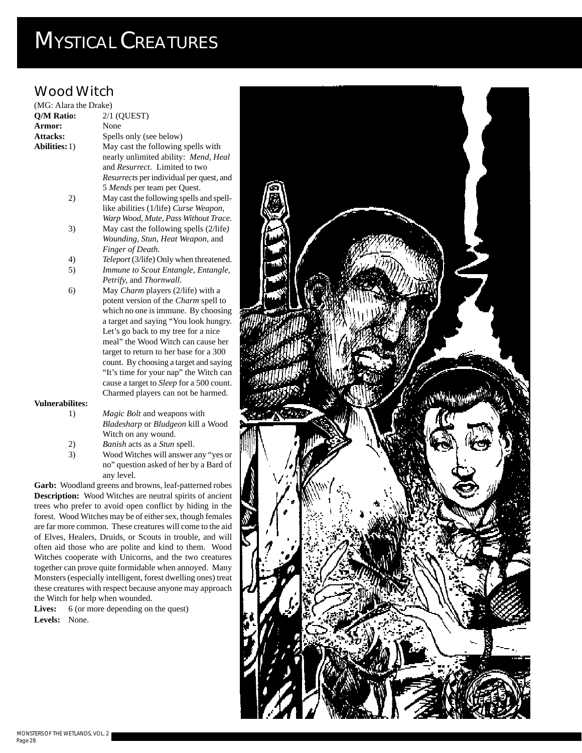# Mystical Creatures

## Wood Witch

(MG: Alara the Drake)

**Q/M Ratio:** 2/1 (QUEST)

**Armor:** None

**Attacks:** Spells only (see below)

**Abilities:**

1) May cast the following spells with nearly unlimited ability: *Mend, Heal* and *Resurrect*. Limited to two *Resurrects* per individual per quest, and 5 *Mends* per team per Quest.
2) May cast the following spells and spell-like abilities (1/life) *Curse Weapon, Warp Wood, Mute, Pass Without Trace.*
3) May cast the following spells (2/life) *Wounding, Stun, Heat Weapon,* and *Finger of Death.*
4) *Teleport* (3/life) Only when threatened.
5) *Immune to Scout Entangle, Entangle, Petrify,* and *Thornwall.*
6) May *Charm* players (2/life) with a potent version of the *Charm* spell to which no one is immune. By choosing a target and saying "You look hungry. Let's go back to my tree for a nice meal" the Wood Witch can cause her target to return to her base for a 300 count. By choosing a target and saying "It's time for your nap" the Witch can cause a target to *Sleep* for a 500 count. Charmed players can not be harmed.

**Vulnerabilites:**

1) *Magic Bolt* and weapons with *Bladesharp* or *Bludgeon* kill a Wood Witch on any wound.
2) *Banish* acts as a *Stun* spell.
3) Wood Witches will answer any "yes or no" question asked of her by a Bard of any level.

**Garb:** Woodland greens and browns, leaf-patterned robes

**Description:** Wood Witches are neutral spirits of ancient trees who prefer to avoid open conflict by hiding in the forest. Wood Witches may be of either sex, though females are far more common. These creatures will come to the aid of Elves, Healers, Druids, or Scouts in trouble, and will often aid those who are polite and kind to them. Wood Witches cooperate with Unicorns, and the two creatures together can prove quite formidable when annoyed. Many Monsters (especially intelligent, forest dwelling ones) treat these creatures with respect because anyone may approach the Witch for help when wounded.

**Lives:** 6 (or more depending on the quest)

**Levels:** None.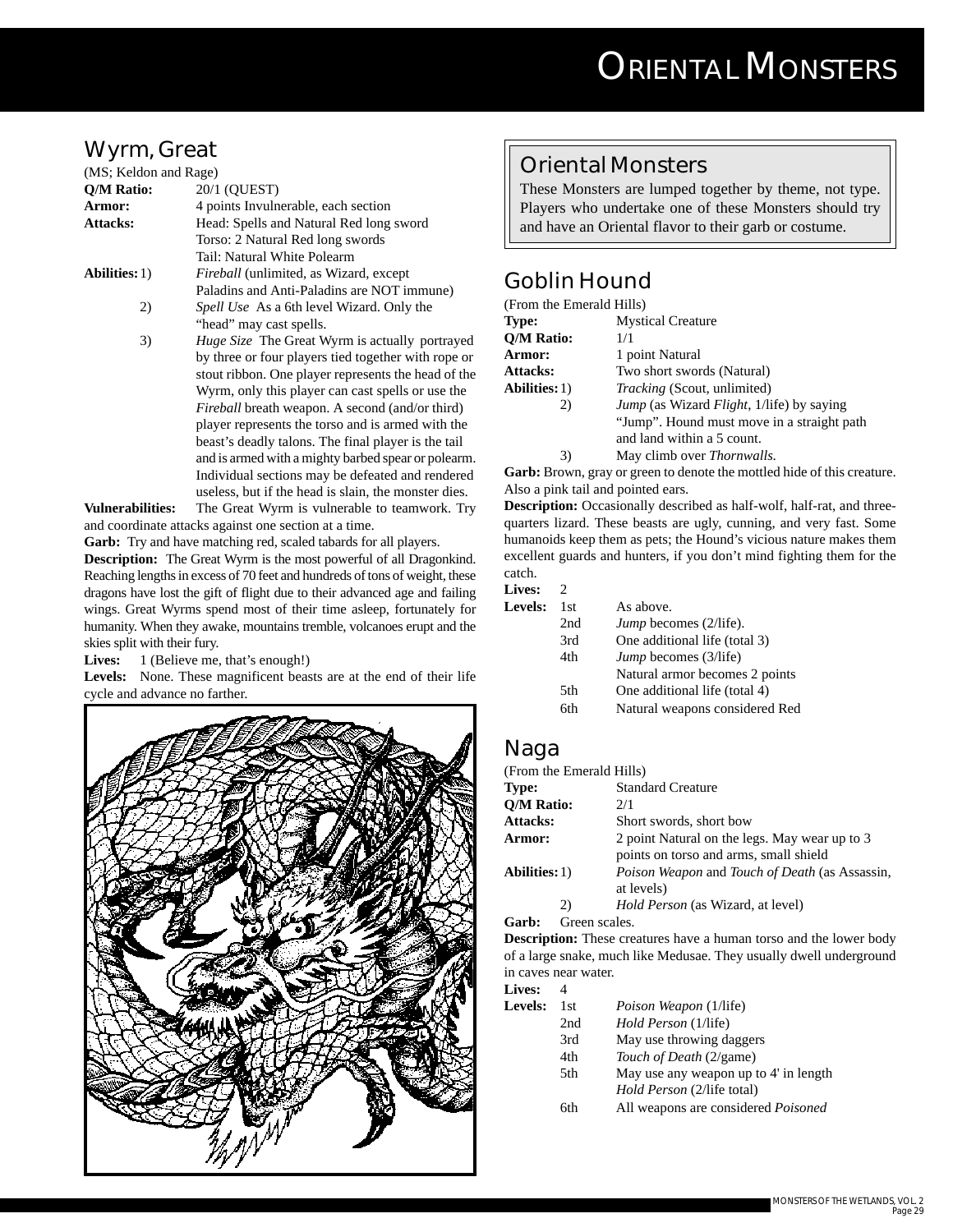## Wyrm, Great

(MS; Keldon and Rage)

**Q/M Ratio:** 20/1 (QUEST)

**Armor:** 4 points Invulnerable, each section

**Attacks:** Head: Spells and Natural Red long sword
Torso: 2 Natural Red long swords
Tail: Natural White Polearm

**Abilities:**
1) *Fireball* (unlimited, as Wizard, except Paladins and Anti-Paladins are NOT immune)
2) *Spell Use* As a 6th level Wizard. Only the "head" may cast spells.
3) *Huge Size* The Great Wyrm is actually portrayed by three or four players tied together with rope or stout ribbon. One player represents the head of the Wyrm, only this player can cast spells or use the *Fireball* breath weapon. A second (and/or third) player represents the torso and is armed with the beast's deadly talons. The final player is the tail and is armed with a mighty barbed spear or polearm. Individual sections may be defeated and rendered useless, but if the head is slain, the monster dies.

**Vulnerabilities:** The Great Wyrm is vulnerable to teamwork. Try and coordinate attacks against one section at a time.

**Garb:** Try and have matching red, scaled tabards for all players.

**Description:** The Great Wyrm is the most powerful of all Dragonkind. Reaching lengths in excess of 70 feet and hundreds of tons of weight, these dragons have lost the gift of flight due to their advanced age and failing wings. Great Wyrms spend most of their time asleep, fortunately for humanity. When they awake, mountains tremble, volcanoes erupt and the skies split with their fury.

**Lives:** 1 (Believe me, that's enough!)

**Levels:** None. These magnificent beasts are at the end of their life cycle and advance no farther.

## Oriental Monsters

These Monsters are lumped together by theme, not type. Players who undertake one of these Monsters should try and have an Oriental flavor to their garb or costume.

## Goblin Hound

(From the Emerald Hills)

**Type:** Mystical Creature

**Q/M Ratio:** 1/1

**Armor:** 1 point Natural

**Attacks:** Two short swords (Natural)

**Abilities:**
1) *Tracking* (Scout, unlimited)
2) *Jump* (as Wizard *Flight*, 1/life) by saying "Jump". Hound must move in a straight path and land within a 5 count.
3) May climb over *Thornwalls.*

**Garb:** Brown, gray or green to denote the mottled hide of this creature. Also a pink tail and pointed ears.

**Description:** Occasionally described as half-wolf, half-rat, and three-quarters lizard. These beasts are ugly, cunning, and very fast. Some humanoids keep them as pets; the Hound's vicious nature makes them excellent guards and hunters, if you don't mind fighting them for the catch.

**Lives:** 2

**Levels:**

| Level | Ability |
|---|---|
| 1st | As above. |
| 2nd | *Jump* becomes (2/life). |
| 3rd | One additional life (total 3) |
| 4th | *Jump* becomes (3/life)<br>Natural armor becomes 2 points |
| 5th | One additional life (total 4) |
| 6th | Natural weapons considered Red |

## Naga

(From the Emerald Hills)

**Type:** Standard Creature

**Q/M Ratio:** 2/1

**Attacks:** Short swords, short bow

**Armor:** 2 point Natural on the legs. May wear up to 3 points on torso and arms, small shield

**Abilities:**
1) *Poison Weapon* and *Touch of Death* (as Assassin, at levels)
2) *Hold Person* (as Wizard, at level)

**Garb:** Green scales.

**Description:** These creatures have a human torso and the lower body of a large snake, much like Medusae. They usually dwell underground in caves near water.

**Lives:** 4

**Levels:**

| Level | Ability |
|---|---|
| 1st | *Poison Weapon* (1/life) |
| 2nd | *Hold Person* (1/life) |
| 3rd | May use throwing daggers |
| 4th | *Touch of Death* (2/game) |
| 5th | May use any weapon up to 4' in length<br>*Hold Person* (2/life total) |
| 6th | All weapons are considered *Poisoned* |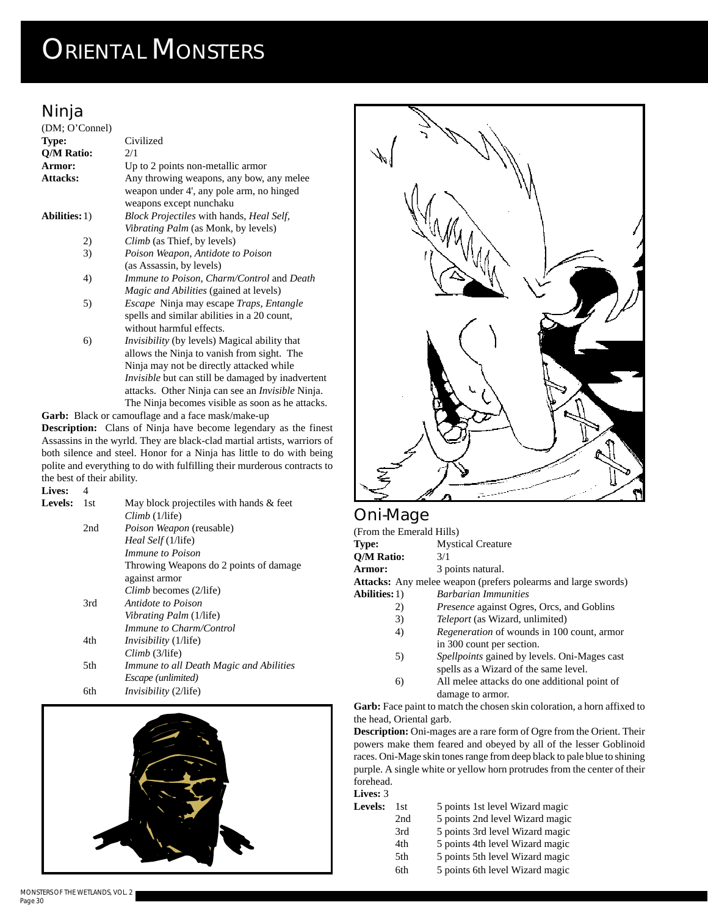# Oriental Monsters

## Ninja

(DM; O'Connel)

**Type:** Civilized

**Q/M Ratio:** 2/1

**Armor:** Up to 2 points non-metallic armor

**Attacks:** Any throwing weapons, any bow, any melee weapon under 4', any pole arm, no hinged weapons except nunchaku

**Abilities:**

1) *Block Projectiles* with hands, *Heal Self*, *Vibrating Palm* (as Monk, by levels)
2) *Climb* (as Thief, by levels)
3) *Poison Weapon*, *Antidote to Poison* (as Assassin, by levels)
4) *Immune to Poison*, *Charm/Control* and *Death Magic and Abilities* (gained at levels)
5) *Escape* Ninja may escape *Traps*, *Entangle* spells and similar abilities in a 20 count, without harmful effects.
6) *Invisibility* (by levels) Magical ability that allows the Ninja to vanish from sight. The Ninja may not be directly attacked while *Invisible* but can still be damaged by inadvertent attacks. Other Ninja can see an *Invisible* Ninja. The Ninja becomes visible as soon as he attacks.

**Garb:** Black or camouflage and a face mask/make-up

**Description:** Clans of Ninja have become legendary as the finest Assassins in the wyrld. They are black-clad martial artists, warriors of both silence and steel. Honor for a Ninja has little to do with being polite and everything to do with fulfilling their murderous contracts to the best of their ability.

**Lives:** 4

**Levels:**

| | |
|---|---|
| 1st | May block projectiles with hands & feet<br>*Climb* (1/life) |
| 2nd | *Poison Weapon* (reusable)<br>*Heal Self* (1/life)<br>*Immune to Poison*<br>Throwing Weapons do 2 points of damage against armor<br>*Climb* becomes (2/life) |
| 3rd | *Antidote to Poison*<br>*Vibrating Palm* (1/life)<br>*Immune to Charm/Control* |
| 4th | *Invisibility* (1/life)<br>*Climb* (3/life) |
| 5th | *Immune to all Death Magic and Abilities*<br>*Escape (unlimited)* |
| 6th | *Invisibility* (2/life) |

## Oni-Mage

(From the Emerald Hills)

**Type:** Mystical Creature

**Q/M Ratio:** 3/1

**Armor:** 3 points natural.

**Attacks:** Any melee weapon (prefers polearms and large swords)

**Abilities:**

1) *Barbarian Immunities*
2) *Presence* against Ogres, Orcs, and Goblins
3) *Teleport* (as Wizard, unlimited)
4) *Regeneration* of wounds in 100 count, armor in 300 count per section.
5) *Spellpoints* gained by levels. Oni-Mages cast spells as a Wizard of the same level.
6) All melee attacks do one additional point of damage to armor.

**Garb:** Face paint to match the chosen skin coloration, a horn affixed to the head, Oriental garb.

**Description:** Oni-mages are a rare form of Ogre from the Orient. Their powers make them feared and obeyed by all of the lesser Goblinoid races. Oni-Mage skin tones range from deep black to pale blue to shining purple. A single white or yellow horn protrudes from the center of their forehead.

**Lives:** 3

**Levels:**

| | |
|---|---|
| 1st | 5 points 1st level Wizard magic |
| 2nd | 5 points 2nd level Wizard magic |
| 3rd | 5 points 3rd level Wizard magic |
| 4th | 5 points 4th level Wizard magic |
| 5th | 5 points 5th level Wizard magic |
| 6th | 5 points 6th level Wizard magic |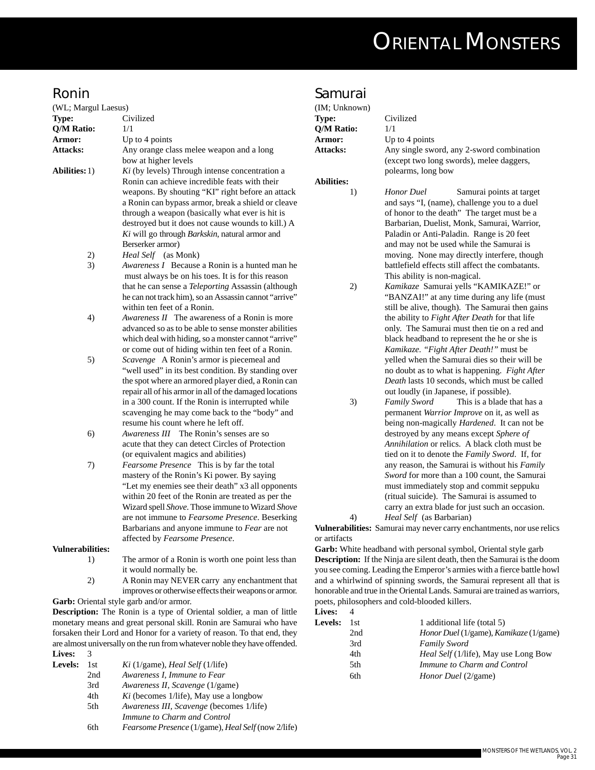## Ronin

(WL; Margul Laesus)

**Type:** Civilized

**Q/M Ratio:** 1/1

**Armor:** Up to 4 points

**Attacks:** Any orange class melee weapon and a long bow at higher levels

**Abilities:**

1) *Ki* (by levels) Through intense concentration a Ronin can achieve incredible feats with their weapons. By shouting "KI" right before an attack a Ronin can bypass armor, break a shield or cleave through a weapon (basically what ever is hit is destroyed but it does not cause wounds to kill.) A *Ki* will go through *Barkskin*, natural armor and Berserker armor)
2) *Heal Self* (as Monk)
3) *Awareness I* Because a Ronin is a hunted man he must always be on his toes. It is for this reason that he can sense a *Teleporting* Assassin (although he can not track him), so an Assassin cannot "arrive" within ten feet of a Ronin.
4) *Awareness II* The awareness of a Ronin is more advanced so as to be able to sense monster abilities which deal with hiding, so a monster cannot "arrive" or come out of hiding within ten feet of a Ronin.
5) *Scavenge* A Ronin's armor is piecemeal and "well used" in its best condition. By standing over the spot where an armored player died, a Ronin can repair all of his armor in all of the damaged locations in a 300 count. If the Ronin is interrupted while scavenging he may come back to the "body" and resume his count where he left off.
6) *Awareness III* The Ronin's senses are so acute that they can detect Circles of Protection (or equivalent magics and abilities)
7) *Fearsome Presence* This is by far the total mastery of the Ronin's Ki power. By saying "Let my enemies see their death" x3 all opponents within 20 feet of the Ronin are treated as per the Wizard spell *Shove*. Those immune to Wizard *Shove* are not immune to *Fearsome Presence*. Beserking Barbarians and anyone immune to *Fear* are not affected by *Fearsome Presence*.

**Vulnerabilities:**

1) The armor of a Ronin is worth one point less than it would normally be.
2) A Ronin may NEVER carry any enchantment that improves or otherwise effects their weapons or armor.

**Garb:** Oriental style garb and/or armor.

**Description:** The Ronin is a type of Oriental soldier, a man of little monetary means and great personal skill. Ronin are Samurai who have forsaken their Lord and Honor for a variety of reason. To that end, they are almost universally on the run from whatever noble they have offended.

**Lives:** 3

**Levels:**

| | |
|---|---|
| 1st | *Ki* (1/game), *Heal Self* (1/life) |
| 2nd | *Awareness I, Immune to Fear* |
| 3rd | *Awareness II, Scavenge* (1/game) |
| 4th | *Ki* (becomes 1/life), May use a longbow |
| 5th | *Awareness III, Scavenge* (becomes 1/life) *Immune to Charm and Control* |
| 6th | *Fearsome Presence* (1/game), *Heal Self* (now 2/life) |

## Samurai

(IM; Unknown)

**Type:** Civilized

**Q/M Ratio:** 1/1

**Armor:** Up to 4 points

**Attacks:** Any single sword, any 2-sword combination (except two long swords), melee daggers, polearms, long bow

**Abilities:**

1) *Honor Duel* Samurai points at target and says "I, (name), challenge you to a duel of honor to the death" The target must be a Barbarian, Duelist, Monk, Samurai, Warrior, Paladin or Anti-Paladin. Range is 20 feet and may not be used while the Samurai is moving. None may directly interfere, though battlefield effects still affect the combatants. This ability is non-magical.
2) *Kamikaze* Samurai yells "KAMIKAZE!" or "BANZAI!" at any time during any life (must still be alive, though). The Samurai then gains the ability to *Fight After Death* for that life only. The Samurai must then tie on a red and black headband to represent the he or she is *Kamikaze. "Fight After Death!"* must be yelled when the Samurai dies so their will be no doubt as to what is happening. *Fight After Death* lasts 10 seconds, which must be called out loudly (in Japanese, if possible).
3) *Family Sword* This is a blade that has a permanent *Warrior Improve* on it, as well as being non-magically *Hardened*. It can not be destroyed by any means except *Sphere of Annihilation* or relics. A black cloth must be tied on it to denote the *Family Sword*. If, for any reason, the Samurai is without his *Family Sword* for more than a 100 count, the Samurai must immediately stop and commit seppuku (ritual suicide). The Samurai is assumed to carry an extra blade for just such an occasion.
4) *Heal Self* (as Barbarian)

**Vulnerabilities:** Samurai may never carry enchantments, nor use relics or artifacts

**Garb:** White headband with personal symbol, Oriental style garb

**Description:** If the Ninja are silent death, then the Samurai is the doom you see coming. Leading the Emperor's armies with a fierce battle howl and a whirlwind of spinning swords, the Samurai represent all that is honorable and true in the Oriental Lands. Samurai are trained as warriors, poets, philosophers and cold-blooded killers.

**Lives:** 4

**Levels:**

| | |
|---|---|
| 1st | 1 additional life (total 5) |
| 2nd | *Honor Duel* (1/game), *Kamikaze* (1/game) |
| 3rd | *Family Sword* |
| 4th | *Heal Self* (1/life), May use Long Bow |
| 5th | *Immune to Charm and Control* |
| 6th | *Honor Duel* (2/game) |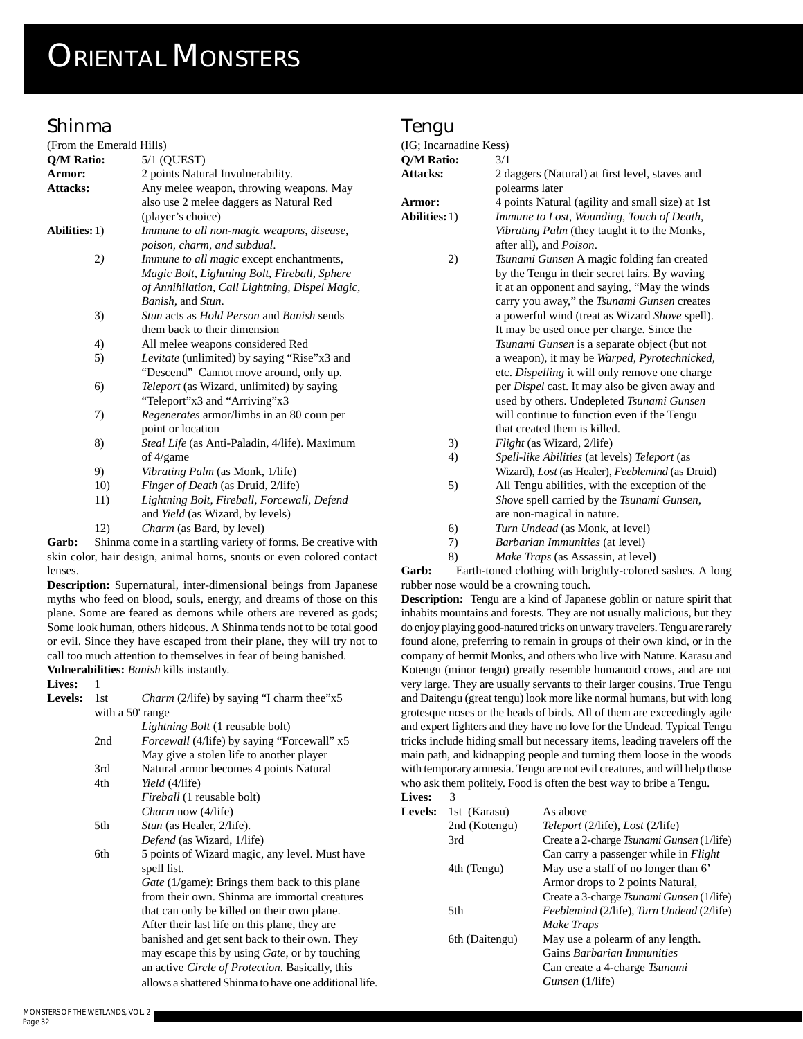# Oriental Monsters

## Shinma

(From the Emerald Hills)

**Q/M Ratio:** 5/1 (QUEST)

**Armor:** 2 points Natural Invulnerability.

**Attacks:** Any melee weapon, throwing weapons. May also use 2 melee daggers as Natural Red (player's choice)

**Abilities:**

1) *Immune to all non-magic weapons, disease, poison, charm, and subdual*.
2) *Immune to all magic* except enchantments, *Magic Bolt, Lightning Bolt, Fireball, Sphere of Annihilation, Call Lightning, Dispel Magic, Banish,* and *Stun*.
3) *Stun* acts as *Hold Person* and *Banish* sends them back to their dimension
4) All melee weapons considered Red
5) *Levitate* (unlimited) by saying "Rise"x3 and "Descend" Cannot move around, only up.
6) *Teleport* (as Wizard, unlimited) by saying "Teleport"x3 and "Arriving"x3
7) *Regenerates* armor/limbs in an 80 coun per point or location
8) *Steal Life* (as Anti-Paladin, 4/life). Maximum of 4/game
9) *Vibrating Palm* (as Monk, 1/life)
10) *Finger of Death* (as Druid, 2/life)
11) *Lightning Bolt, Fireball, Forcewall, Defend* and *Yield* (as Wizard, by levels)
12) *Charm* (as Bard, by level)

**Garb:** Shinma come in a startling variety of forms. Be creative with skin color, hair design, animal horns, snouts or even colored contact lenses.

**Description:** Supernatural, inter-dimensional beings from Japanese myths who feed on blood, souls, energy, and dreams of those on this plane. Some are feared as demons while others are revered as gods; Some look human, others hideous. A Shinma tends not to be total good or evil. Since they have escaped from their plane, they will try not to call too much attention to themselves in fear of being banished.

**Vulnerabilities:** *Banish* kills instantly.

**Lives:** 1

**Levels:**

| Level | Ability |
|---|---|
| 1st | *Charm* (2/life) by saying "I charm thee"x5 with a 50' range |
| | *Lightning Bolt* (1 reusable bolt) |
| 2nd | *Forcewall* (4/life) by saying "Forcewall" x5 |
| | May give a stolen life to another player |
| 3rd | Natural armor becomes 4 points Natural |
| 4th | *Yield* (4/life) |
| | *Fireball* (1 reusable bolt) |
| | *Charm* now (4/life) |
| 5th | *Stun* (as Healer, 2/life). |
| | *Defend* (as Wizard, 1/life) |
| 6th | 5 points of Wizard magic, any level. Must have spell list. |
| | *Gate* (1/game): Brings them back to this plane from their own. Shinma are immortal creatures that can only be killed on their own plane. After their last life on this plane, they are banished and get sent back to their own. They may escape this by using *Gate*, or by touching an active *Circle of Protection*. Basically, this allows a shattered Shinma to have one additional life. |

## Tengu

(IG; Incarnadine Kess)

**Q/M Ratio:** 3/1

**Attacks:** 2 daggers (Natural) at first level, staves and polearms later

**Armor:** 4 points Natural (agility and small size) at 1st

**Abilities:**

1) *Immune to Lost, Wounding, Touch of Death, Vibrating Palm* (they taught it to the Monks, after all), and *Poison*.
2) *Tsunami Gunsen* A magic folding fan created by the Tengu in their secret lairs. By waving it at an opponent and saying, "May the winds carry you away," the *Tsunami Gunsen* creates a powerful wind (treat as Wizard *Shove* spell). It may be used once per charge. Since the *Tsunami Gunsen* is a separate object (but not a weapon), it may be *Warped, Pyrotechnicked,* etc. *Dispelling* it will only remove one charge per *Dispel* cast. It may also be given away and used by others. Undepleted *Tsunami Gunsen* will continue to function even if the Tengu that created them is killed.
3) *Flight* (as Wizard, 2/life)
4) *Spell-like Abilities* (at levels) *Teleport* (as Wizard), *Lost* (as Healer), *Feeblemind* (as Druid)
5) All Tengu abilities, with the exception of the *Shove* spell carried by the *Tsunami Gunsen*, are non-magical in nature.
6) *Turn Undead* (as Monk, at level)
7) *Barbarian Immunities* (at level)
8) *Make Traps* (as Assassin, at level)

**Garb:** Earth-toned clothing with brightly-colored sashes. A long rubber nose would be a crowning touch.

**Description:** Tengu are a kind of Japanese goblin or nature spirit that inhabits mountains and forests. They are not usually malicious, but they do enjoy playing good-natured tricks on unwary travelers. Tengu are rarely found alone, preferring to remain in groups of their own kind, or in the company of hermit Monks, and others who live with Nature. Karasu and Kotengu (minor tengu) greatly resemble humanoid crows, and are not very large. They are usually servants to their larger cousins. True Tengu and Daitengu (great tengu) look more like normal humans, but with long grotesque noses or the heads of birds. All of them are exceedingly agile and expert fighters and they have no love for the Undead. Typical Tengu tricks include hiding small but necessary items, leading travelers off the main path, and kidnapping people and turning them loose in the woods with temporary amnesia. Tengu are not evil creatures, and will help those who ask them politely. Food is often the best way to bribe a Tengu.

**Lives:** 3

**Levels:**

| Level | Ability |
|---|---|
| 1st (Karasu) | As above |
| 2nd (Kotengu) | *Teleport* (2/life), *Lost* (2/life) |
| 3rd | Create a 2-charge *Tsunami Gunsen* (1/life) |
| | Can carry a passenger while in *Flight* |
| 4th (Tengu) | May use a staff of no longer than 6' |
| | Armor drops to 2 points Natural, |
| | Create a 3-charge *Tsunami Gunsen* (1/life) |
| 5th | *Feeblemind* (2/life), *Turn Undead* (2/life) |
| | *Make Traps* |
| 6th (Daitengu) | May use a polearm of any length. |
| | Gains *Barbarian Immunities* |
| | Can create a 4-charge *Tsunami Gunsen* (1/life) |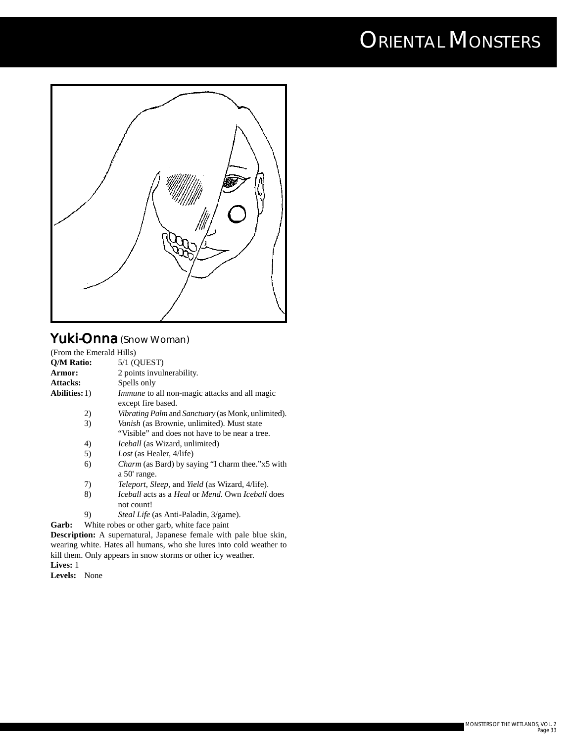## Yuki-Onna (Snow Woman)

(From the Emerald Hills)

**Q/M Ratio:** 5/1 (QUEST)

**Armor:** 2 points invulnerability.

**Attacks:** Spells only

**Abilities:**

1) *Immune* to all non-magic attacks and all magic except fire based.
2) *Vibrating Palm* and *Sanctuary* (as Monk, unlimited).
3) *Vanish* (as Brownie, unlimited). Must state "Visible" and does not have to be near a tree.
4) *Iceball* (as Wizard, unlimited)
5) *Lost* (as Healer, 4/life)
6) *Charm* (as Bard) by saying "I charm thee."x5 with a 50' range.
7) *Teleport*, *Sleep*, and *Yield* (as Wizard, 4/life).
8) *Iceball* acts as a *Heal* or *Mend*. Own *Iceball* does not count!
9) *Steal Life* (as Anti-Paladin, 3/game).

**Garb:** White robes or other garb, white face paint

**Description:** A supernatural, Japanese female with pale blue skin, wearing white. Hates all humans, who she lures into cold weather to kill them. Only appears in snow storms or other icy weather.

**Lives:** 1

**Levels:** None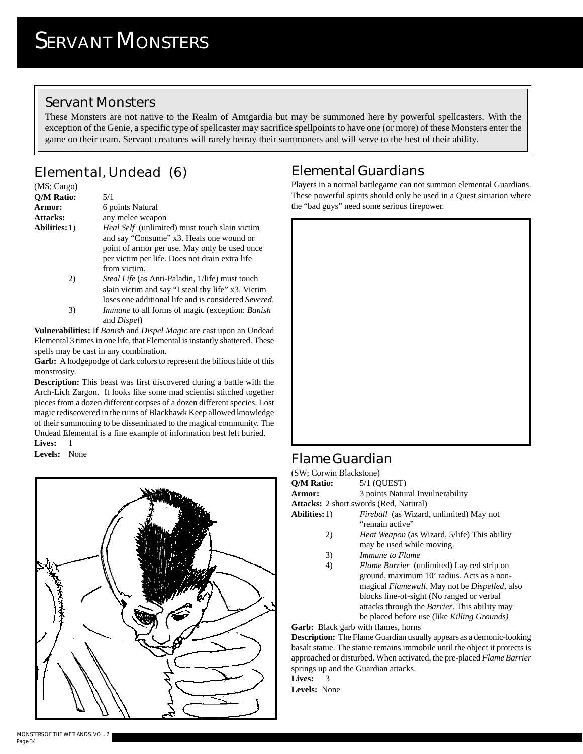# Servant Monsters

## Servant Monsters

These Monsters are not native to the Realm of Amtgardia but may be summoned here by powerful spellcasters. With the exception of the Genie, a specific type of spellcaster may sacrifice spellpoints to have one (or more) of these Monsters enter the game on their team. Servant creatures will rarely betray their summoners and will serve to the best of their ability.

## Elemental, Undead (6)

(MS; Cargo)

**Q/M Ratio:** 5/1

**Armor:** 6 points Natural

**Attacks:** any melee weapon

**Abilities:**

1) *Heal Self* (unlimited) must touch slain victim and say "Consume" x3. Heals one wound or point of armor per use. May only be used once per victim per life. Does not drain extra life from victim.
2) *Steal Life* (as Anti-Paladin, 1/life) must touch slain victim and say "I steal thy life" x3. Victim loses one additional life and is considered *Severed*.
3) *Immune* to all forms of magic (exception: *Banish* and *Dispel*)

**Vulnerabilities:** If *Banish* and *Dispel Magic* are cast upon an Undead Elemental 3 times in one life, that Elemental is instantly shattered. These spells may be cast in any combination.

**Garb:** A hodgepodge of dark colors to represent the bilious hide of this monstrosity.

**Description:** This beast was first discovered during a battle with the Arch-Lich Zargon. It looks like some mad scientist stitched together pieces from a dozen different corpses of a dozen different species. Lost magic rediscovered in the ruins of Blackhawk Keep allowed knowledge of their summoning to be disseminated to the magical community. The Undead Elemental is a fine example of information best left buried.

**Lives:** 1

**Levels:** None

## Elemental Guardians

Players in a normal battlegame can not summon elemental Guardians. These powerful spirits should only be used in a Quest situation where the "bad guys" need some serious firepower.

## Flame Guardian

(SW; Corwin Blackstone)

**Q/M Ratio:** 5/1 (QUEST)

**Armor:** 3 points Natural Invulnerability

**Attacks:** 2 short swords (Red, Natural)

**Abilities:**

1) *Fireball* (as Wizard, unlimited) May not "remain active"
2) *Heat Weapon* (as Wizard, 5/life) This ability may be used while moving.
3) *Immune to Flame*
4) *Flame Barrier* (unlimited) Lay red strip on ground, maximum 10' radius. Acts as a non-magical *Flamewall*. May not be *Dispelled*, also blocks line-of-sight (No ranged or verbal attacks through the *Barrier*. This ability may be placed before use (like *Killing Grounds)*

**Garb:** Black garb with flames, horns

**Description:** The Flame Guardian usually appears as a demonic-looking basalt statue. The statue remains immobile until the object it protects is approached or disturbed. When activated, the pre-placed *Flame Barrier* springs up and the Guardian attacks.

**Lives:** 3

**Levels:** None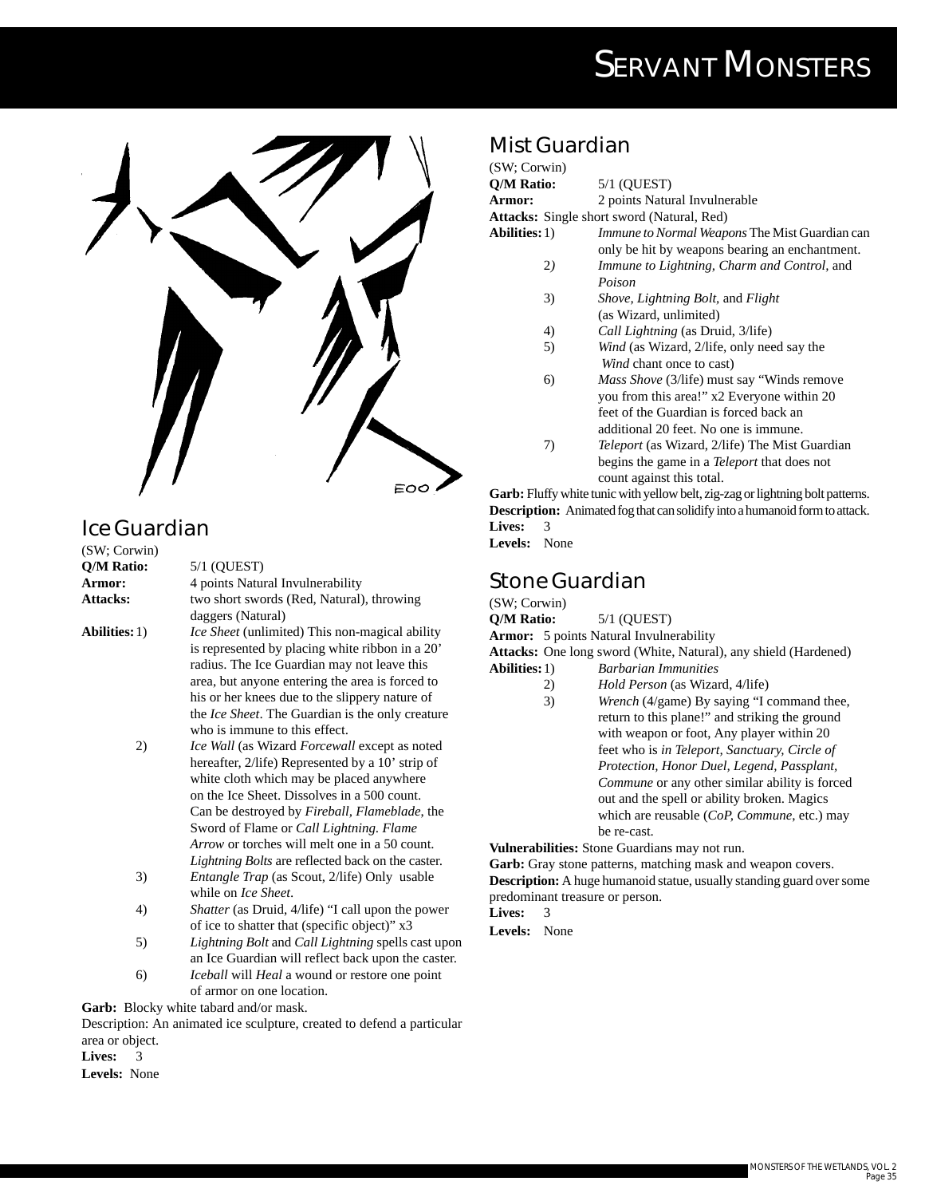## Ice Guardian

(SW; Corwin)

**Q/M Ratio:** 5/1 (QUEST)

**Armor:** 4 points Natural Invulnerability

**Attacks:** two short swords (Red, Natural), throwing daggers (Natural)

**Abilities:**

1) *Ice Sheet* (unlimited) This non-magical ability is represented by placing white ribbon in a 20' radius. The Ice Guardian may not leave this area, but anyone entering the area is forced to his or her knees due to the slippery nature of the *Ice Sheet*. The Guardian is the only creature who is immune to this effect.
2) *Ice Wall* (as Wizard *Forcewall* except as noted hereafter, 2/life) Represented by a 10' strip of white cloth which may be placed anywhere on the Ice Sheet. Dissolves in a 500 count. Can be destroyed by *Fireball, Flameblade*, the Sword of Flame or *Call Lightning*. *Flame Arrow* or torches will melt one in a 50 count. *Lightning Bolts* are reflected back on the caster.
3) *Entangle Trap* (as Scout, 2/life) Only usable while on *Ice Sheet*.
4) *Shatter* (as Druid, 4/life) "I call upon the power of ice to shatter that (specific object)" x3
5) *Lightning Bolt* and *Call Lightning* spells cast upon an Ice Guardian will reflect back upon the caster.
6) *Iceball* will *Heal* a wound or restore one point of armor on one location.

**Garb:** Blocky white tabard and/or mask.

Description: An animated ice sculpture, created to defend a particular area or object.

**Lives:** 3

**Levels:** None

## Mist Guardian

(SW; Corwin)

**Q/M Ratio:** 5/1 (QUEST)

**Armor:** 2 points Natural Invulnerable

**Attacks:** Single short sword (Natural, Red)

**Abilities:**

1) *Immune to Normal Weapons* The Mist Guardian can only be hit by weapons bearing an enchantment.
2) *Immune to Lightning, Charm and Control*, and *Poison*
3) *Shove, Lightning Bolt*, and *Flight* (as Wizard, unlimited)
4) *Call Lightning* (as Druid, 3/life)
5) *Wind* (as Wizard, 2/life, only need say the *Wind* chant once to cast)
6) *Mass Shove* (3/life) must say "Winds remove you from this area!" x2 Everyone within 20 feet of the Guardian is forced back an additional 20 feet. No one is immune.
7) *Teleport* (as Wizard, 2/life) The Mist Guardian begins the game in a *Teleport* that does not count against this total.

**Garb:** Fluffy white tunic with yellow belt, zig-zag or lightning bolt patterns.

**Description:** Animated fog that can solidify into a humanoid form to attack.

**Lives:** 3

**Levels:** None

## Stone Guardian

(SW; Corwin)

**Q/M Ratio:** 5/1 (QUEST)

**Armor:** 5 points Natural Invulnerability

**Attacks:** One long sword (White, Natural), any shield (Hardened)

**Abilities:**

1) *Barbarian Immunities*
2) *Hold Person* (as Wizard, 4/life)
3) *Wrench* (4/game) By saying "I command thee, return to this plane!" and striking the ground with weapon or foot, Any player within 20 feet who is *in Teleport, Sanctuary, Circle of Protection, Honor Duel, Legend, Passplant, Commune* or any other similar ability is forced out and the spell or ability broken. Magics which are reusable (*CoP, Commune*, etc.) may be re-cast.

**Vulnerabilities:** Stone Guardians may not run.

**Garb:** Gray stone patterns, matching mask and weapon covers.

**Description:** A huge humanoid statue, usually standing guard over some predominant treasure or person.

**Lives:** 3

**Levels:** None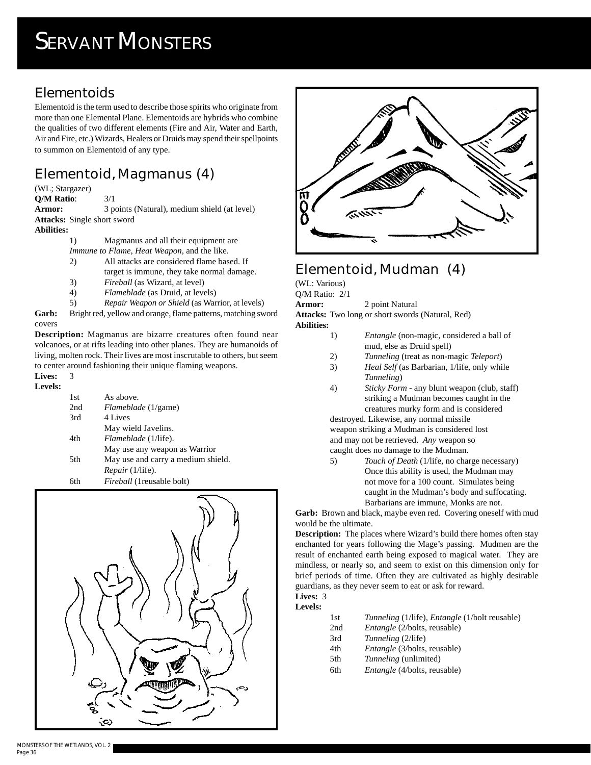# Servant Monsters

## Elementoids

Elementoid is the term used to describe those spirits who originate from more than one Elemental Plane. Elementoids are hybrids who combine the qualities of two different elements (Fire and Air, Water and Earth, Air and Fire, etc.) Wizards, Healers or Druids may spend their spellpoints to summon on Elementoid of any type.

## Elementoid, Magmanus (4)

(WL; Stargazer)
**Q/M Ratio**: 3/1
**Armor:** 3 points (Natural), medium shield (at level)
**Attacks:** Single short sword
**Abilities:**

1) Magmanus and all their equipment are *Immune to Flame, Heat Weapon*, and the like.
2) All attacks are considered flame based. If target is immune, they take normal damage.
3) *Fireball* (as Wizard, at level)
4) *Flameblade* (as Druid, at levels)
5) *Repair Weapon or Shield* (as Warrior, at levels)

**Garb:** Bright red, yellow and orange, flame patterns, matching sword covers

**Description:** Magmanus are bizarre creatures often found near volcanoes, or at rifts leading into other planes. They are humanoids of living, molten rock. Their lives are most inscrutable to others, but seem to center around fashioning their unique flaming weapons.

**Lives:** 3
**Levels:**

| | |
|---|---|
| 1st | As above. |
| 2nd | *Flameblade* (1/game) |
| 3rd | 4 Lives<br>May wield Javelins. |
| 4th | *Flameblade* (1/life).<br>May use any weapon as Warrior |
| 5th | May use and carry a medium shield.<br>*Repair* (1/life). |
| 6th | *Fireball* (1reusable bolt) |

## Elementoid, Mudman (4)

(WL: Various)
Q/M Ratio: 2/1
**Armor:** 2 point Natural
**Attacks:** Two long or short swords (Natural, Red)
**Abilities:**

1) *Entangle* (non-magic, considered a ball of mud, else as Druid spell)
2) *Tunneling* (treat as non-magic *Teleport*)
3) *Heal Self* (as Barbarian, 1/life, only while *Tunneling*)
4) *Sticky Form* - any blunt weapon (club, staff) striking a Mudman becomes caught in the creatures murky form and is considered destroyed. Likewise, any normal missile weapon striking a Mudman is considered lost and may not be retrieved. *Any* weapon so caught does no damage to the Mudman.
5) *Touch of Death* (1/life, no charge necessary) Once this ability is used, the Mudman may not move for a 100 count. Simulates being caught in the Mudman's body and suffocating. Barbarians are immune, Monks are not.

**Garb:** Brown and black, maybe even red. Covering oneself with mud would be the ultimate.

**Description:** The places where Wizard's build there homes often stay enchanted for years following the Mage's passing. Mudmen are the result of enchanted earth being exposed to magical water. They are mindless, or nearly so, and seem to exist on this dimension only for brief periods of time. Often they are cultivated as highly desirable guardians, as they never seem to eat or ask for reward.

**Lives:** 3
**Levels:**

| | |
|---|---|
| 1st | *Tunneling* (1/life), *Entangle* (1/bolt reusable) |
| 2nd | *Entangle* (2/bolts, reusable) |
| 3rd | *Tunneling* (2/life) |
| 4th | *Entangle* (3/bolts, reusable) |
| 5th | *Tunneling* (unlimited) |
| 6th | *Entangle* (4/bolts, reusable) |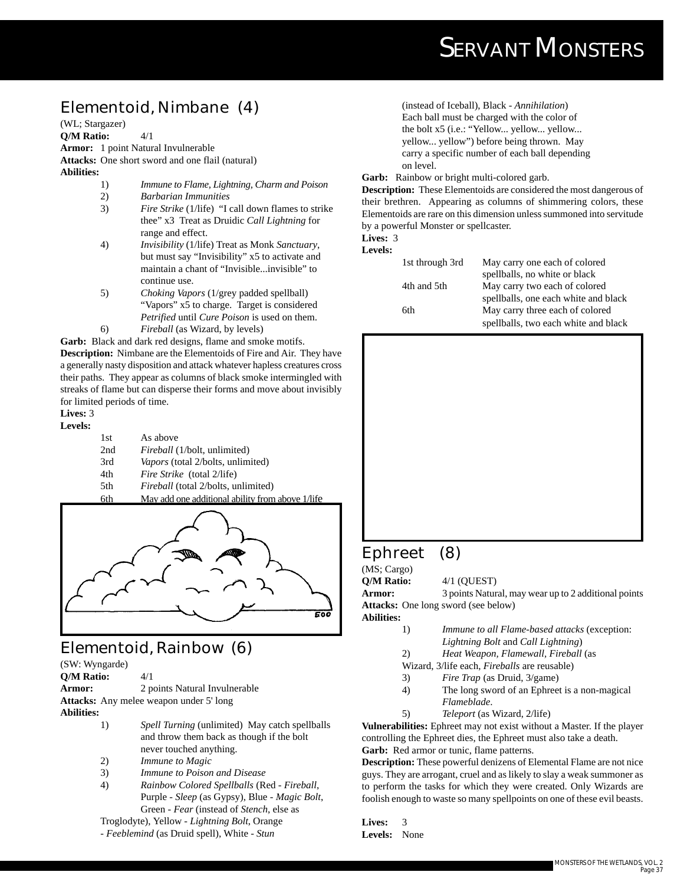## Elementoid, Nimbane (4)

(WL; Stargazer)

**Q/M Ratio:** 4/1

**Armor:** 1 point Natural Invulnerable

**Attacks:** One short sword and one flail (natural)

**Abilities:**

1) *Immune to Flame, Lightning, Charm and Poison*
2) *Barbarian Immunities*
3) *Fire Strike* (1/life) "I call down flames to strike thee" x3 Treat as Druidic *Call Lightning* for range and effect.
4) *Invisibility* (1/life) Treat as Monk *Sanctuary*, but must say "Invisibility" x5 to activate and maintain a chant of "Invisible...invisible" to continue use.
5) *Choking Vapors* (1/grey padded spellball) "Vapors" x5 to charge. Target is considered *Petrified* until *Cure Poison* is used on them.
6) *Fireball* (as Wizard, by levels)

**Garb:** Black and dark red designs, flame and smoke motifs.

**Description:** Nimbane are the Elementoids of Fire and Air. They have a generally nasty disposition and attack whatever hapless creatures cross their paths. They appear as columns of black smoke intermingled with streaks of flame but can disperse their forms and move about invisibly for limited periods of time.

**Lives:** 3

**Levels:**

| | |
|---|---|
| 1st | As above |
| 2nd | *Fireball* (1/bolt, unlimited) |
| 3rd | *Vapors* (total 2/bolts, unlimited) |
| 4th | *Fire Strike* (total 2/life) |
| 5th | *Fireball* (total 2/bolts, unlimited) |
| 6th | May add one additional ability from above 1/life |

## Elementoid, Rainbow (6)

(SW: Wyngarde)

**Q/M Ratio:** 4/1

**Armor:** 2 points Natural Invulnerable

**Attacks:** Any melee weapon under 5' long

**Abilities:**

1) *Spell Turning* (unlimited) May catch spellballs and throw them back as though if the bolt never touched anything.
2) *Immune to Magic*
3) *Immune to Poison and Disease*
4) *Rainbow Colored Spellballs* (Red - *Fireball*, Purple - *Sleep* (as Gypsy), Blue - *Magic Bolt*, Green - *Fear* (instead of *Stench*, else as Troglodyte), Yellow - *Lightning Bolt*, Orange - *Feeblemind* (as Druid spell), White - *Stun* (instead of Iceball), Black - *Annihilation*) Each ball must be charged with the color of the bolt x5 (i.e.: "Yellow... yellow... yellow... yellow... yellow") before being thrown. May carry a specific number of each ball depending on level.

**Garb:** Rainbow or bright multi-colored garb.

**Description:** These Elementoids are considered the most dangerous of their brethren. Appearing as columns of shimmering colors, these Elementoids are rare on this dimension unless summoned into servitude by a powerful Monster or spellcaster.

**Lives:** 3

**Levels:**

| | |
|---|---|
| 1st through 3rd | May carry one each of colored spellballs, no white or black |
| 4th and 5th | May carry two each of colored spellballs, one each white and black |
| 6th | May carry three each of colored spellballs, two each white and black |

## Ephreet (8)

(MS; Cargo)

**Q/M Ratio:** 4/1 (QUEST)

**Armor:** 3 points Natural, may wear up to 2 additional points

**Attacks:** One long sword (see below)

**Abilities:**

1) *Immune to all Flame-based attacks* (exception: *Lightning Bolt* and *Call Lightning*)
2) *Heat Weapon, Flamewall, Fireball* (as Wizard, 3/life each, *Fireballs* are reusable)
3) *Fire Trap* (as Druid, 3/game)
4) The long sword of an Ephreet is a non-magical *Flameblade*.
5) *Teleport* (as Wizard, 2/life)

**Vulnerabilities:** Ephreet may not exist without a Master. If the player controlling the Ephreet dies, the Ephreet must also take a death.

**Garb:** Red armor or tunic, flame patterns.

**Description:** These powerful denizens of Elemental Flame are not nice guys. They are arrogant, cruel and as likely to slay a weak summoner as to perform the tasks for which they were created. Only Wizards are foolish enough to waste so many spellpoints on one of these evil beasts.

**Lives:** 3

**Levels:** None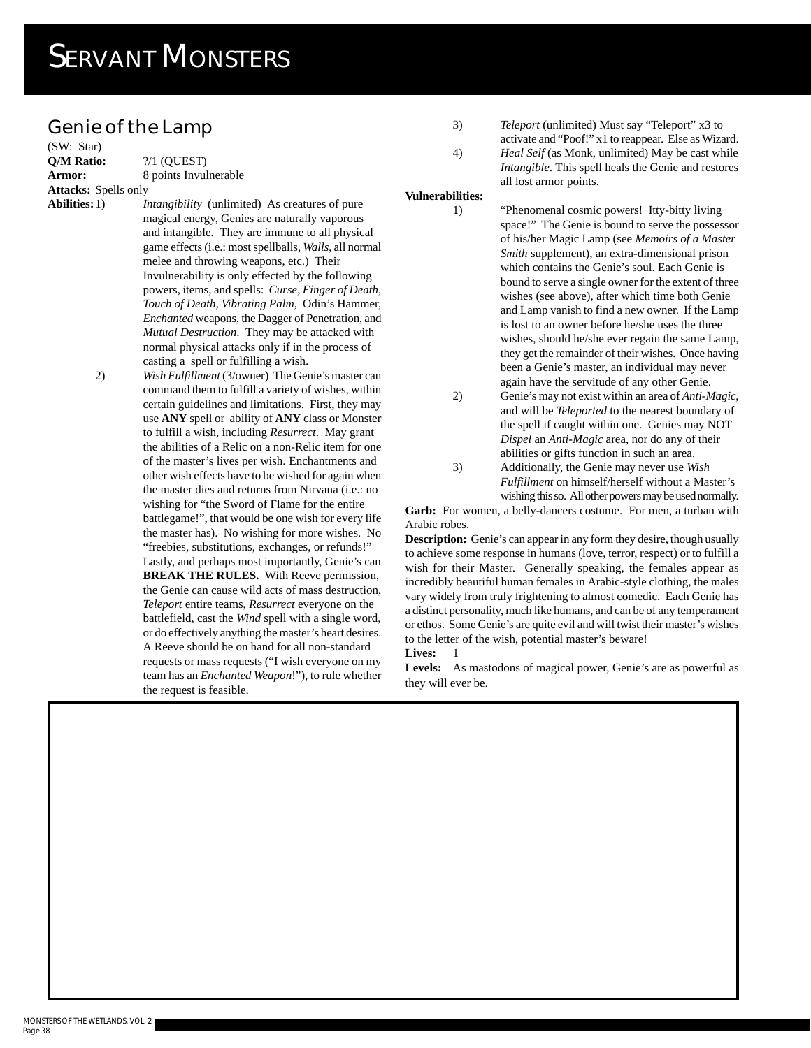# Servant Monsters

## Genie of the Lamp

(SW: Star)

**Q/M Ratio:** ?/1 (QUEST)

**Armor:** 8 points Invulnerable

**Attacks:** Spells only

**Abilities:**

1) *Intangibility* (unlimited) As creatures of pure magical energy, Genies are naturally vaporous and intangible. They are immune to all physical game effects (i.e.: most spellballs, *Walls*, all normal melee and throwing weapons, etc.) Their Invulnerability is only effected by the following powers, items, and spells: *Curse, Finger of Death, Touch of Death, Vibrating Palm*, Odin's Hammer, *Enchanted* weapons, the Dagger of Penetration, and *Mutual Destruction*. They may be attacked with normal physical attacks only if in the process of casting a spell or fulfilling a wish.

2) *Wish Fulfillment* (3/owner) The Genie's master can command them to fulfill a variety of wishes, within certain guidelines and limitations. First, they may use **ANY** spell or ability of **ANY** class or Monster to fulfill a wish, including *Resurrect*. May grant the abilities of a Relic on a non-Relic item for one of the master's lives per wish. Enchantments and other wish effects have to be wished for again when the master dies and returns from Nirvana (i.e.: no wishing for "the Sword of Flame for the entire battlegame!", that would be one wish for every life the master has). No wishing for more wishes. No "freebies, substitutions, exchanges, or refunds!" Lastly, and perhaps most importantly, Genie's can **BREAK THE RULES.** With Reeve permission, the Genie can cause wild acts of mass destruction, *Teleport* entire teams, *Resurrect* everyone on the battlefield, cast the *Wind* spell with a single word, or do effectively anything the master's heart desires. A Reeve should be on hand for all non-standard requests or mass requests ("I wish everyone on my team has an *Enchanted Weapon*!"), to rule whether the request is feasible.

3) *Teleport* (unlimited) Must say "Teleport" x3 to activate and "Poof!" x1 to reappear. Else as Wizard.

4) *Heal Self* (as Monk, unlimited) May be cast while *Intangible*. This spell heals the Genie and restores all lost armor points.

**Vulnerabilities:**

1) "Phenomenal cosmic powers! Itty-bitty living space!" The Genie is bound to serve the possessor of his/her Magic Lamp (see *Memoirs of a Master Smith* supplement), an extra-dimensional prison which contains the Genie's soul. Each Genie is bound to serve a single owner for the extent of three wishes (see above), after which time both Genie and Lamp vanish to find a new owner. If the Lamp is lost to an owner before he/she uses the three wishes, should he/she ever regain the same Lamp, they get the remainder of their wishes. Once having been a Genie's master, an individual may never again have the servitude of any other Genie.

2) Genie's may not exist within an area of *Anti-Magic*, and will be *Teleported* to the nearest boundary of the spell if caught within one. Genies may NOT *Dispel* an *Anti-Magic* area, nor do any of their abilities or gifts function in such an area.

3) Additionally, the Genie may never use *Wish Fulfillment* on himself/herself without a Master's wishing this so. All other powers may be used normally.

**Garb:** For women, a belly-dancers costume. For men, a turban with Arabic robes.

**Description:** Genie's can appear in any form they desire, though usually to achieve some response in humans (love, terror, respect) or to fulfill a wish for their Master. Generally speaking, the females appear as incredibly beautiful human females in Arabic-style clothing, the males vary widely from truly frightening to almost comedic. Each Genie has a distinct personality, much like humans, and can be of any temperament or ethos. Some Genie's are quite evil and will twist their master's wishes to the letter of the wish, potential master's beware!

**Lives:** 1

**Levels:** As mastodons of magical power, Genie's are as powerful as they will ever be.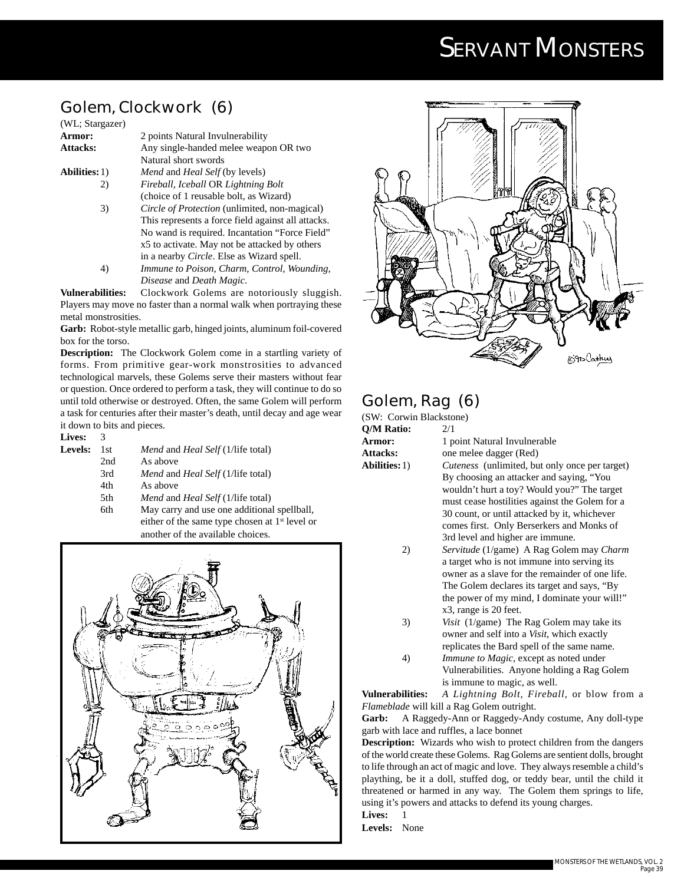## Golem, Clockwork (6)

(WL; Stargazer)

**Armor:** 2 points Natural Invulnerability

**Attacks:** Any single-handed melee weapon OR two Natural short swords

**Abilities:**
1) *Mend* and *Heal Self* (by levels)
2) *Fireball, Iceball* OR *Lightning Bolt* (choice of 1 reusable bolt, as Wizard)
3) *Circle of Protection* (unlimited, non-magical) This represents a force field against all attacks. No wand is required. Incantation "Force Field" x5 to activate. May not be attacked by others in a nearby *Circle*. Else as Wizard spell.
4) *Immune to Poison, Charm, Control, Wounding, Disease* and *Death Magic*.

**Vulnerabilities:** Clockwork Golems are notoriously sluggish. Players may move no faster than a normal walk when portraying these metal monstrosities.

**Garb:** Robot-style metallic garb, hinged joints, aluminum foil-covered box for the torso.

**Description:** The Clockwork Golem come in a startling variety of forms. From primitive gear-work monstrosities to advanced technological marvels, these Golems serve their masters without fear or question. Once ordered to perform a task, they will continue to do so until told otherwise or destroyed. Often, the same Golem will perform a task for centuries after their master's death, until decay and age wear it down to bits and pieces.

**Lives:** 3

**Levels:**

| Level | Ability |
|---|---|
| 1st | *Mend* and *Heal Self* (1/life total) |
| 2nd | As above |
| 3rd | *Mend* and *Heal Self* (1/life total) |
| 4th | As above |
| 5th | *Mend* and *Heal Self* (1/life total) |
| 6th | May carry and use one additional spellball, either of the same type chosen at 1st level or another of the available choices. |

## Golem, Rag (6)

(SW: Corwin Blackstone)

**Q/M Ratio:** 2/1

**Armor:** 1 point Natural Invulnerable

**Attacks:** one melee dagger (Red)

**Abilities:**
1) *Cuteness* (unlimited, but only once per target) By choosing an attacker and saying, "You wouldn't hurt a toy? Would you?" The target must cease hostilities against the Golem for a 30 count, or until attacked by it, whichever comes first. Only Berserkers and Monks of 3rd level and higher are immune.
2) *Servitude* (1/game) A Rag Golem may *Charm* a target who is not immune into serving its owner as a slave for the remainder of one life. The Golem declares its target and says, "By the power of my mind, I dominate your will!" x3, range is 20 feet.
3) *Visit* (1/game) The Rag Golem may take its owner and self into a *Visit*, which exactly replicates the Bard spell of the same name.
4) *Immune to Magic*, except as noted under Vulnerabilities. Anyone holding a Rag Golem is immune to magic, as well.

**Vulnerabilities:** *A Lightning Bolt, Fireball*, or blow from a *Flameblade* will kill a Rag Golem outright.

**Garb:** A Raggedy-Ann or Raggedy-Andy costume, Any doll-type garb with lace and ruffles, a lace bonnet

**Description:** Wizards who wish to protect children from the dangers of the world create these Golems. Rag Golems are sentient dolls, brought to life through an act of magic and love. They always resemble a child's plaything, be it a doll, stuffed dog, or teddy bear, until the child it threatened or harmed in any way. The Golem them springs to life, using it's powers and attacks to defend its young charges.

**Lives:** 1

**Levels:** None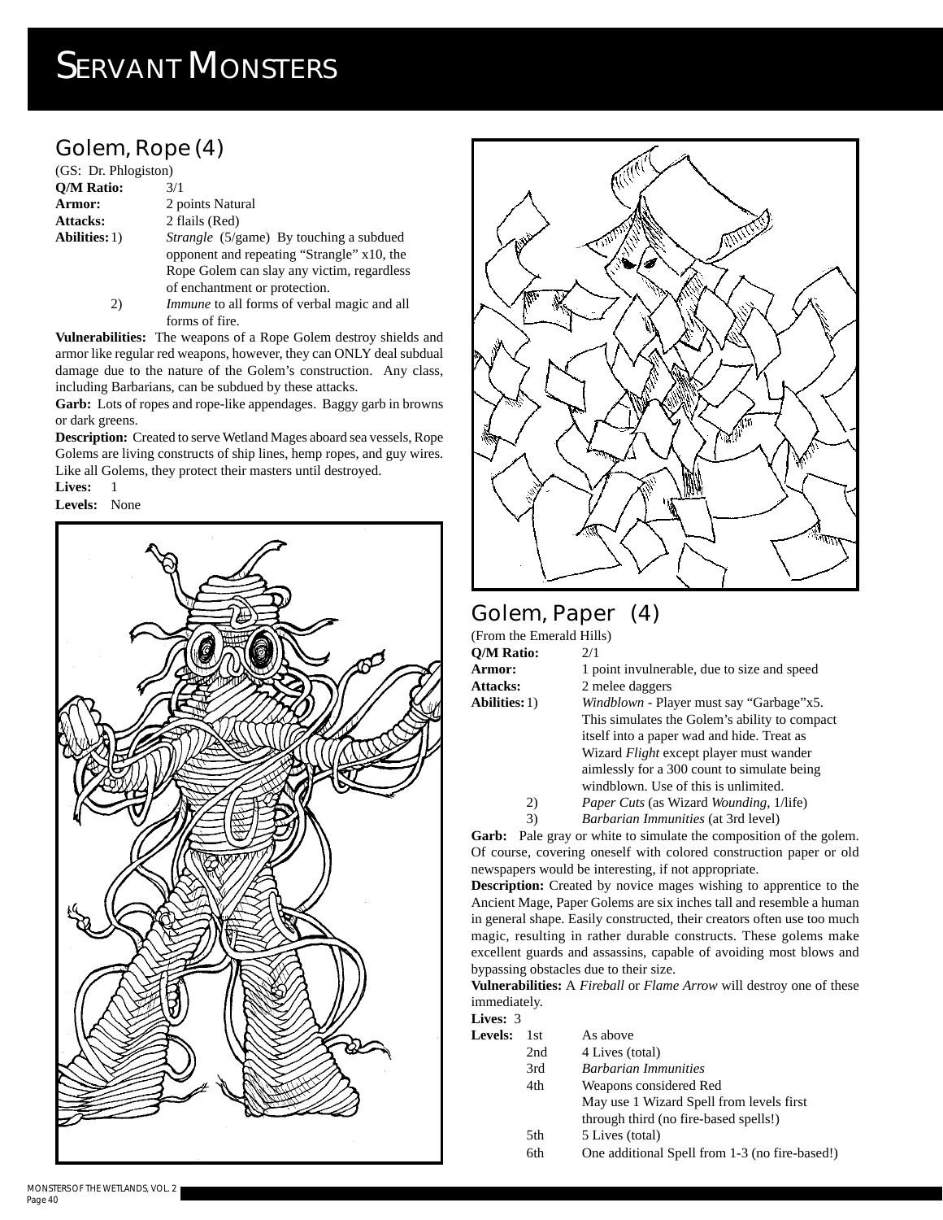# SERVANT MONSTERS

## Golem, Rope (4)

(GS: Dr. Phlogiston)

**Q/M Ratio:** 3/1

**Armor:** 2 points Natural

**Attacks:** 2 flails (Red)

**Abilities:**

1) *Strangle* (5/game) By touching a subdued opponent and repeating "Strangle" x10, the Rope Golem can slay any victim, regardless of enchantment or protection.

2) *Immune* to all forms of verbal magic and all forms of fire.

**Vulnerabilities:** The weapons of a Rope Golem destroy shields and armor like regular red weapons, however, they can ONLY deal subdual damage due to the nature of the Golem's construction. Any class, including Barbarians, can be subdued by these attacks.

**Garb:** Lots of ropes and rope-like appendages. Baggy garb in browns or dark greens.

**Description:** Created to serve Wetland Mages aboard sea vessels, Rope Golems are living constructs of ship lines, hemp ropes, and guy wires. Like all Golems, they protect their masters until destroyed.

**Lives:** 1

**Levels:** None

## Golem, Paper (4)

(From the Emerald Hills)

**Q/M Ratio:** 2/1

**Armor:** 1 point invulnerable, due to size and speed

**Attacks:** 2 melee daggers

**Abilities:**

1) *Windblown* - Player must say "Garbage"x5. This simulates the Golem's ability to compact itself into a paper wad and hide. Treat as Wizard *Flight* except player must wander aimlessly for a 300 count to simulate being windblown. Use of this is unlimited.

2) *Paper Cuts* (as Wizard *Wounding*, 1/life)

3) *Barbarian Immunities* (at 3rd level)

**Garb:** Pale gray or white to simulate the composition of the golem. Of course, covering oneself with colored construction paper or old newspapers would be interesting, if not appropriate.

**Description:** Created by novice mages wishing to apprentice to the Ancient Mage, Paper Golems are six inches tall and resemble a human in general shape. Easily constructed, their creators often use too much magic, resulting in rather durable constructs. These golems make excellent guards and assassins, capable of avoiding most blows and bypassing obstacles due to their size.

**Vulnerabilities:** A *Fireball* or *Flame Arrow* will destroy one of these immediately.

**Lives:** 3

**Levels:**

| | |
|---|---|
| 1st | As above |
| 2nd | 4 Lives (total) |
| 3rd | *Barbarian Immunities* |
| 4th | Weapons considered Red<br>May use 1 Wizard Spell from levels first through third (no fire-based spells!) |
| 5th | 5 Lives (total) |
| 6th | One additional Spell from 1-3 (no fire-based!) |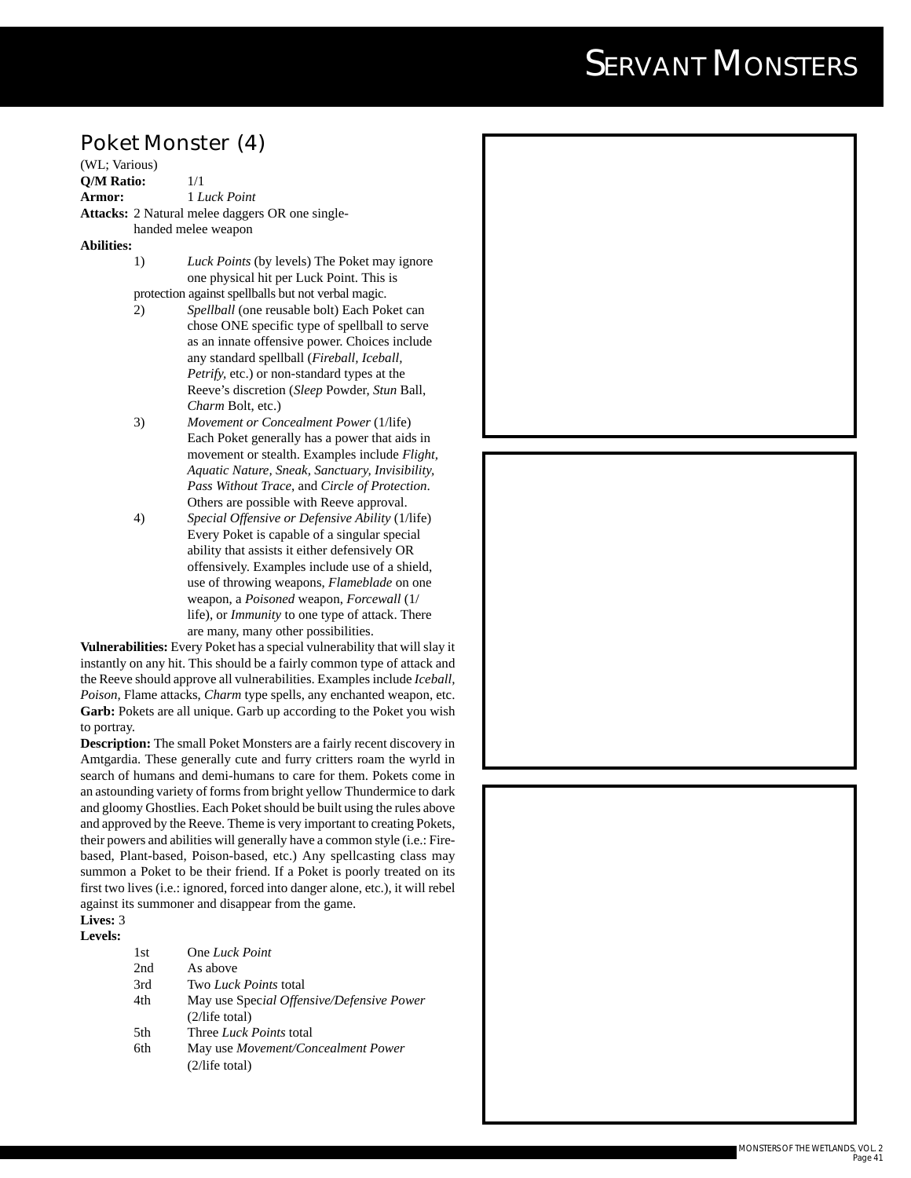## Poket Monster (4)

(WL; Various)

**Q/M Ratio:** 1/1

**Armor:** 1 *Luck Point*

**Attacks:** 2 Natural melee daggers OR one single-handed melee weapon

**Abilities:**

1) *Luck Points* (by levels) The Poket may ignore one physical hit per Luck Point. This is protection against spellballs but not verbal magic.
2) *Spellball* (one reusable bolt) Each Poket can chose ONE specific type of spellball to serve as an innate offensive power. Choices include any standard spellball (*Fireball, Iceball, Petrify*, etc.) or non-standard types at the Reeve's discretion (*Sleep* Powder, *Stun* Ball, *Charm* Bolt, etc.)
3) *Movement or Concealment Power* (1/life) Each Poket generally has a power that aids in movement or stealth. Examples include *Flight, Aquatic Nature, Sneak, Sanctuary, Invisibility, Pass Without Trace*, and *Circle of Protection*. Others are possible with Reeve approval.
4) *Special Offensive or Defensive Ability* (1/life) Every Poket is capable of a singular special ability that assists it either defensively OR offensively. Examples include use of a shield, use of throwing weapons, *Flameblade* on one weapon, a *Poisoned* weapon, *Forcewall* (1/life), or *Immunity* to one type of attack. There are many, many other possibilities.

**Vulnerabilities:** Every Poket has a special vulnerability that will slay it instantly on any hit. This should be a fairly common type of attack and the Reeve should approve all vulnerabilities. Examples include *Iceball, Poison,* Flame attacks, *Charm* type spells, any enchanted weapon, etc.

**Garb:** Pokets are all unique. Garb up according to the Poket you wish to portray.

**Description:** The small Poket Monsters are a fairly recent discovery in Amtgardia. These generally cute and furry critters roam the wyrld in search of humans and demi-humans to care for them. Pokets come in an astounding variety of forms from bright yellow Thundermice to dark and gloomy Ghostlies. Each Poket should be built using the rules above and approved by the Reeve. Theme is very important to creating Pokets, their powers and abilities will generally have a common style (i.e.: Fire-based, Plant-based, Poison-based, etc.) Any spellcasting class may summon a Poket to be their friend. If a Poket is poorly treated on its first two lives (i.e.: ignored, forced into danger alone, etc.), it will rebel against its summoner and disappear from the game.

**Lives:** 3

**Levels:**

| | |
|---|---|
| 1st | One *Luck Point* |
| 2nd | As above |
| 3rd | Two *Luck Points* total |
| 4th | May use *Special Offensive/Defensive Power* (2/life total) |
| 5th | Three *Luck Points* total |
| 6th | May use *Movement/Concealment Power* (2/life total) |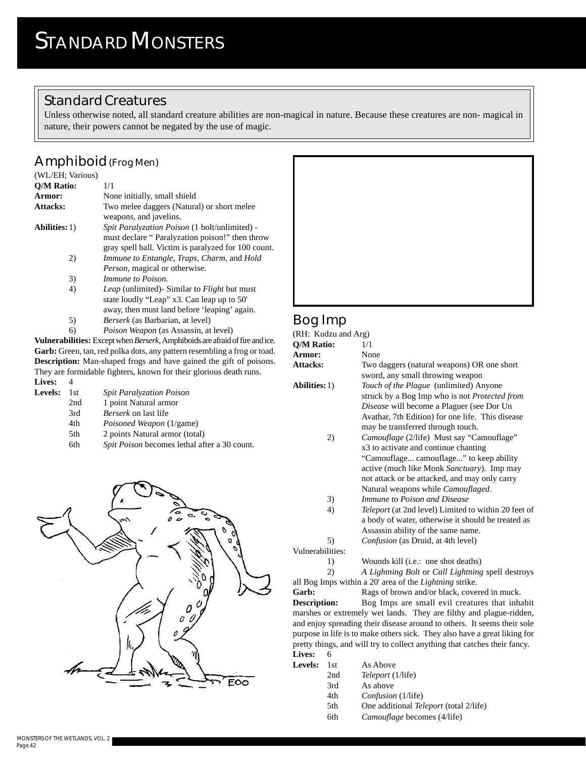# STANDARD MONSTERS

## Standard Creatures

Unless otherwise noted, all standard creature abilities are non-magical in nature. Because these creatures are non- magical in nature, their powers cannot be negated by the use of magic.

## Amphiboid (Frog Men)

(WL/EH; Various)

**Q/M Ratio:** 1/1

**Armor:** None initially, small shield

**Attacks:** Two melee daggers (Natural) or short melee weapons, and javelins.

**Abilities:**
1) *Spit Paralyzation Poison* (1 bolt/unlimited) - must declare " Paralyzation poison!" then throw gray spell ball. Victim is paralyzed for 100 count.
2) *Immune to Entangle, Traps, Charm,* and *Hold Person,* magical or otherwise.
3) *Immune to Poison.*
4) *Leap* (unlimited)- Similar to *Flight* but must state loudly "Leap" x3. Can leap up to 50' away, then must land before 'leaping' again.
5) *Berserk* (as Barbarian, at level)
6) *Poison Weapon* (as Assassin, at level)

**Vulnerabilities:** Except when *Berserk*, Amphiboids are afraid of fire and ice.

**Garb:** Green, tan, red polka dots, any pattern resembling a frog or toad.

**Description:** Man-shaped frogs and have gained the gift of poisons. They are formidable fighters, known for their glorious death runs.

**Lives:** 4

**Levels:**
- 1st *Spit Paralyzation Poison*
- 2nd 1 point Natural armor
- 3rd *Berserk* on last life
- 4th *Poisoned Weapon* (1/game)
- 5th 2 points Natural armor (total)
- 6th *Spit Poison* becomes lethal after a 30 count.

## Bog Imp

(RH: Kudzu and Arg)

**Q/M Ratio:** 1/1

**Armor:** None

**Attacks:** Two daggers (natural weapons) OR one short sword, any small throwing weapon

**Abilities:**
1) *Touch of the Plague* (unlimited) Anyone struck by a Bog Imp who is not *Protected from Disease* will become a Plaguer (see Dor Un Avathar, 7th Edition) for one life. This disease may be transferred through touch.
2) *Camouflage* (2/life) Must say "Camouflage" x3 to activate and continue chanting "Camouflage... camouflage..." to keep ability active (much like Monk *Sanctuary*). Imp may not attack or be attacked, and may only carry Natural weapons while *Camouflaged*.
3) *Immune to Poison and Disease*
4) *Teleport* (at 2nd level) Limited to within 20 feet of a body of water, otherwise it should be treated as Assassin ability of the same name.
5) *Confusion* (as Druid, at 4th level)

Vulnerabilities:
1) Wounds kill (i.e.: one shot deaths)
2) *A Lightning Bolt* or *Call Lightning* spell destroys all Bog Imps within a 20' area of the *Lightning* strike.

**Garb:** Rags of brown and/or black, covered in muck.

**Description:** Bog Imps are small evil creatures that inhabit marshes or extremely wet lands. They are filthy and plague-ridden, and enjoy spreading their disease around to others. It seems their sole purpose in life is to make others sick. They also have a great liking for pretty things, and will try to collect anything that catches their fancy.

**Lives:** 6

**Levels:**
- 1st As Above
- 2nd *Teleport* (1/life)
- 3rd As above
- 4th *Confusion* (1/life)
- 5th One additional *Teleport* (total 2/life)
- 6th *Camouflage* becomes (4/life)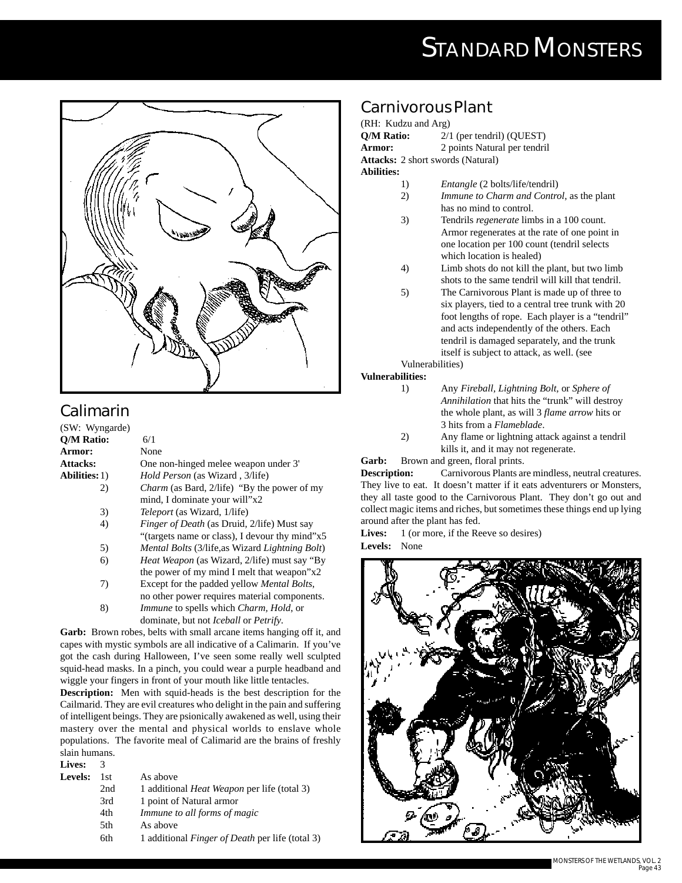## Calimarin

(SW: Wyngarde)

**Q/M Ratio:** 6/1

**Armor:** None

**Attacks:** One non-hinged melee weapon under 3'

**Abilities:**

1) *Hold Person* (as Wizard , 3/life)
2) *Charm* (as Bard, 2/life) "By the power of my mind, I dominate your will"x2
3) *Teleport* (as Wizard, 1/life)
4) *Finger of Death* (as Druid, 2/life) Must say "(targets name or class), I devour thy mind"x5
5) *Mental Bolts* (3/life,as Wizard *Lightning Bolt*)
6) *Heat Weapon* (as Wizard, 2/life) must say "By the power of my mind I melt that weapon"x2
7) Except for the padded yellow *Mental Bolts*, no other power requires material components.
8) *Immune* to spells which *Charm, Hold*, or dominate, but not *Iceball* or *Petrify*.

**Garb:** Brown robes, belts with small arcane items hanging off it, and capes with mystic symbols are all indicative of a Calimarin. If you've got the cash during Halloween, I've seen some really well sculpted squid-head masks. In a pinch, you could wear a purple headband and wiggle your fingers in front of your mouth like little tentacles.

**Description:** Men with squid-heads is the best description for the Cailmarid. They are evil creatures who delight in the pain and suffering of intelligent beings. They are psionically awakened as well, using their mastery over the mental and physical worlds to enslave whole populations. The favorite meal of Calimarid are the brains of freshly slain humans.

**Lives:** 3

**Levels:**

| | |
|---|---|
| 1st | As above |
| 2nd | 1 additional *Heat Weapon* per life (total 3) |
| 3rd | 1 point of Natural armor |
| 4th | *Immune to all forms of magic* |
| 5th | As above |
| 6th | 1 additional *Finger of Death* per life (total 3) |

## Carnivorous Plant

(RH: Kudzu and Arg)

**Q/M Ratio:** 2/1 (per tendril) (QUEST)

**Armor:** 2 points Natural per tendril

**Attacks:** 2 short swords (Natural)

**Abilities:**

1) *Entangle* (2 bolts/life/tendril)
2) *Immune to Charm and Control*, as the plant has no mind to control.
3) Tendrils *regenerate* limbs in a 100 count. Armor regenerates at the rate of one point in one location per 100 count (tendril selects which location is healed)
4) Limb shots do not kill the plant, but two limb shots to the same tendril will kill that tendril.
5) The Carnivorous Plant is made up of three to six players, tied to a central tree trunk with 20 foot lengths of rope. Each player is a "tendril" and acts independently of the others. Each tendril is damaged separately, and the trunk itself is subject to attack, as well. (see Vulnerabilities)

**Vulnerabilities:**

1) Any *Fireball, Lightning Bolt*, or *Sphere of Annihilation* that hits the "trunk" will destroy the whole plant, as will 3 *flame arrow* hits or 3 hits from a *Flameblade*.
2) Any flame or lightning attack against a tendril kills it, and it may not regenerate.

**Garb:** Brown and green, floral prints.

**Description:** Carnivorous Plants are mindless, neutral creatures. They live to eat. It doesn't matter if it eats adventurers or Monsters, they all taste good to the Carnivorous Plant. They don't go out and collect magic items and riches, but sometimes these things end up lying around after the plant has fed.

**Lives:** 1 (or more, if the Reeve so desires)

**Levels:** None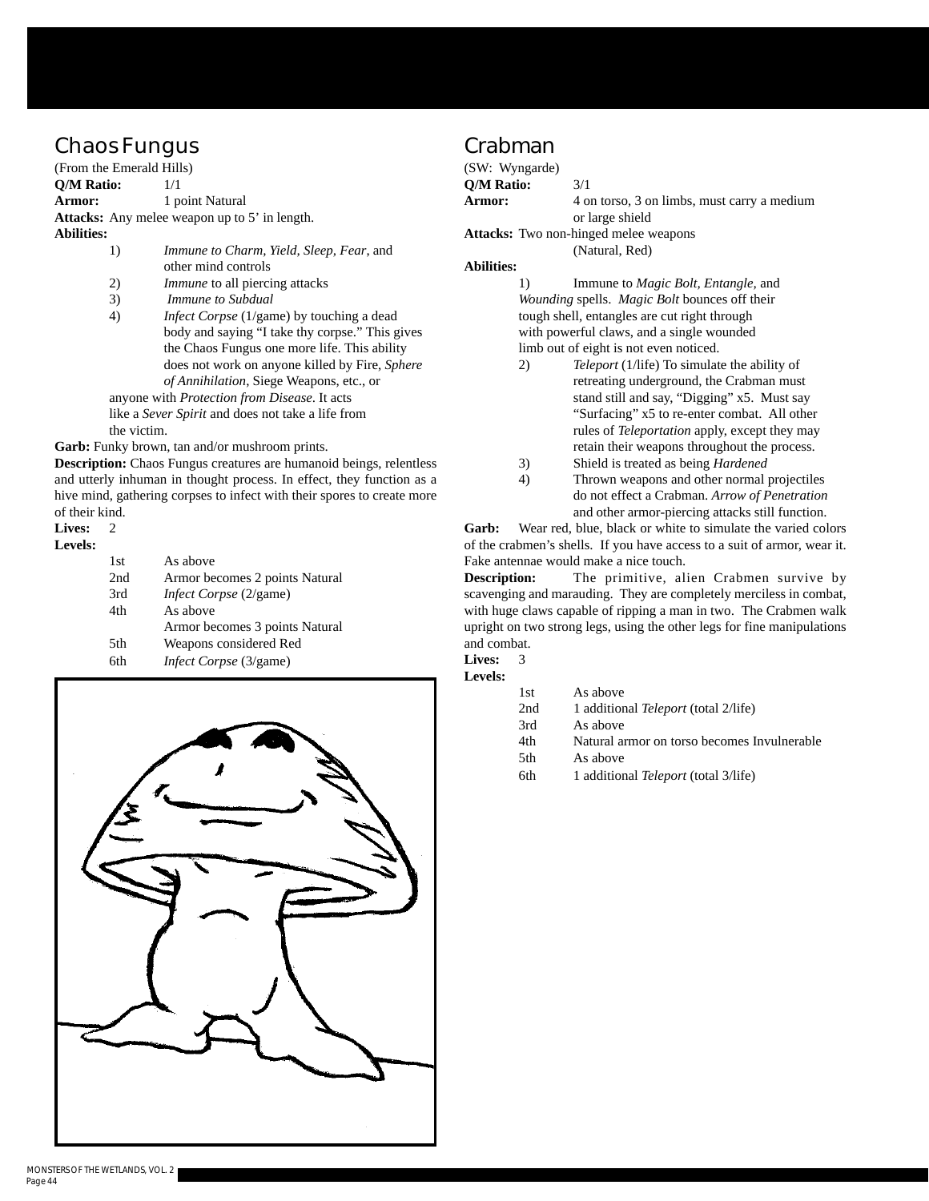## Chaos Fungus

(From the Emerald Hills)

**Q/M Ratio:** 1/1

**Armor:** 1 point Natural

**Attacks:** Any melee weapon up to 5' in length.

**Abilities:**

1) *Immune to Charm, Yield, Sleep, Fear*, and other mind controls
2) *Immune* to all piercing attacks
3) *Immune to Subdual*
4) *Infect Corpse* (1/game) by touching a dead body and saying "I take thy corpse." This gives the Chaos Fungus one more life. This ability does not work on anyone killed by Fire, *Sphere of Annihilation*, Siege Weapons, etc., or anyone with *Protection from Disease*. It acts like a *Sever Spirit* and does not take a life from the victim.

**Garb:** Funky brown, tan and/or mushroom prints.

**Description:** Chaos Fungus creatures are humanoid beings, relentless and utterly inhuman in thought process. In effect, they function as a hive mind, gathering corpses to infect with their spores to create more of their kind.

**Lives:** 2

**Levels:**

| | |
|---|---|
| 1st | As above |
| 2nd | Armor becomes 2 points Natural |
| 3rd | *Infect Corpse* (2/game) |
| 4th | As above<br>Armor becomes 3 points Natural |
| 5th | Weapons considered Red |
| 6th | *Infect Corpse* (3/game) |

## Crabman

(SW: Wyngarde)

**Q/M Ratio:** 3/1

**Armor:** 4 on torso, 3 on limbs, must carry a medium or large shield

**Attacks:** Two non-hinged melee weapons (Natural, Red)

**Abilities:**

1) Immune to *Magic Bolt, Entangle*, and *Wounding* spells. *Magic Bolt* bounces off their tough shell, entangles are cut right through with powerful claws, and a single wounded limb out of eight is not even noticed.
2) *Teleport* (1/life) To simulate the ability of retreating underground, the Crabman must stand still and say, "Digging" x5. Must say "Surfacing" x5 to re-enter combat. All other rules of *Teleportation* apply, except they may retain their weapons throughout the process.
3) Shield is treated as being *Hardened*
4) Thrown weapons and other normal projectiles do not effect a Crabman. *Arrow of Penetration* and other armor-piercing attacks still function.

**Garb:** Wear red, blue, black or white to simulate the varied colors of the crabmen's shells. If you have access to a suit of armor, wear it. Fake antennae would make a nice touch.

**Description:** The primitive, alien Crabmen survive by scavenging and marauding. They are completely merciless in combat, with huge claws capable of ripping a man in two. The Crabmen walk upright on two strong legs, using the other legs for fine manipulations and combat.

**Lives:** 3

**Levels:**

| | |
|---|---|
| 1st | As above |
| 2nd | 1 additional *Teleport* (total 2/life) |
| 3rd | As above |
| 4th | Natural armor on torso becomes Invulnerable |
| 5th | As above |
| 6th | 1 additional *Teleport* (total 3/life) |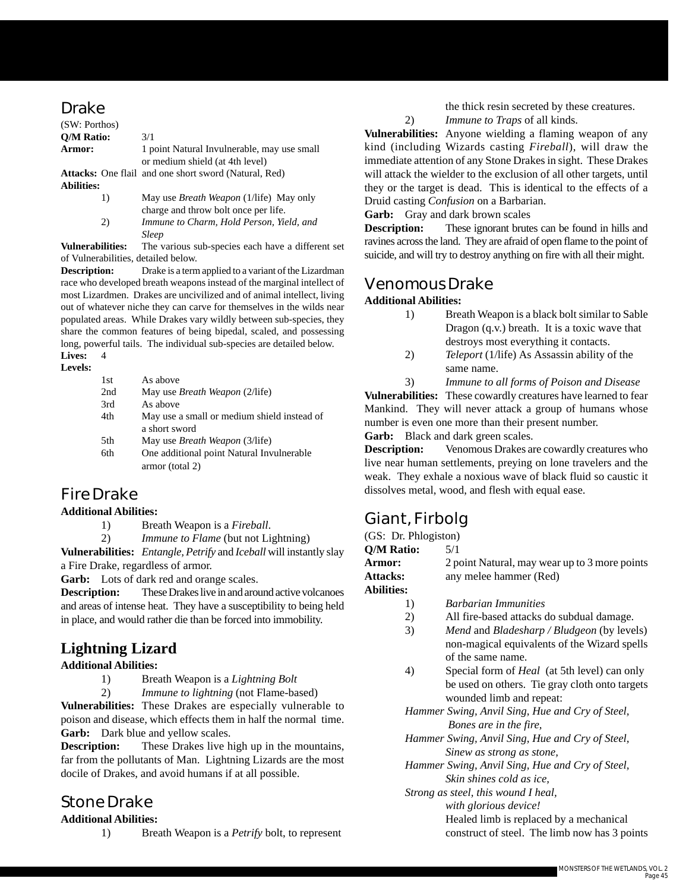## Drake

(SW: Porthos)

**Q/M Ratio:** 3/1

**Armor:** 1 point Natural Invulnerable, may use small or medium shield (at 4th level)

**Attacks:** One flail and one short sword (Natural, Red)

**Abilities:**

1) May use *Breath Weapon* (1/life) May only charge and throw bolt once per life.
2) *Immune to Charm, Hold Person, Yield, and Sleep*

**Vulnerabilities:** The various sub-species each have a different set of Vulnerabilities, detailed below.

**Description:** Drake is a term applied to a variant of the Lizardman race who developed breath weapons instead of the marginal intellect of most Lizardmen. Drakes are uncivilized and of animal intellect, living out of whatever niche they can carve for themselves in the wilds near populated areas. While Drakes vary wildly between sub-species, they share the common features of being bipedal, scaled, and possessing long, powerful tails. The individual sub-species are detailed below.

**Lives:** 4

**Levels:**

| | |
|---|---|
| 1st | As above |
| 2nd | May use *Breath Weapon* (2/life) |
| 3rd | As above |
| 4th | May use a small or medium shield instead of a short sword |
| 5th | May use *Breath Weapon* (3/life) |
| 6th | One additional point Natural Invulnerable armor (total 2) |

## Fire Drake

**Additional Abilities:**

1) Breath Weapon is a *Fireball*.
2) *Immune to Flame* (but not Lightning)

**Vulnerabilities:** *Entangle, Petrify* and *Iceball* will instantly slay a Fire Drake, regardless of armor.

**Garb:** Lots of dark red and orange scales.

**Description:** These Drakes live in and around active volcanoes and areas of intense heat. They have a susceptibility to being held in place, and would rather die than be forced into immobility.

## Lightning Lizard

**Additional Abilities:**

1) Breath Weapon is a *Lightning Bolt*
2) *Immune to lightning* (not Flame-based)

**Vulnerabilities:** These Drakes are especially vulnerable to poison and disease, which effects them in half the normal time.

**Garb:** Dark blue and yellow scales.

**Description:** These Drakes live high up in the mountains, far from the pollutants of Man. Lightning Lizards are the most docile of Drakes, and avoid humans if at all possible.

## Stone Drake

**Additional Abilities:**

1) Breath Weapon is a *Petrify* bolt, to represent the thick resin secreted by these creatures.
2) *Immune to Traps* of all kinds.

**Vulnerabilities:** Anyone wielding a flaming weapon of any kind (including Wizards casting *Fireball*), will draw the immediate attention of any Stone Drakes in sight. These Drakes will attack the wielder to the exclusion of all other targets, until they or the target is dead. This is identical to the effects of a Druid casting *Confusion* on a Barbarian.

**Garb:** Gray and dark brown scales

**Description:** These ignorant brutes can be found in hills and ravines across the land. They are afraid of open flame to the point of suicide, and will try to destroy anything on fire with all their might.

## Venomous Drake

**Additional Abilities:**

1) Breath Weapon is a black bolt similar to Sable Dragon (q.v.) breath. It is a toxic wave that destroys most everything it contacts.
2) *Teleport* (1/life) As Assassin ability of the same name.
3) *Immune to all forms of Poison and Disease*

**Vulnerabilities:** These cowardly creatures have learned to fear Mankind. They will never attack a group of humans whose number is even one more than their present number.

**Garb:** Black and dark green scales.

**Description:** Venomous Drakes are cowardly creatures who live near human settlements, preying on lone travelers and the weak. They exhale a noxious wave of black fluid so caustic it dissolves metal, wood, and flesh with equal ease.

## Giant, Firbolg

(GS: Dr. Phlogiston)

**Q/M Ratio:** 5/1

**Armor:** 2 point Natural, may wear up to 3 more points

**Attacks:** any melee hammer (Red)

**Abilities:**

1) *Barbarian Immunities*
2) All fire-based attacks do subdual damage.
3) *Mend* and *Bladesharp / Bludgeon* (by levels) non-magical equivalents of the Wizard spells of the same name.
4) Special form of *Heal* (at 5th level) can only be used on others. Tie gray cloth onto targets wounded limb and repeat:

*Hammer Swing, Anvil Sing, Hue and Cry of Steel,*
*Bones are in the fire,*
*Hammer Swing, Anvil Sing, Hue and Cry of Steel,*
*Sinew as strong as stone,*
*Hammer Swing, Anvil Sing, Hue and Cry of Steel,*
*Skin shines cold as ice,*
*Strong as steel, this wound I heal,*
*with glorious device!*

Healed limb is replaced by a mechanical construct of steel. The limb now has 3 points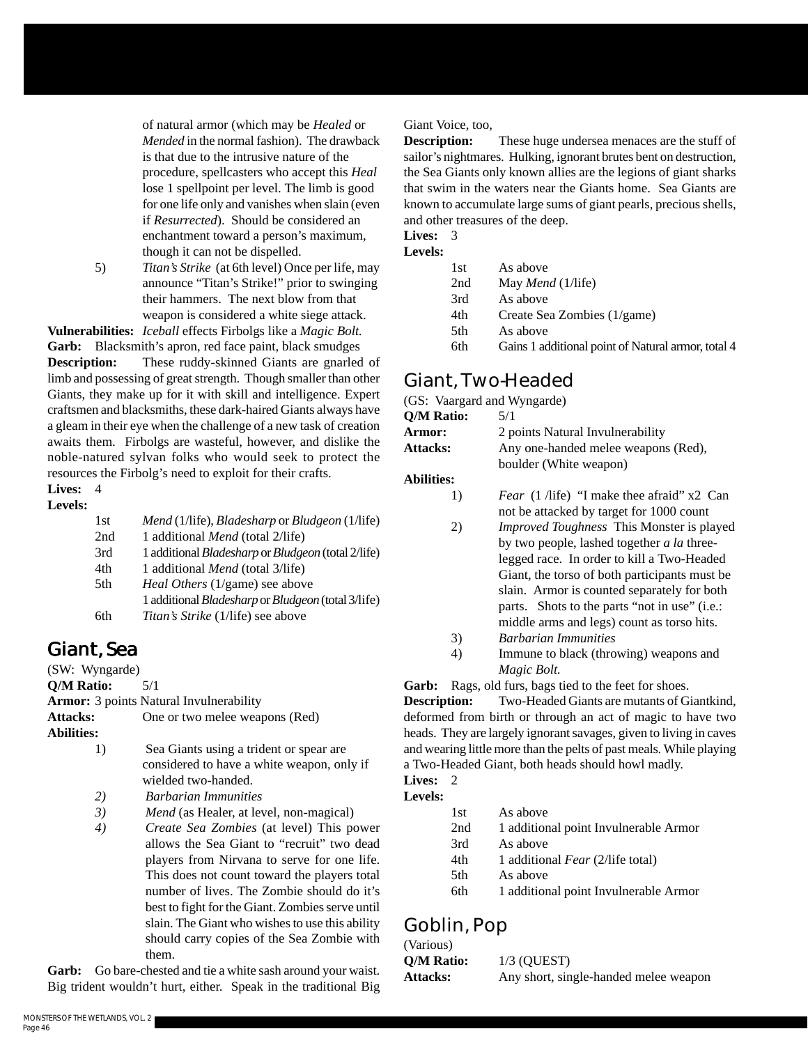of natural armor (which may be *Healed* or *Mended* in the normal fashion). The drawback is that due to the intrusive nature of the procedure, spellcasters who accept this *Heal* lose 1 spellpoint per level. The limb is good for one life only and vanishes when slain (even if *Resurrected*). Should be considered an enchantment toward a person's maximum, though it can not be dispelled.

5) *Titan's Strike* (at 6th level) Once per life, may announce "Titan's Strike!" prior to swinging their hammers. The next blow from that weapon is considered a white siege attack.

**Vulnerabilities:** *Iceball* effects Firbolgs like a *Magic Bolt.*

**Garb:** Blacksmith's apron, red face paint, black smudges

**Description:** These ruddy-skinned Giants are gnarled of limb and possessing of great strength. Though smaller than other Giants, they make up for it with skill and intelligence. Expert craftsmen and blacksmiths, these dark-haired Giants always have a gleam in their eye when the challenge of a new task of creation awaits them. Firbolgs are wasteful, however, and dislike the noble-natured sylvan folks who would seek to protect the resources the Firbolg's need to exploit for their crafts.

**Lives:** 4

**Levels:**

| | |
|---|---|
| 1st | *Mend* (1/life), *Bladesharp* or *Bludgeon* (1/life) |
| 2nd | 1 additional *Mend* (total 2/life) |
| 3rd | 1 additional *Bladesharp* or *Bludgeon* (total 2/life) |
| 4th | 1 additional *Mend* (total 3/life) |
| 5th | *Heal Others* (1/game) see above<br>1 additional *Bladesharp* or *Bludgeon* (total 3/life) |
| 6th | *Titan's Strike* (1/life) see above |

## Giant, Sea

(SW: Wyngarde)

**Q/M Ratio:** 5/1

**Armor:** 3 points Natural Invulnerability

**Attacks:** One or two melee weapons (Red)

**Abilities:**

1) Sea Giants using a trident or spear are considered to have a white weapon, only if wielded two-handed.

*2)* *Barbarian Immunities*

*3)* *Mend* (as Healer, at level, non-magical)

*4)* *Create Sea Zombies* (at level) This power allows the Sea Giant to "recruit" two dead players from Nirvana to serve for one life. This does not count toward the players total number of lives. The Zombie should do it's best to fight for the Giant. Zombies serve until slain. The Giant who wishes to use this ability should carry copies of the Sea Zombie with them.

**Garb:** Go bare-chested and tie a white sash around your waist. Big trident wouldn't hurt, either. Speak in the traditional Big Giant Voice, too,

**Description:** These huge undersea menaces are the stuff of sailor's nightmares. Hulking, ignorant brutes bent on destruction, the Sea Giants only known allies are the legions of giant sharks that swim in the waters near the Giants home. Sea Giants are known to accumulate large sums of giant pearls, precious shells, and other treasures of the deep.

**Lives:** 3

**Levels:**

| | |
|---|---|
| 1st | As above |
| 2nd | May *Mend* (1/life) |
| 3rd | As above |
| 4th | Create Sea Zombies (1/game) |
| 5th | As above |
| 6th | Gains 1 additional point of Natural armor, total 4 |

## Giant, Two-Headed

(GS: Vaargard and Wyngarde)

**Q/M Ratio:** 5/1

**Armor:** 2 points Natural Invulnerability

**Attacks:** Any one-handed melee weapons (Red), boulder (White weapon)

**Abilities:**

1) *Fear* (1 /life) "I make thee afraid" x2 Can not be attacked by target for 1000 count

2) *Improved Toughness* This Monster is played by two people, lashed together *a la* three-legged race. In order to kill a Two-Headed Giant, the torso of both participants must be slain. Armor is counted separately for both parts. Shots to the parts "not in use" (i.e.: middle arms and legs) count as torso hits.

3) *Barbarian Immunities*

4) Immune to black (throwing) weapons and *Magic Bolt.*

**Garb:** Rags, old furs, bags tied to the feet for shoes.

**Description:** Two-Headed Giants are mutants of Giantkind, deformed from birth or through an act of magic to have two heads. They are largely ignorant savages, given to living in caves and wearing little more than the pelts of past meals. While playing a Two-Headed Giant, both heads should howl madly.

**Lives:** 2

**Levels:**

| | |
|---|---|
| 1st | As above |
| 2nd | 1 additional point Invulnerable Armor |
| 3rd | As above |
| 4th | 1 additional *Fear* (2/life total) |
| 5th | As above |
| 6th | 1 additional point Invulnerable Armor |

## Goblin, Pop

(Various)

**Q/M Ratio:** 1/3 (QUEST)

**Attacks:** Any short, single-handed melee weapon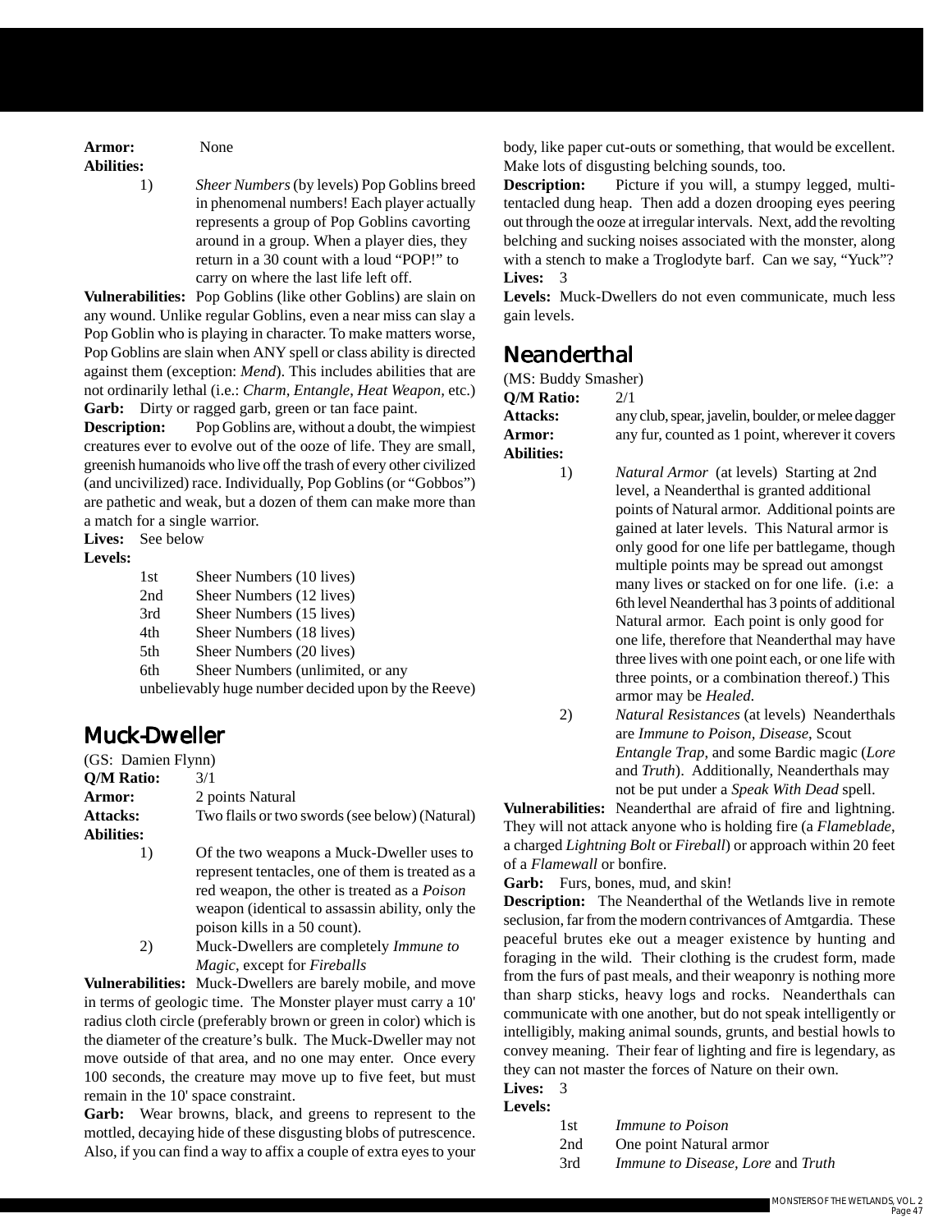**Armor:** None

**Abilities:**

1) *Sheer Numbers* (by levels) Pop Goblins breed in phenomenal numbers! Each player actually represents a group of Pop Goblins cavorting around in a group. When a player dies, they return in a 30 count with a loud "POP!" to carry on where the last life left off.

**Vulnerabilities:** Pop Goblins (like other Goblins) are slain on any wound. Unlike regular Goblins, even a near miss can slay a Pop Goblin who is playing in character. To make matters worse, Pop Goblins are slain when ANY spell or class ability is directed against them (exception: *Mend*). This includes abilities that are not ordinarily lethal (i.e.: *Charm*, *Entangle*, *Heat Weapon*, etc.)

**Garb:** Dirty or ragged garb, green or tan face paint.

**Description:** Pop Goblins are, without a doubt, the wimpiest creatures ever to evolve out of the ooze of life. They are small, greenish humanoids who live off the trash of every other civilized (and uncivilized) race. Individually, Pop Goblins (or "Gobbos") are pathetic and weak, but a dozen of them can make more than a match for a single warrior.

**Lives:** See below

**Levels:**

- 1st Sheer Numbers (10 lives)
- 2nd Sheer Numbers (12 lives)
- 3rd Sheer Numbers (15 lives)
- 4th Sheer Numbers (18 lives)
- 5th Sheer Numbers (20 lives)
- 6th Sheer Numbers (unlimited, or any unbelievably huge number decided upon by the Reeve)

## Muck-Dweller

(GS: Damien Flynn)

**Q/M Ratio:** 3/1

**Armor:** 2 points Natural

**Attacks:** Two flails or two swords (see below) (Natural)

**Abilities:**

1) Of the two weapons a Muck-Dweller uses to represent tentacles, one of them is treated as a red weapon, the other is treated as a *Poison* weapon (identical to assassin ability, only the poison kills in a 50 count).

2) Muck-Dwellers are completely *Immune to Magic*, except for *Fireballs*

**Vulnerabilities:** Muck-Dwellers are barely mobile, and move in terms of geologic time. The Monster player must carry a 10' radius cloth circle (preferably brown or green in color) which is the diameter of the creature's bulk. The Muck-Dweller may not move outside of that area, and no one may enter. Once every 100 seconds, the creature may move up to five feet, but must remain in the 10' space constraint.

**Garb:** Wear browns, black, and greens to represent to the mottled, decaying hide of these disgusting blobs of putrescence. Also, if you can find a way to affix a couple of extra eyes to your body, like paper cut-outs or something, that would be excellent. Make lots of disgusting belching sounds, too.

**Description:** Picture if you will, a stumpy legged, multi-tentacled dung heap. Then add a dozen drooping eyes peering out through the ooze at irregular intervals. Next, add the revolting belching and sucking noises associated with the monster, along with a stench to make a Troglodyte barf. Can we say, "Yuck"?

**Lives:** 3

**Levels:** Muck-Dwellers do not even communicate, much less gain levels.

## Neanderthal

(MS: Buddy Smasher)

**Q/M Ratio:** 2/1

**Attacks:** any club, spear, javelin, boulder, or melee dagger

**Armor:** any fur, counted as 1 point, wherever it covers

**Abilities:**

1) *Natural Armor* (at levels) Starting at 2nd level, a Neanderthal is granted additional points of Natural armor. Additional points are gained at later levels. This Natural armor is only good for one life per battlegame, though multiple points may be spread out amongst many lives or stacked on for one life. (i.e: a 6th level Neanderthal has 3 points of additional Natural armor. Each point is only good for one life, therefore that Neanderthal may have three lives with one point each, or one life with three points, or a combination thereof.) This armor may be *Healed*.

2) *Natural Resistances* (at levels) Neanderthals are *Immune to Poison*, *Disease*, Scout *Entangle Trap*, and some Bardic magic (*Lore* and *Truth*). Additionally, Neanderthals may not be put under a *Speak With Dead* spell.

**Vulnerabilities:** Neanderthal are afraid of fire and lightning. They will not attack anyone who is holding fire (a *Flameblade*, a charged *Lightning Bolt* or *Fireball*) or approach within 20 feet of a *Flamewall* or bonfire.

**Garb:** Furs, bones, mud, and skin!

**Description:** The Neanderthal of the Wetlands live in remote seclusion, far from the modern contrivances of Amtgardia. These peaceful brutes eke out a meager existence by hunting and foraging in the wild. Their clothing is the crudest form, made from the furs of past meals, and their weaponry is nothing more than sharp sticks, heavy logs and rocks. Neanderthals can communicate with one another, but do not speak intelligently or intelligibly, making animal sounds, grunts, and bestial howls to convey meaning. Their fear of lighting and fire is legendary, as they can not master the forces of Nature on their own.

**Lives:** 3

**Levels:**

- 1st *Immune to Poison*
- 2nd One point Natural armor
- 3rd *Immune to Disease, Lore* and *Truth*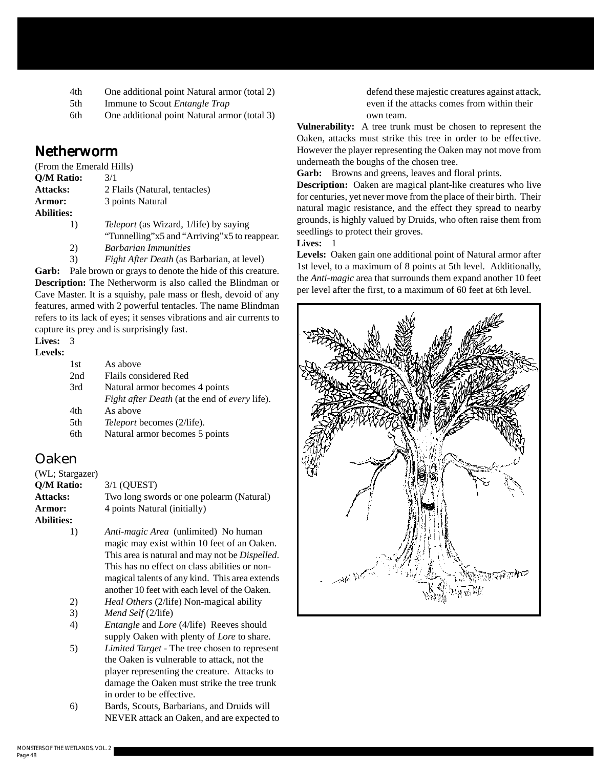| | |
|---|---|
| 4th | One additional point Natural armor (total 2) |
| 5th | Immune to Scout *Entangle Trap* |
| 6th | One additional point Natural armor (total 3) |

## Netherworm

(From the Emerald Hills)

**Q/M Ratio:** 3/1

**Attacks:** 2 Flails (Natural, tentacles)

**Armor:** 3 points Natural

**Abilities:**

1) *Teleport* (as Wizard, 1/life) by saying "Tunnelling"x5 and "Arriving"x5 to reappear.
2) *Barbarian Immunities*
3) *Fight After Death* (as Barbarian, at level)

**Garb:** Pale brown or grays to denote the hide of this creature.

**Description:** The Netherworm is also called the Blindman or Cave Master. It is a squishy, pale mass or flesh, devoid of any features, armed with 2 powerful tentacles. The name Blindman refers to its lack of eyes; it senses vibrations and air currents to capture its prey and is surprisingly fast.

**Lives:** 3

**Levels:**

| | |
|---|---|
| 1st | As above |
| 2nd | Flails considered Red |
| 3rd | Natural armor becomes 4 points<br>*Fight after Death* (at the end of *every* life). |
| 4th | As above |
| 5th | *Teleport* becomes (2/life). |
| 6th | Natural armor becomes 5 points |

## Oaken

(WL; Stargazer)

**Q/M Ratio:** 3/1 (QUEST)

**Attacks:** Two long swords or one polearm (Natural)

**Armor:** 4 points Natural (initially)

**Abilities:**

1) *Anti-magic Area* (unlimited) No human magic may exist within 10 feet of an Oaken. This area is natural and may not be *Dispelled*. This has no effect on class abilities or non-magical talents of any kind. This area extends another 10 feet with each level of the Oaken.
2) *Heal Others* (2/life) Non-magical ability
3) *Mend Self* (2/life)
4) *Entangle* and *Lore* (4/life) Reeves should supply Oaken with plenty of *Lore* to share.
5) *Limited Target* - The tree chosen to represent the Oaken is vulnerable to attack, not the player representing the creature. Attacks to damage the Oaken must strike the tree trunk in order to be effective.
6) Bards, Scouts, Barbarians, and Druids will NEVER attack an Oaken, and are expected to defend these majestic creatures against attack, even if the attacks comes from within their own team.

**Vulnerability:** A tree trunk must be chosen to represent the Oaken, attacks must strike this tree in order to be effective. However the player representing the Oaken may not move from underneath the boughs of the chosen tree.

**Garb:** Browns and greens, leaves and floral prints.

**Description:** Oaken are magical plant-like creatures who live for centuries, yet never move from the place of their birth. Their natural magic resistance, and the effect they spread to nearby grounds, is highly valued by Druids, who often raise them from seedlings to protect their groves.

**Lives:** 1

**Levels:** Oaken gain one additional point of Natural armor after 1st level, to a maximum of 8 points at 5th level. Additionally, the *Anti-magic* area that surrounds them expand another 10 feet per level after the first, to a maximum of 60 feet at 6th level.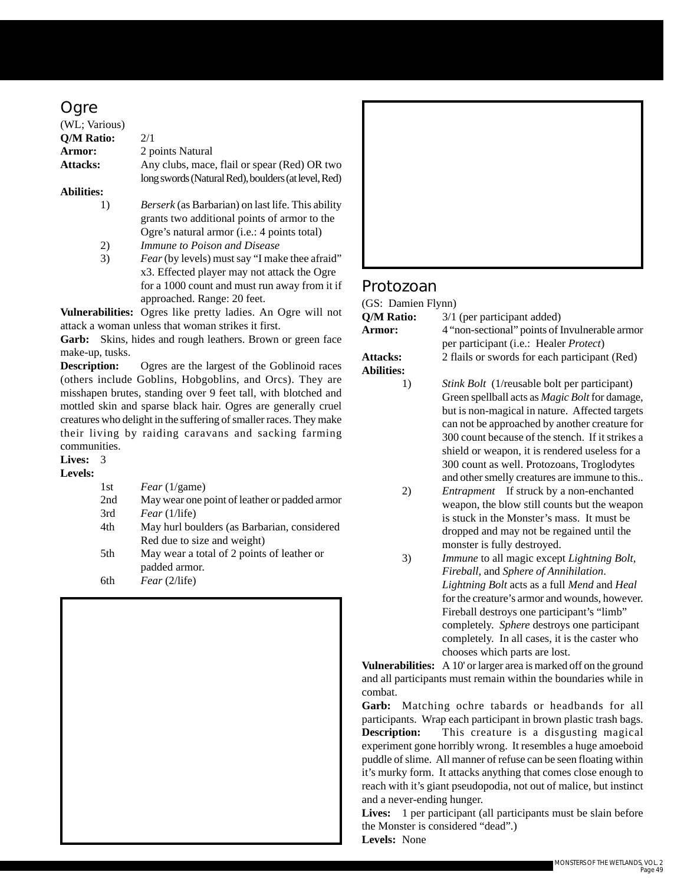## Ogre

(WL; Various)

**Q/M Ratio:** 2/1

**Armor:** 2 points Natural

**Attacks:** Any clubs, mace, flail or spear (Red) OR two long swords (Natural Red), boulders (at level, Red)

**Abilities:**

1) *Berserk* (as Barbarian) on last life. This ability grants two additional points of armor to the Ogre's natural armor (i.e.: 4 points total)
2) *Immune to Poison and Disease*
3) *Fear* (by levels) must say "I make thee afraid" x3. Effected player may not attack the Ogre for a 1000 count and must run away from it if approached. Range: 20 feet.

**Vulnerabilities:** Ogres like pretty ladies. An Ogre will not attack a woman unless that woman strikes it first.

**Garb:** Skins, hides and rough leathers. Brown or green face make-up, tusks.

**Description:** Ogres are the largest of the Goblinoid races (others include Goblins, Hobgoblins, and Orcs). They are misshapen brutes, standing over 9 feet tall, with blotched and mottled skin and sparse black hair. Ogres are generally cruel creatures who delight in the suffering of smaller races. They make their living by raiding caravans and sacking farming communities.

**Lives:** 3

**Levels:**

- 1st *Fear* (1/game)
- 2nd May wear one point of leather or padded armor
- 3rd *Fear* (1/life)
- 4th May hurl boulders (as Barbarian, considered Red due to size and weight)
- 5th May wear a total of 2 points of leather or padded armor.
- 6th *Fear* (2/life)

## Protozoan

(GS: Damien Flynn)

**Q/M Ratio:** 3/1 (per participant added)

**Armor:** 4 "non-sectional" points of Invulnerable armor per participant (i.e.: Healer *Protect*)

**Attacks:** 2 flails or swords for each participant (Red)

**Abilities:**

1) *Stink Bolt* (1/reusable bolt per participant) Green spellball acts as *Magic Bolt* for damage, but is non-magical in nature. Affected targets can not be approached by another creature for 300 count because of the stench. If it strikes a shield or weapon, it is rendered useless for a 300 count as well. Protozoans, Troglodytes and other smelly creatures are immune to this..
2) *Entrapment* If struck by a non-enchanted weapon, the blow still counts but the weapon is stuck in the Monster's mass. It must be dropped and may not be regained until the monster is fully destroyed.
3) *Immune* to all magic except *Lightning Bolt*, *Fireball*, and *Sphere of Annihilation*. *Lightning Bolt* acts as a full *Mend* and *Heal* for the creature's armor and wounds, however. Fireball destroys one participant's "limb" completely. *Sphere* destroys one participant completely. In all cases, it is the caster who chooses which parts are lost.

**Vulnerabilities:** A 10' or larger area is marked off on the ground and all participants must remain within the boundaries while in combat.

**Garb:** Matching ochre tabards or headbands for all participants. Wrap each participant in brown plastic trash bags.

**Description:** This creature is a disgusting magical experiment gone horribly wrong. It resembles a huge amoeboid puddle of slime. All manner of refuse can be seen floating within it's murky form. It attacks anything that comes close enough to reach with it's giant pseudopodia, not out of malice, but instinct and a never-ending hunger.

**Lives:** 1 per participant (all participants must be slain before the Monster is considered "dead".)

**Levels:** None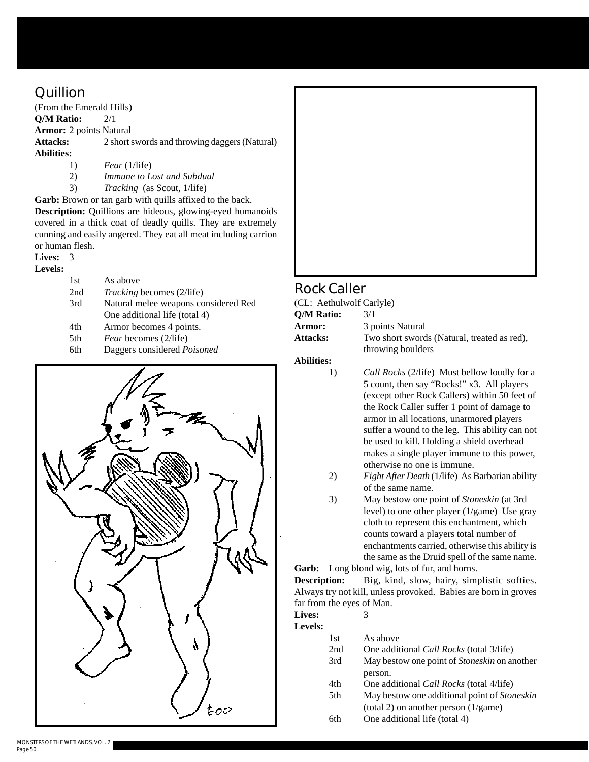## Quillion

(From the Emerald Hills)

**Q/M Ratio:** 2/1

**Armor:** 2 points Natural

**Attacks:** 2 short swords and throwing daggers (Natural)

**Abilities:**

1) *Fear* (1/life)
2) *Immune to Lost and Subdual*
3) *Tracking* (as Scout, 1/life)

**Garb:** Brown or tan garb with quills affixed to the back.

**Description:** Quillions are hideous, glowing-eyed humanoids covered in a thick coat of deadly quills. They are extremely cunning and easily angered. They eat all meat including carrion or human flesh.

**Lives:** 3

**Levels:**

| | |
|---|---|
| 1st | As above |
| 2nd | *Tracking* becomes (2/life) |
| 3rd | Natural melee weapons considered Red<br>One additional life (total 4) |
| 4th | Armor becomes 4 points. |
| 5th | *Fear* becomes (2/life) |
| 6th | Daggers considered *Poisoned* |

## Rock Caller

(CL: Aethulwolf Carlyle)

**Q/M Ratio:** 3/1

**Armor:** 3 points Natural

**Attacks:** Two short swords (Natural, treated as red), throwing boulders

**Abilities:**

1) *Call Rocks* (2/life) Must bellow loudly for a 5 count, then say "Rocks!" x3. All players (except other Rock Callers) within 50 feet of the Rock Caller suffer 1 point of damage to armor in all locations, unarmored players suffer a wound to the leg. This ability can not be used to kill. Holding a shield overhead makes a single player immune to this power, otherwise no one is immune.
2) *Fight After Death* (1/life) As Barbarian ability of the same name.
3) May bestow one point of *Stoneskin* (at 3rd level) to one other player (1/game) Use gray cloth to represent this enchantment, which counts toward a players total number of enchantments carried, otherwise this ability is the same as the Druid spell of the same name.

**Garb:** Long blond wig, lots of fur, and horns.

**Description:** Big, kind, slow, hairy, simplistic softies. Always try not kill, unless provoked. Babies are born in groves far from the eyes of Man.

**Lives:** 3

**Levels:**

| | |
|---|---|
| 1st | As above |
| 2nd | One additional *Call Rocks* (total 3/life) |
| 3rd | May bestow one point of *Stoneskin* on another person. |
| 4th | One additional *Call Rocks* (total 4/life) |
| 5th | May bestow one additional point of *Stoneskin* (total 2) on another person (1/game) |
| 6th | One additional life (total 4) |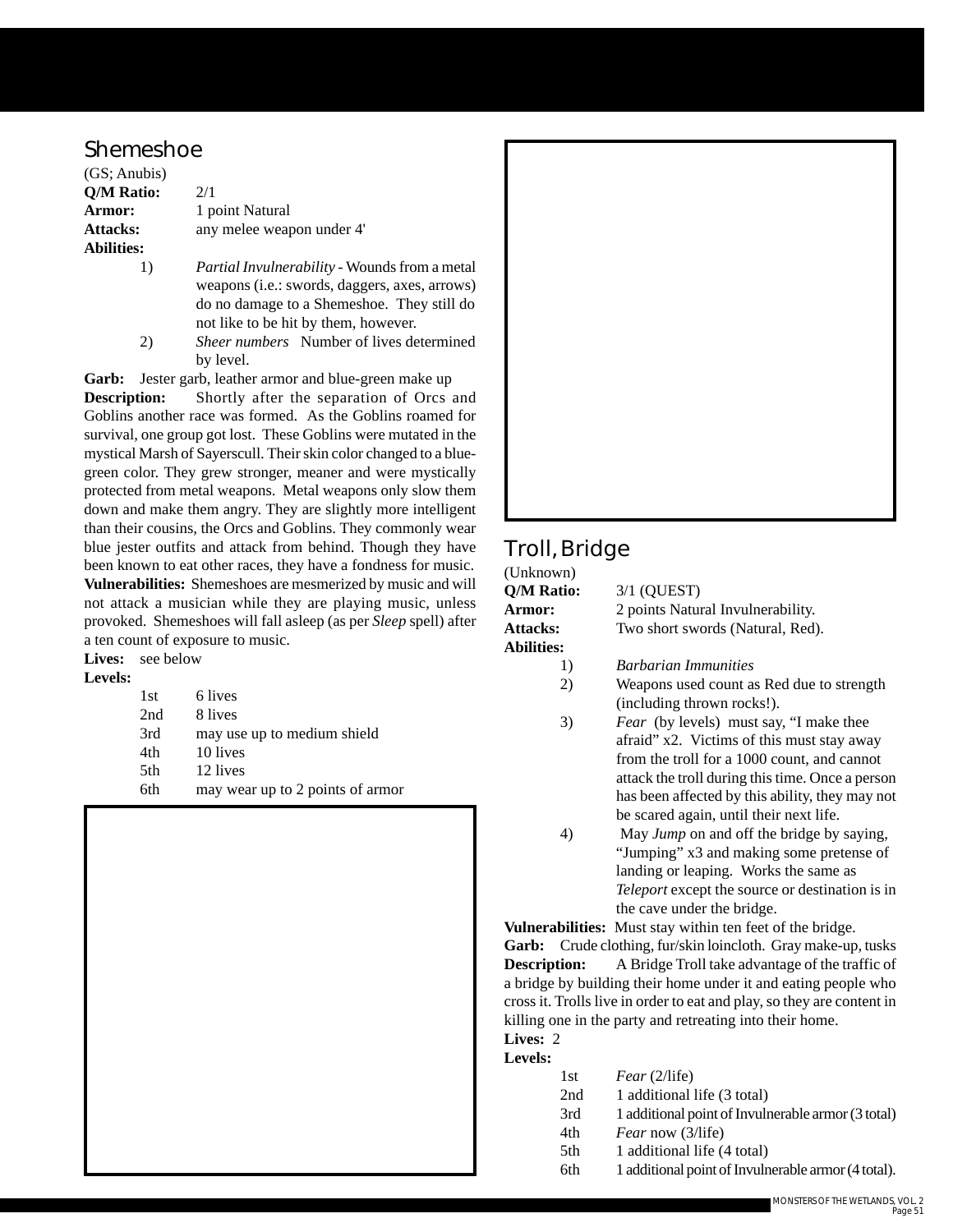## Shemeshoe

(GS; Anubis)

**Q/M Ratio:** 2/1

**Armor:** 1 point Natural

**Attacks:** any melee weapon under 4'

**Abilities:**

1) *Partial Invulnerability* - Wounds from a metal weapons (i.e.: swords, daggers, axes, arrows) do no damage to a Shemeshoe. They still do not like to be hit by them, however.
2) *Sheer numbers* Number of lives determined by level.

**Garb:** Jester garb, leather armor and blue-green make up

**Description:** Shortly after the separation of Orcs and Goblins another race was formed. As the Goblins roamed for survival, one group got lost. These Goblins were mutated in the mystical Marsh of Sayerscull. Their skin color changed to a blue-green color. They grew stronger, meaner and were mystically protected from metal weapons. Metal weapons only slow them down and make them angry. They are slightly more intelligent than their cousins, the Orcs and Goblins. They commonly wear blue jester outfits and attack from behind. Though they have been known to eat other races, they have a fondness for music.

**Vulnerabilities:** Shemeshoes are mesmerized by music and will not attack a musician while they are playing music, unless provoked. Shemeshoes will fall asleep (as per *Sleep* spell) after a ten count of exposure to music.

**Lives:** see below

**Levels:**

| | |
|---|---|
| 1st | 6 lives |
| 2nd | 8 lives |
| 3rd | may use up to medium shield |
| 4th | 10 lives |
| 5th | 12 lives |
| 6th | may wear up to 2 points of armor |

## Troll, Bridge

(Unknown)

**Q/M Ratio:** 3/1 (QUEST)

**Armor:** 2 points Natural Invulnerability.

**Attacks:** Two short swords (Natural, Red).

**Abilities:**

1) *Barbarian Immunities*
2) Weapons used count as Red due to strength (including thrown rocks!).
3) *Fear* (by levels) must say, "I make thee afraid" x2. Victims of this must stay away from the troll for a 1000 count, and cannot attack the troll during this time. Once a person has been affected by this ability, they may not be scared again, until their next life.
4) May *Jump* on and off the bridge by saying, "Jumping" x3 and making some pretense of landing or leaping. Works the same as *Teleport* except the source or destination is in the cave under the bridge.

**Vulnerabilities:** Must stay within ten feet of the bridge.

**Garb:** Crude clothing, fur/skin loincloth. Gray make-up, tusks

**Description:** A Bridge Troll take advantage of the traffic of a bridge by building their home under it and eating people who cross it. Trolls live in order to eat and play, so they are content in killing one in the party and retreating into their home.

**Lives:** 2

**Levels:**

| | |
|---|---|
| 1st | *Fear* (2/life) |
| 2nd | 1 additional life (3 total) |
| 3rd | 1 additional point of Invulnerable armor (3 total) |
| 4th | *Fear* now (3/life) |
| 5th | 1 additional life (4 total) |
| 6th | 1 additional point of Invulnerable armor (4 total). |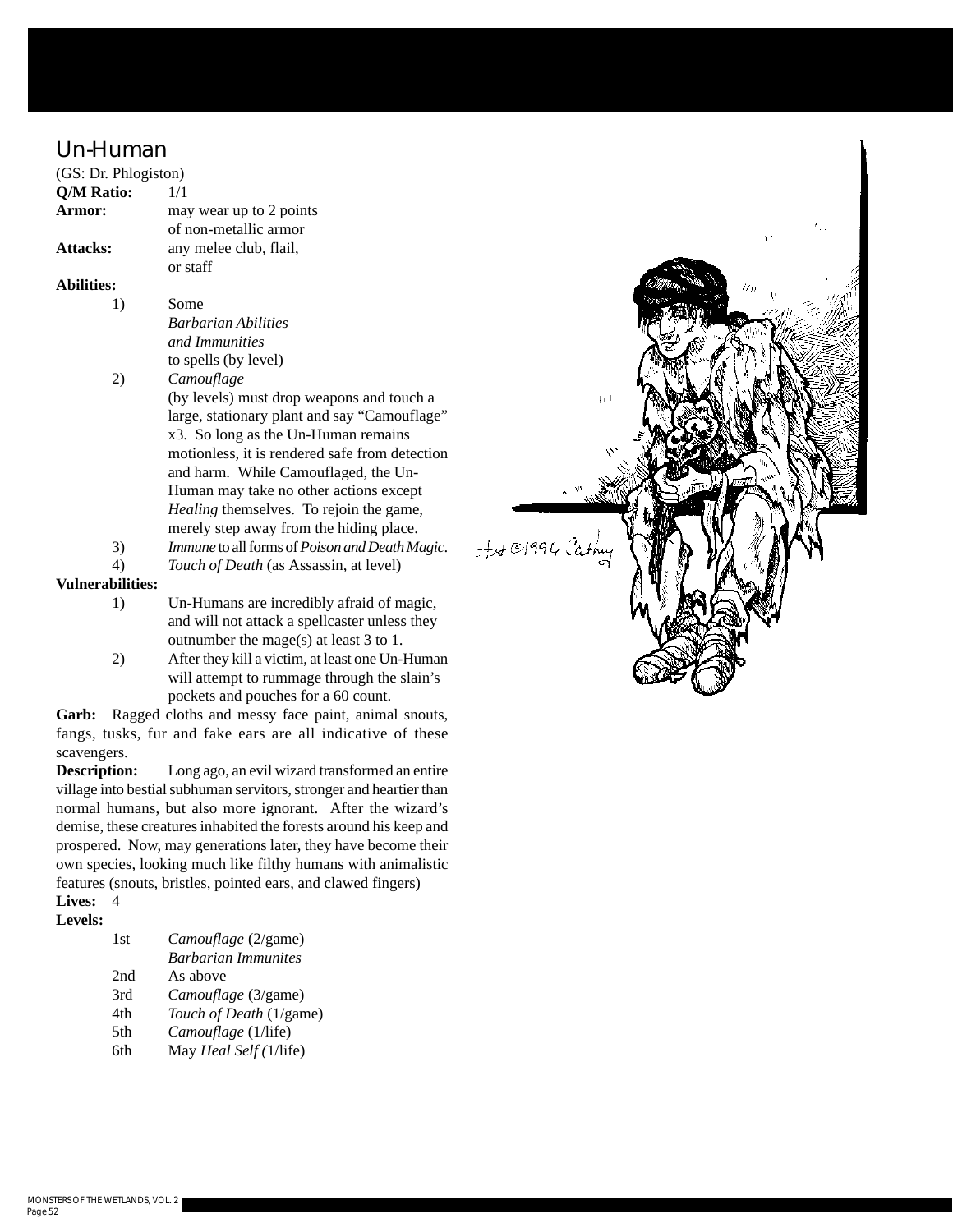## Un-Human

(GS: Dr. Phlogiston)

**Q/M Ratio:** 1/1

**Armor:** may wear up to 2 points of non-metallic armor

**Attacks:** any melee club, flail, or staff

**Abilities:**

1) Some *Barbarian Abilities and Immunities* to spells (by level)
2) *Camouflage* (by levels) must drop weapons and touch a large, stationary plant and say "Camouflage" x3. So long as the Un-Human remains motionless, it is rendered safe from detection and harm. While Camouflaged, the Un-Human may take no other actions except *Healing* themselves. To rejoin the game, merely step away from the hiding place.
3) *Immune* to all forms of *Poison and Death Magic*.
4) *Touch of Death* (as Assassin, at level)

**Vulnerabilities:**

1) Un-Humans are incredibly afraid of magic, and will not attack a spellcaster unless they outnumber the mage(s) at least 3 to 1.
2) After they kill a victim, at least one Un-Human will attempt to rummage through the slain's pockets and pouches for a 60 count.

**Garb:** Ragged cloths and messy face paint, animal snouts, fangs, tusks, fur and fake ears are all indicative of these scavengers.

**Description:** Long ago, an evil wizard transformed an entire village into bestial subhuman servitors, stronger and heartier than normal humans, but also more ignorant. After the wizard's demise, these creatures inhabited the forests around his keep and prospered. Now, may generations later, they have become their own species, looking much like filthy humans with animalistic features (snouts, bristles, pointed ears, and clawed fingers)

**Lives:** 4

**Levels:**

| | |
|---|---|
| 1st | *Camouflage* (2/game) *Barbarian Immunites* |
| 2nd | As above |
| 3rd | *Camouflage* (3/game) |
| 4th | *Touch of Death* (1/game) |
| 5th | *Camouflage* (1/life) |
| 6th | May *Heal Self (*1/life) |

Art ©1994 Cathy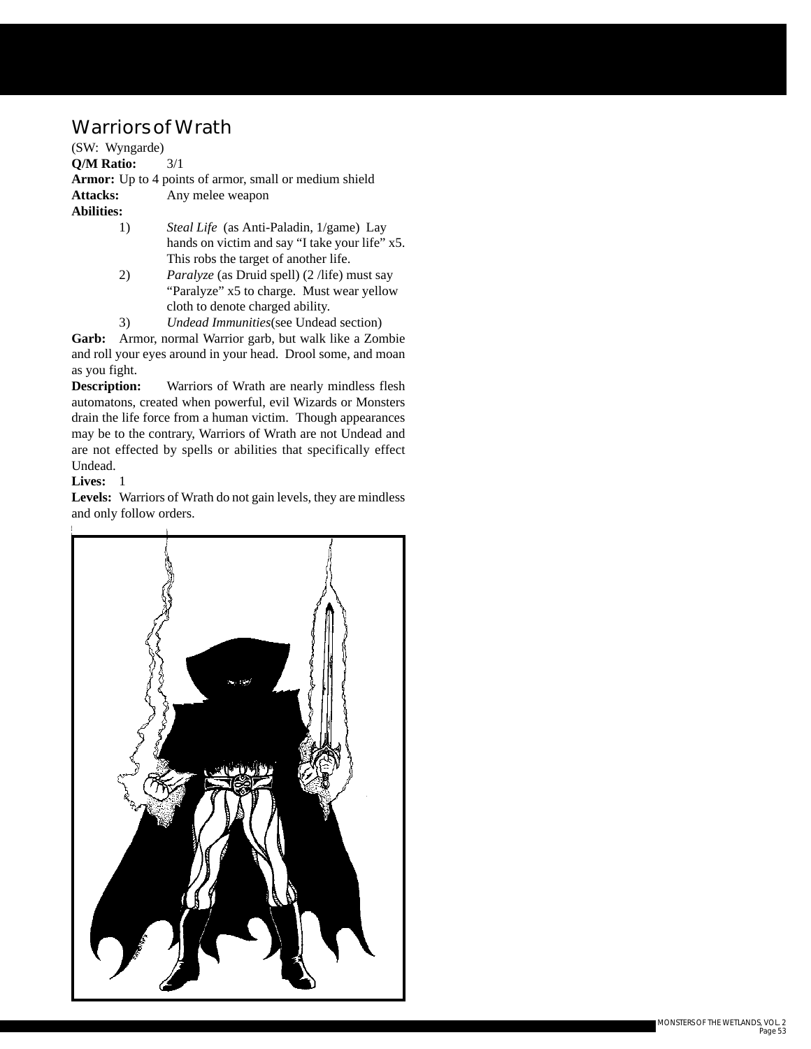## Warriors of Wrath

(SW: Wyngarde)

**Q/M Ratio:** 3/1

**Armor:** Up to 4 points of armor, small or medium shield

**Attacks:** Any melee weapon

**Abilities:**

1) *Steal Life* (as Anti-Paladin, 1/game) Lay hands on victim and say "I take your life" x5. This robs the target of another life.
2) *Paralyze* (as Druid spell) (2 /life) must say "Paralyze" x5 to charge. Must wear yellow cloth to denote charged ability.
3) *Undead Immunities*(see Undead section)

**Garb:** Armor, normal Warrior garb, but walk like a Zombie and roll your eyes around in your head. Drool some, and moan as you fight.

**Description:** Warriors of Wrath are nearly mindless flesh automatons, created when powerful, evil Wizards or Monsters drain the life force from a human victim. Though appearances may be to the contrary, Warriors of Wrath are not Undead and are not effected by spells or abilities that specifically effect Undead.

**Lives:** 1

**Levels:** Warriors of Wrath do not gain levels, they are mindless and only follow orders.